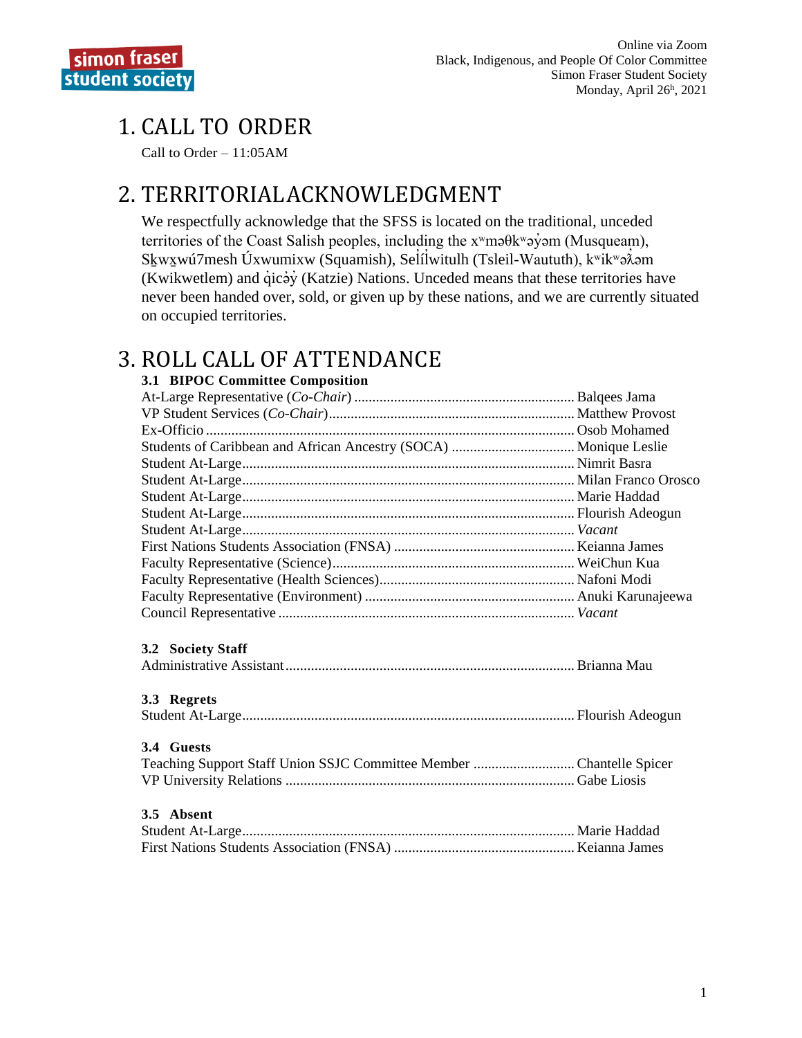Online via Zoom
Black, Indigenous, and People Of Color Committee
Simon Fraser Student Society
Monday, April 26h, 2021

# 1. CALL TO ORDER

Call to Order – 11:05AM

# 2. TERRITORIAL ACKNOWLEDGMENT

We respectfully acknowledge that the SFSS is located on the traditional, unceded territories of the Coast Salish peoples, including the xʷməθkʷəy̓əm (Musqueam), Sḵwx̱wú7mesh Úxwumixw (Squamish), Sel̓íl̓witulh (Tsleil-Waututh), kʷikʷəƛ̓əm (Kwikwetlem) and q̓icə̓y̓ (Katzie) Nations. Unceded means that these territories have never been handed over, sold, or given up by these nations, and we are currently situated on occupied territories.

# 3. ROLL CALL OF ATTENDANCE

### 3.1 BIPOC Committee Composition

At-Large Representative (*Co-Chair*) .......... Balqees Jama
VP Student Services (*Co-Chair*) .......... Matthew Provost
Ex-Officio .......... Osob Mohamed
Students of Caribbean and African Ancestry (SOCA) .......... Monique Leslie
Student At-Large .......... Nimrit Basra
Student At-Large .......... Milan Franco Orosco
Student At-Large .......... Marie Haddad
Student At-Large .......... Flourish Adeogun
Student At-Large .......... *Vacant*
First Nations Students Association (FNSA) .......... Keianna James
Faculty Representative (Science) .......... WeiChun Kua
Faculty Representative (Health Sciences) .......... Nafoni Modi
Faculty Representative (Environment) .......... Anuki Karunajeewa
Council Representative .......... *Vacant*

### 3.2 Society Staff

Administrative Assistant .......... Brianna Mau

### 3.3 Regrets

Student At-Large .......... Flourish Adeogun

### 3.4 Guests

Teaching Support Staff Union SSJC Committee Member .......... Chantelle Spicer
VP University Relations .......... Gabe Liosis

### 3.5 Absent

Student At-Large .......... Marie Haddad
First Nations Students Association (FNSA) .......... Keianna James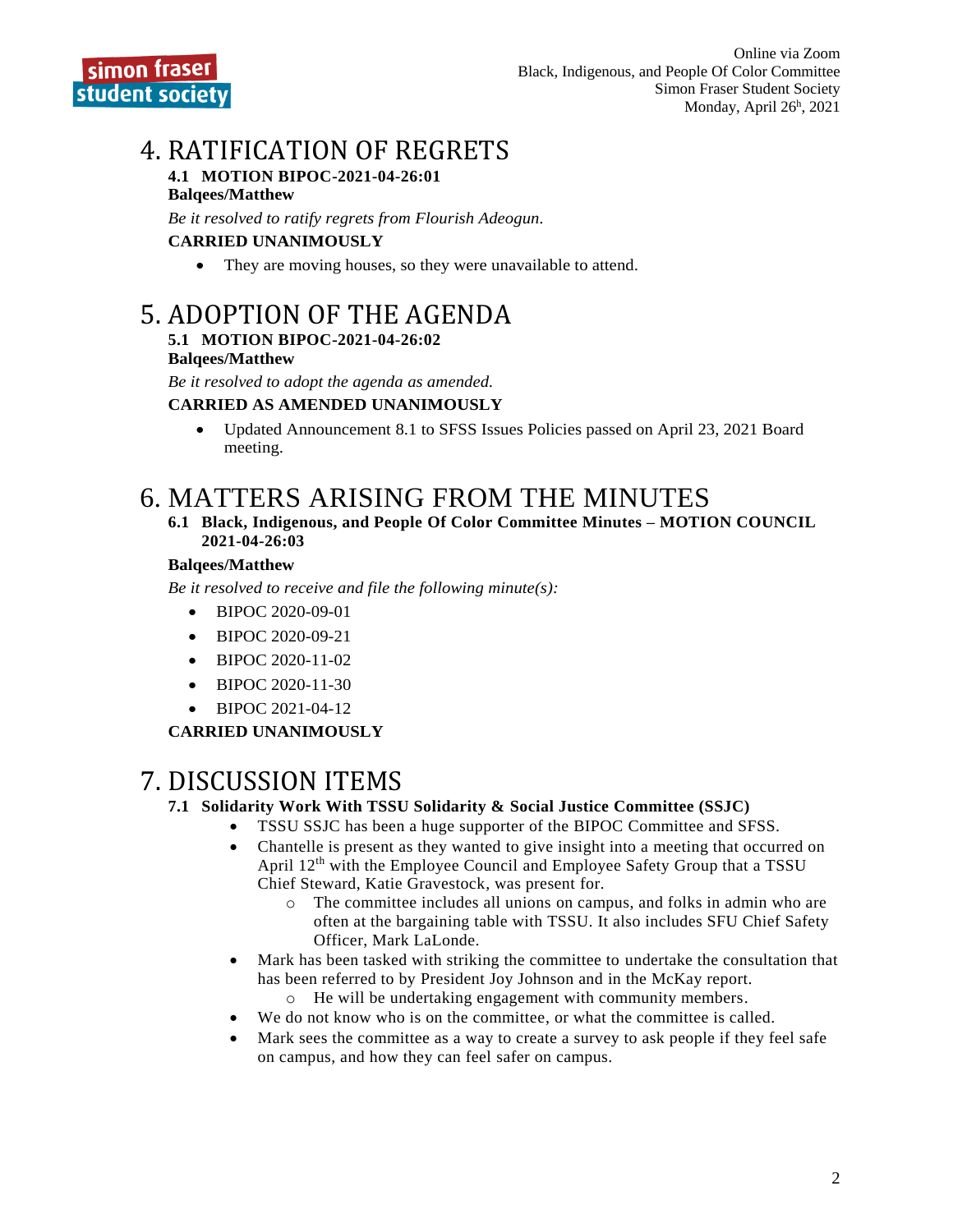# 4. RATIFICATION OF REGRETS

**4.1 MOTION BIPOC-2021-04-26:01**

**Balqees/Matthew**

*Be it resolved to ratify regrets from Flourish Adeogun.*

**CARRIED UNANIMOUSLY**

- They are moving houses, so they were unavailable to attend.

# 5. ADOPTION OF THE AGENDA

**5.1 MOTION BIPOC-2021-04-26:02**

**Balqees/Matthew**

*Be it resolved to adopt the agenda as amended.*

**CARRIED AS AMENDED UNANIMOUSLY**

- Updated Announcement 8.1 to SFSS Issues Policies passed on April 23, 2021 Board meeting.

# 6. MATTERS ARISING FROM THE MINUTES

**6.1 Black, Indigenous, and People Of Color Committee Minutes – MOTION COUNCIL 2021-04-26:03**

**Balqees/Matthew**

*Be it resolved to receive and file the following minute(s):*

- BIPOC 2020-09-01
- BIPOC 2020-09-21
- BIPOC 2020-11-02
- BIPOC 2020-11-30
- BIPOC 2021-04-12

**CARRIED UNANIMOUSLY**

# 7. DISCUSSION ITEMS

**7.1 Solidarity Work With TSSU Solidarity & Social Justice Committee (SSJC)**

- TSSU SSJC has been a huge supporter of the BIPOC Committee and SFSS.
- Chantelle is present as they wanted to give insight into a meeting that occurred on April 12th with the Employee Council and Employee Safety Group that a TSSU Chief Steward, Katie Gravestock, was present for.
  - The committee includes all unions on campus, and folks in admin who are often at the bargaining table with TSSU. It also includes SFU Chief Safety Officer, Mark LaLonde.
- Mark has been tasked with striking the committee to undertake the consultation that has been referred to by President Joy Johnson and in the McKay report.
  - He will be undertaking engagement with community members.
- We do not know who is on the committee, or what the committee is called.
- Mark sees the committee as a way to create a survey to ask people if they feel safe on campus, and how they can feel safer on campus.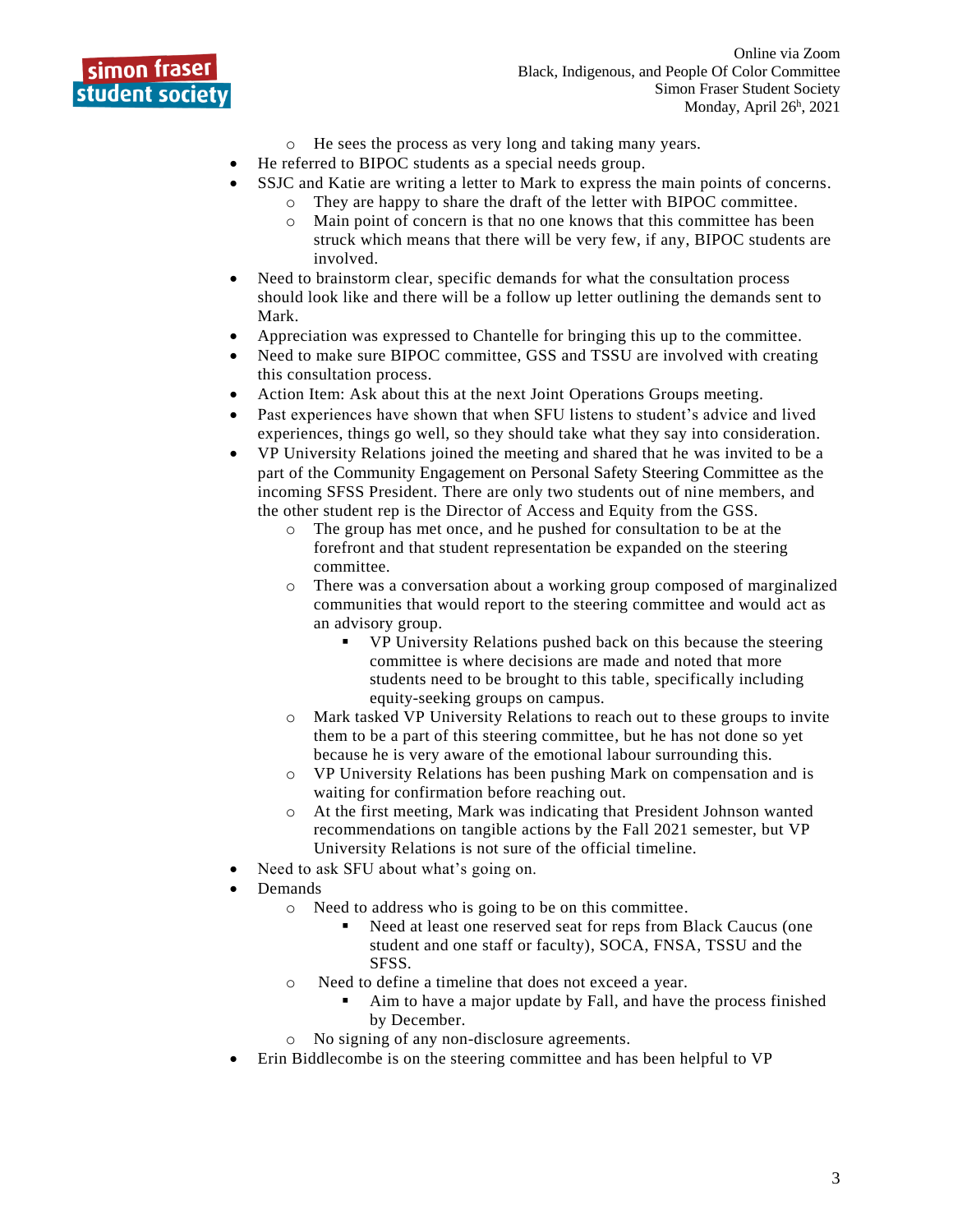- He sees the process as very long and taking many years.
- He referred to BIPOC students as a special needs group.
- SSJC and Katie are writing a letter to Mark to express the main points of concerns.
    - They are happy to share the draft of the letter with BIPOC committee.
    - Main point of concern is that no one knows that this committee has been struck which means that there will be very few, if any, BIPOC students are involved.
- Need to brainstorm clear, specific demands for what the consultation process should look like and there will be a follow up letter outlining the demands sent to Mark.
- Appreciation was expressed to Chantelle for bringing this up to the committee.
- Need to make sure BIPOC committee, GSS and TSSU are involved with creating this consultation process.
- Action Item: Ask about this at the next Joint Operations Groups meeting.
- Past experiences have shown that when SFU listens to student's advice and lived experiences, things go well, so they should take what they say into consideration.
- VP University Relations joined the meeting and shared that he was invited to be a part of the Community Engagement on Personal Safety Steering Committee as the incoming SFSS President. There are only two students out of nine members, and the other student rep is the Director of Access and Equity from the GSS.
    - The group has met once, and he pushed for consultation to be at the forefront and that student representation be expanded on the steering committee.
    - There was a conversation about a working group composed of marginalized communities that would report to the steering committee and would act as an advisory group.
        - VP University Relations pushed back on this because the steering committee is where decisions are made and noted that more students need to be brought to this table, specifically including equity-seeking groups on campus.
    - Mark tasked VP University Relations to reach out to these groups to invite them to be a part of this steering committee, but he has not done so yet because he is very aware of the emotional labour surrounding this.
    - VP University Relations has been pushing Mark on compensation and is waiting for confirmation before reaching out.
    - At the first meeting, Mark was indicating that President Johnson wanted recommendations on tangible actions by the Fall 2021 semester, but VP University Relations is not sure of the official timeline.
- Need to ask SFU about what's going on.
- Demands
    - Need to address who is going to be on this committee.
        - Need at least one reserved seat for reps from Black Caucus (one student and one staff or faculty), SOCA, FNSA, TSSU and the SFSS.
    - Need to define a timeline that does not exceed a year.
        - Aim to have a major update by Fall, and have the process finished by December.
    - No signing of any non-disclosure agreements.
- Erin Biddlecombe is on the steering committee and has been helpful to VP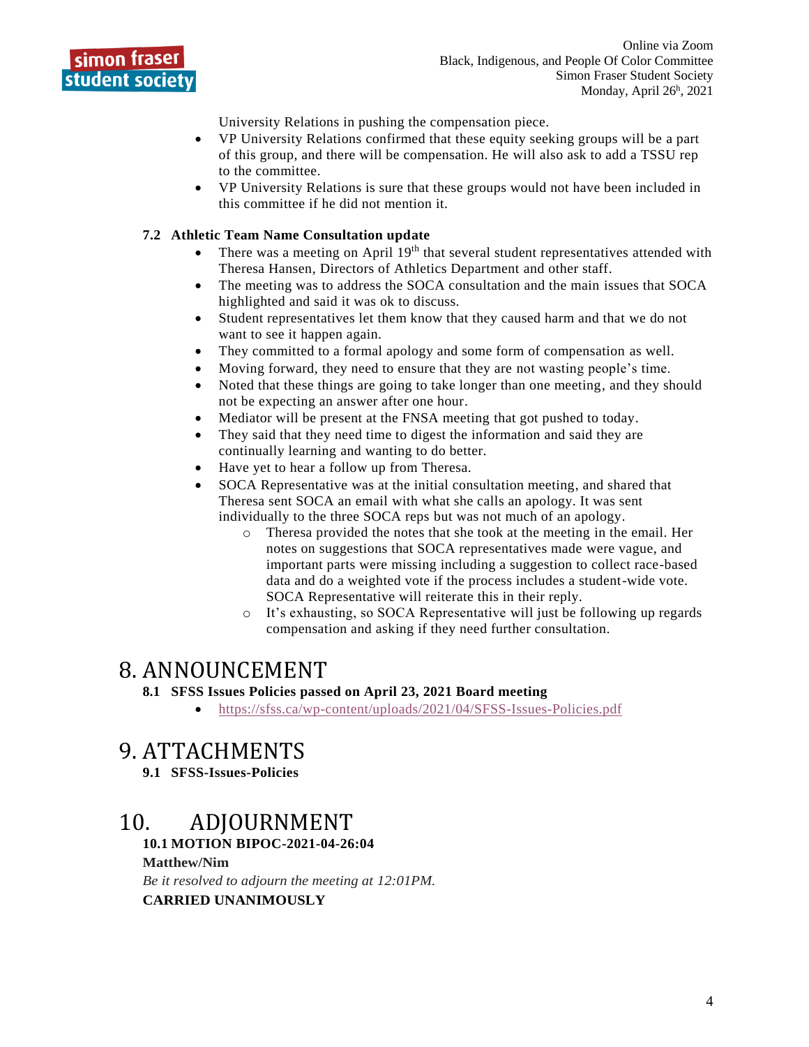University Relations in pushing the compensation piece.

- VP University Relations confirmed that these equity seeking groups will be a part of this group, and there will be compensation. He will also ask to add a TSSU rep to the committee.
- VP University Relations is sure that these groups would not have been included in this committee if he did not mention it.

### 7.2 Athletic Team Name Consultation update

- There was a meeting on April 19th that several student representatives attended with Theresa Hansen, Directors of Athletics Department and other staff.
- The meeting was to address the SOCA consultation and the main issues that SOCA highlighted and said it was ok to discuss.
- Student representatives let them know that they caused harm and that we do not want to see it happen again.
- They committed to a formal apology and some form of compensation as well.
- Moving forward, they need to ensure that they are not wasting people's time.
- Noted that these things are going to take longer than one meeting, and they should not be expecting an answer after one hour.
- Mediator will be present at the FNSA meeting that got pushed to today.
- They said that they need time to digest the information and said they are continually learning and wanting to do better.
- Have yet to hear a follow up from Theresa.
- SOCA Representative was at the initial consultation meeting, and shared that Theresa sent SOCA an email with what she calls an apology. It was sent individually to the three SOCA reps but was not much of an apology.
  - Theresa provided the notes that she took at the meeting in the email. Her notes on suggestions that SOCA representatives made were vague, and important parts were missing including a suggestion to collect race-based data and do a weighted vote if the process includes a student-wide vote. SOCA Representative will reiterate this in their reply.
  - It's exhausting, so SOCA Representative will just be following up regards compensation and asking if they need further consultation.

# 8. ANNOUNCEMENT

### 8.1 SFSS Issues Policies passed on April 23, 2021 Board meeting

- https://sfss.ca/wp-content/uploads/2021/04/SFSS-Issues-Policies.pdf

# 9. ATTACHMENTS

### 9.1 SFSS-Issues-Policies

# 10. ADJOURNMENT

**10.1 MOTION BIPOC-2021-04-26:04**

**Matthew/Nim**

*Be it resolved to adjourn the meeting at 12:01PM.*

**CARRIED UNANIMOUSLY**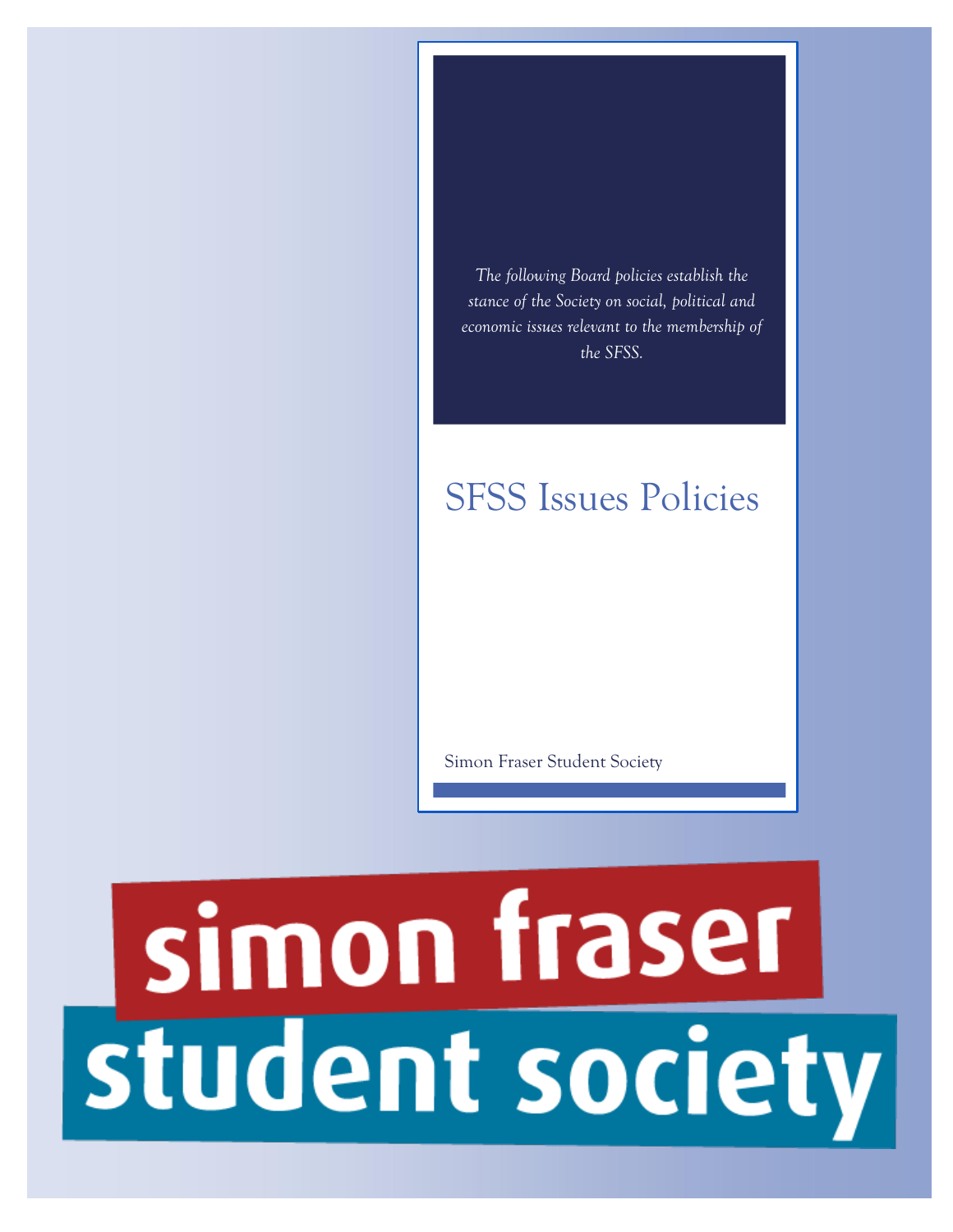*The following Board policies establish the stance of the Society on social, political and economic issues relevant to the membership of the SFSS.*

# SFSS Issues Policies

Simon Fraser Student Society

simon fraser student society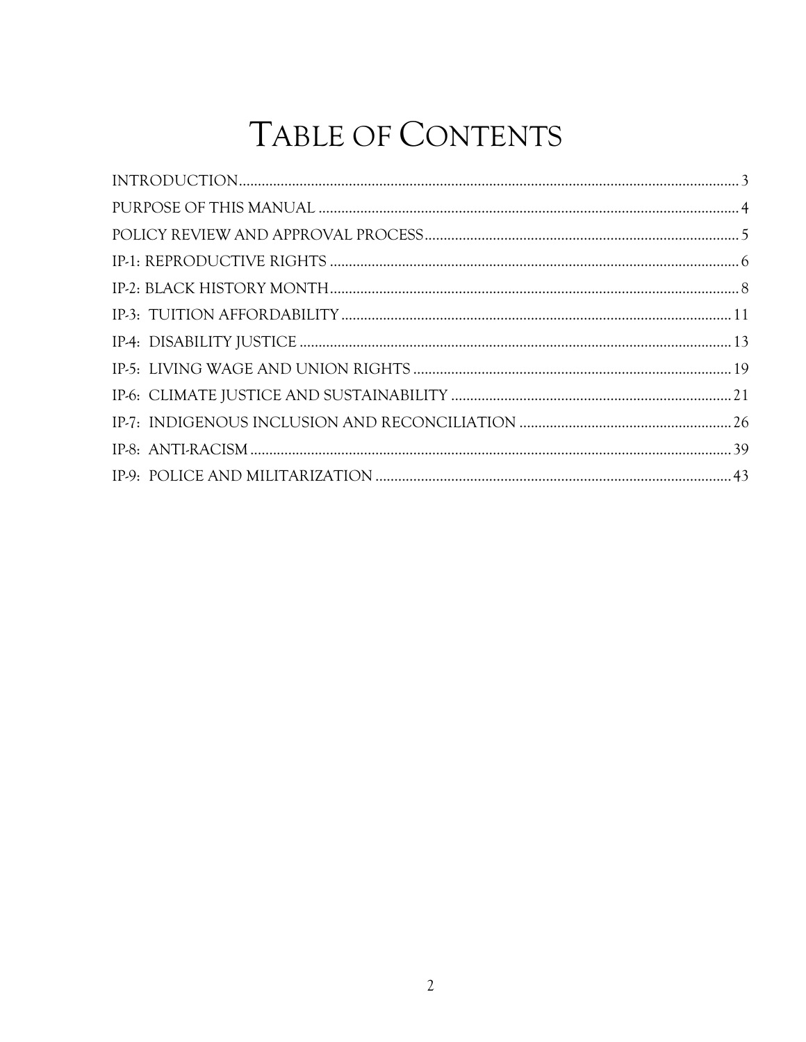# Table of Contents

INTRODUCTION .......... 3

PURPOSE OF THIS MANUAL .......... 4

POLICY REVIEW AND APPROVAL PROCESS .......... 5

IP-1: REPRODUCTIVE RIGHTS .......... 6

IP-2: BLACK HISTORY MONTH .......... 8

IP-3: TUITION AFFORDABILITY .......... 11

IP-4: DISABILITY JUSTICE .......... 13

IP-5: LIVING WAGE AND UNION RIGHTS .......... 19

IP-6: CLIMATE JUSTICE AND SUSTAINABILITY .......... 21

IP-7: INDIGENOUS INCLUSION AND RECONCILIATION .......... 26

IP-8: ANTI-RACISM .......... 39

IP-9: POLICE AND MILITARIZATION .......... 43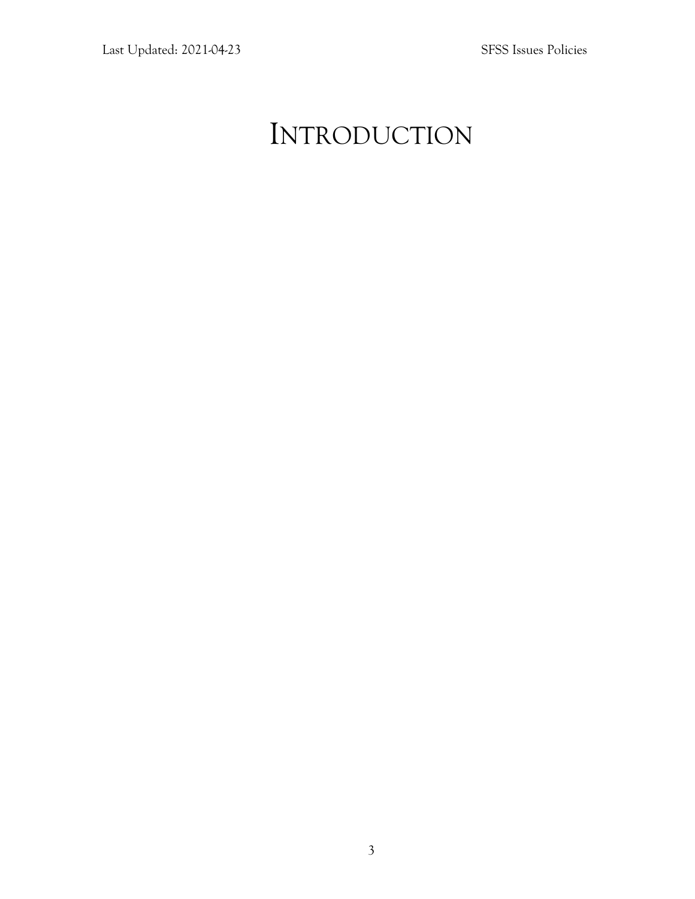# INTRODUCTION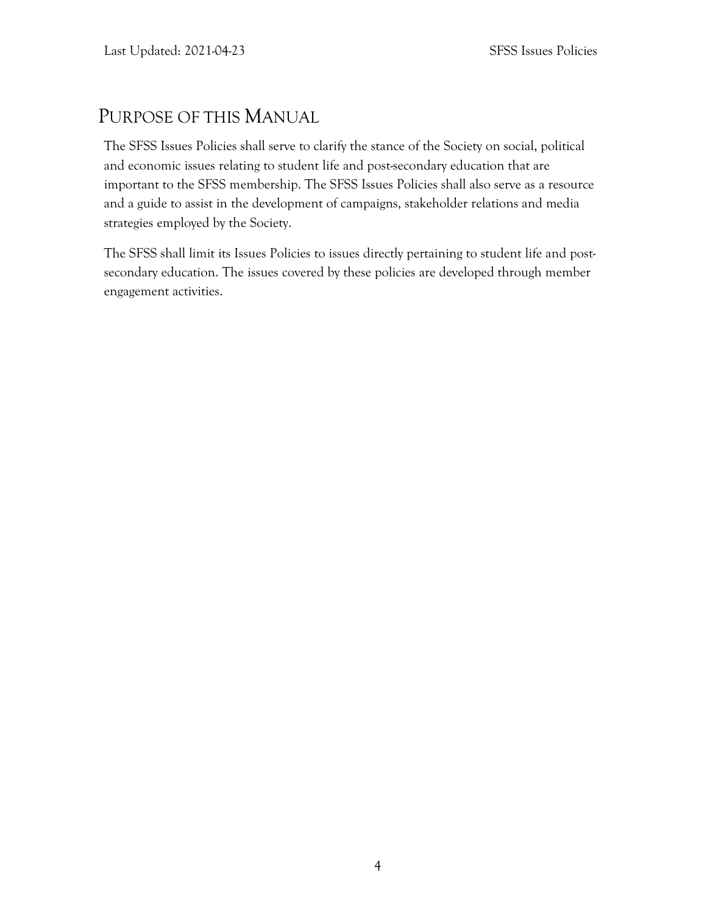# Purpose of this Manual

The SFSS Issues Policies shall serve to clarify the stance of the Society on social, political and economic issues relating to student life and post-secondary education that are important to the SFSS membership. The SFSS Issues Policies shall also serve as a resource and a guide to assist in the development of campaigns, stakeholder relations and media strategies employed by the Society.

The SFSS shall limit its Issues Policies to issues directly pertaining to student life and post-secondary education. The issues covered by these policies are developed through member engagement activities.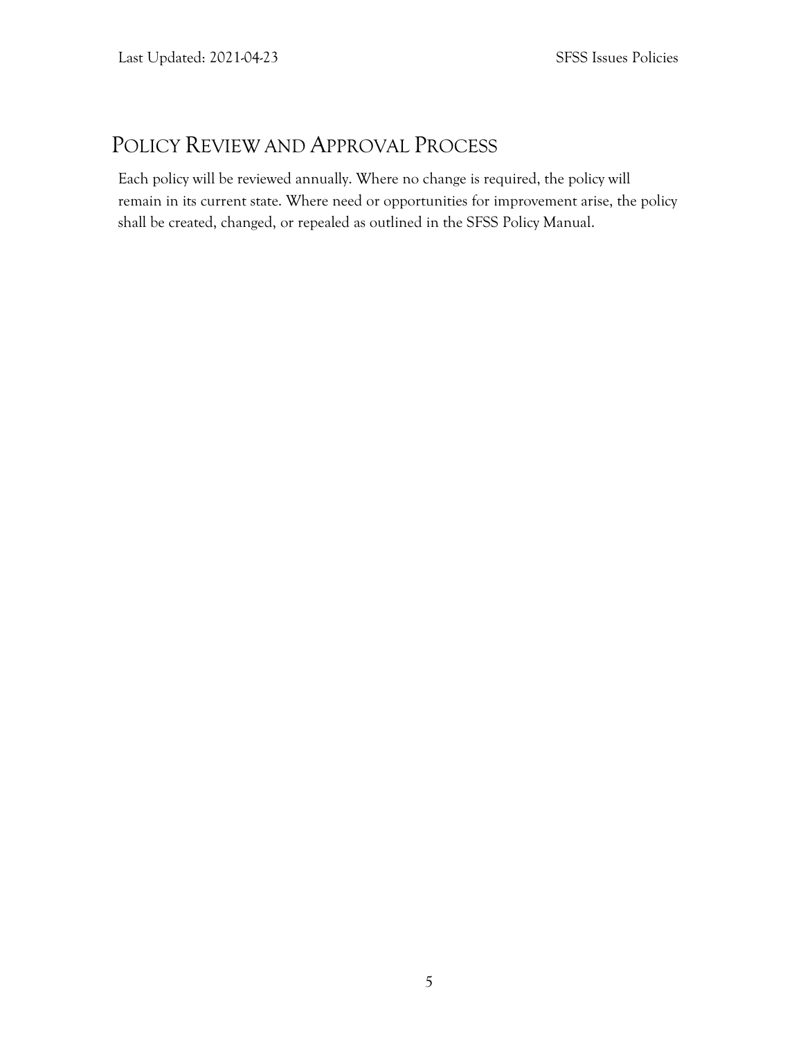## Policy Review and Approval Process

Each policy will be reviewed annually. Where no change is required, the policy will remain in its current state. Where need or opportunities for improvement arise, the policy shall be created, changed, or repealed as outlined in the SFSS Policy Manual.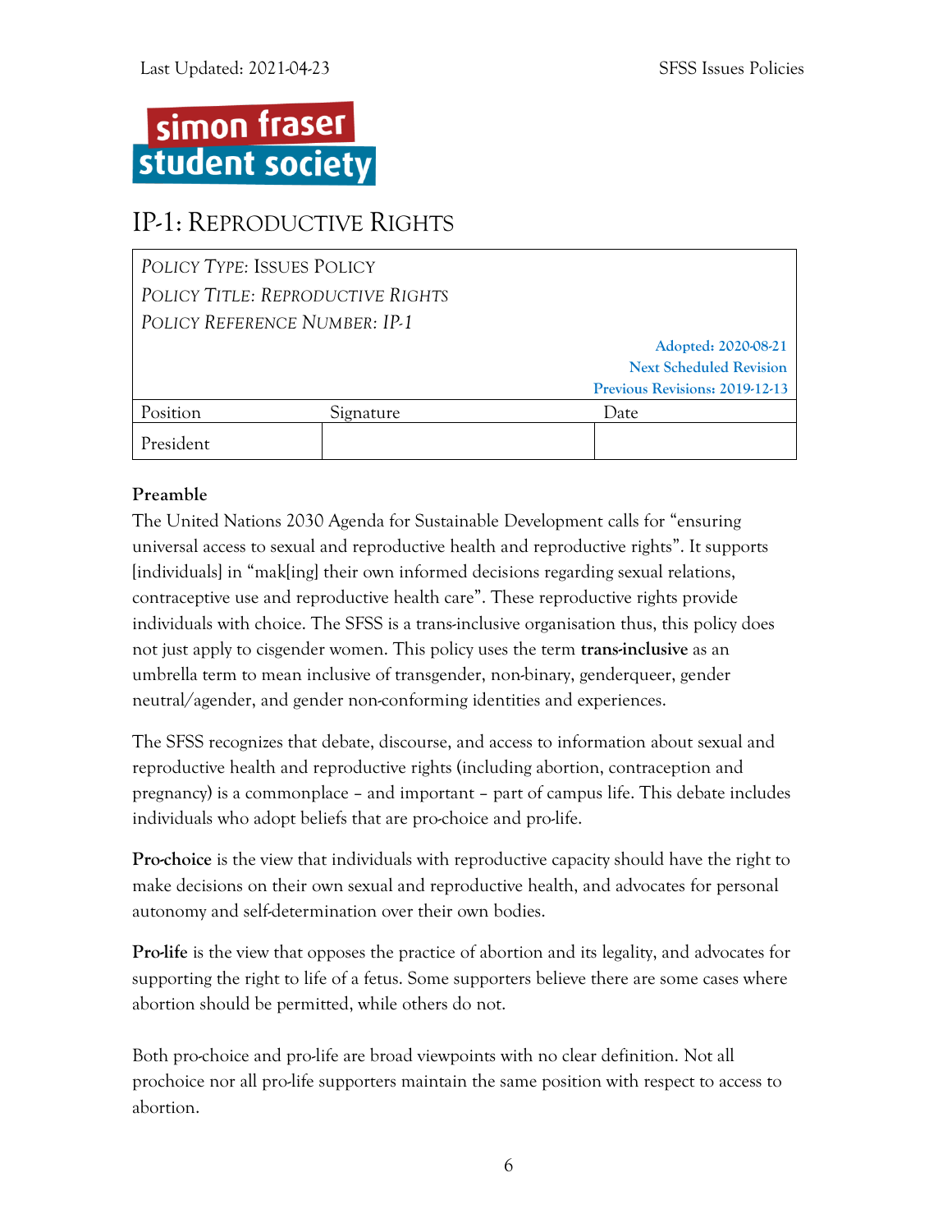simon fraser student society

# IP-1: Reproductive Rights

| *Policy Type: Issues Policy* | | |
|---|---|---|
| *Policy Title: Reproductive Rights* | | |
| *Policy Reference Number: IP-1* | | |
| | | Adopted: 2020-08-21<br>Next Scheduled Revision<br>Previous Revisions: 2019-12-13 |
| Position | Signature | Date |
| President | | |

**Preamble**

The United Nations 2030 Agenda for Sustainable Development calls for "ensuring universal access to sexual and reproductive health and reproductive rights". It supports [individuals] in "mak[ing] their own informed decisions regarding sexual relations, contraceptive use and reproductive health care". These reproductive rights provide individuals with choice. The SFSS is a trans-inclusive organisation thus, this policy does not just apply to cisgender women. This policy uses the term **trans-inclusive** as an umbrella term to mean inclusive of transgender, non-binary, genderqueer, gender neutral/agender, and gender non-conforming identities and experiences.

The SFSS recognizes that debate, discourse, and access to information about sexual and reproductive health and reproductive rights (including abortion, contraception and pregnancy) is a commonplace – and important – part of campus life. This debate includes individuals who adopt beliefs that are pro-choice and pro-life.

**Pro-choice** is the view that individuals with reproductive capacity should have the right to make decisions on their own sexual and reproductive health, and advocates for personal autonomy and self-determination over their own bodies.

**Pro-life** is the view that opposes the practice of abortion and its legality, and advocates for supporting the right to life of a fetus. Some supporters believe there are some cases where abortion should be permitted, while others do not.

Both pro-choice and pro-life are broad viewpoints with no clear definition. Not all prochoice nor all pro-life supporters maintain the same position with respect to access to abortion.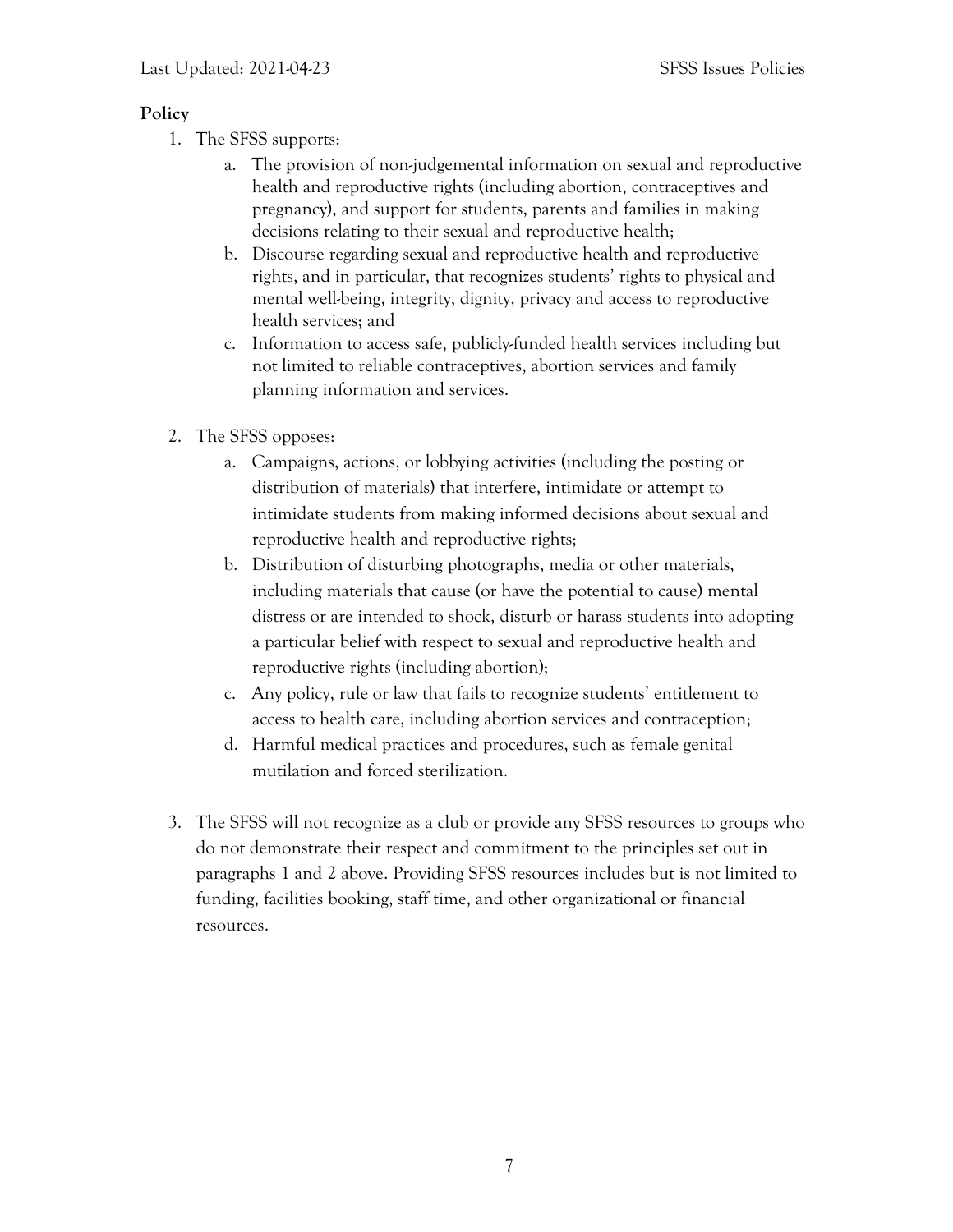**Policy**

1. The SFSS supports:
    a. The provision of non-judgemental information on sexual and reproductive health and reproductive rights (including abortion, contraceptives and pregnancy), and support for students, parents and families in making decisions relating to their sexual and reproductive health;
    b. Discourse regarding sexual and reproductive health and reproductive rights, and in particular, that recognizes students' rights to physical and mental well-being, integrity, dignity, privacy and access to reproductive health services; and
    c. Information to access safe, publicly-funded health services including but not limited to reliable contraceptives, abortion services and family planning information and services.

2. The SFSS opposes:
    a. Campaigns, actions, or lobbying activities (including the posting or distribution of materials) that interfere, intimidate or attempt to intimidate students from making informed decisions about sexual and reproductive health and reproductive rights;
    b. Distribution of disturbing photographs, media or other materials, including materials that cause (or have the potential to cause) mental distress or are intended to shock, disturb or harass students into adopting a particular belief with respect to sexual and reproductive health and reproductive rights (including abortion);
    c. Any policy, rule or law that fails to recognize students' entitlement to access to health care, including abortion services and contraception;
    d. Harmful medical practices and procedures, such as female genital mutilation and forced sterilization.

3. The SFSS will not recognize as a club or provide any SFSS resources to groups who do not demonstrate their respect and commitment to the principles set out in paragraphs 1 and 2 above. Providing SFSS resources includes but is not limited to funding, facilities booking, staff time, and other organizational or financial resources.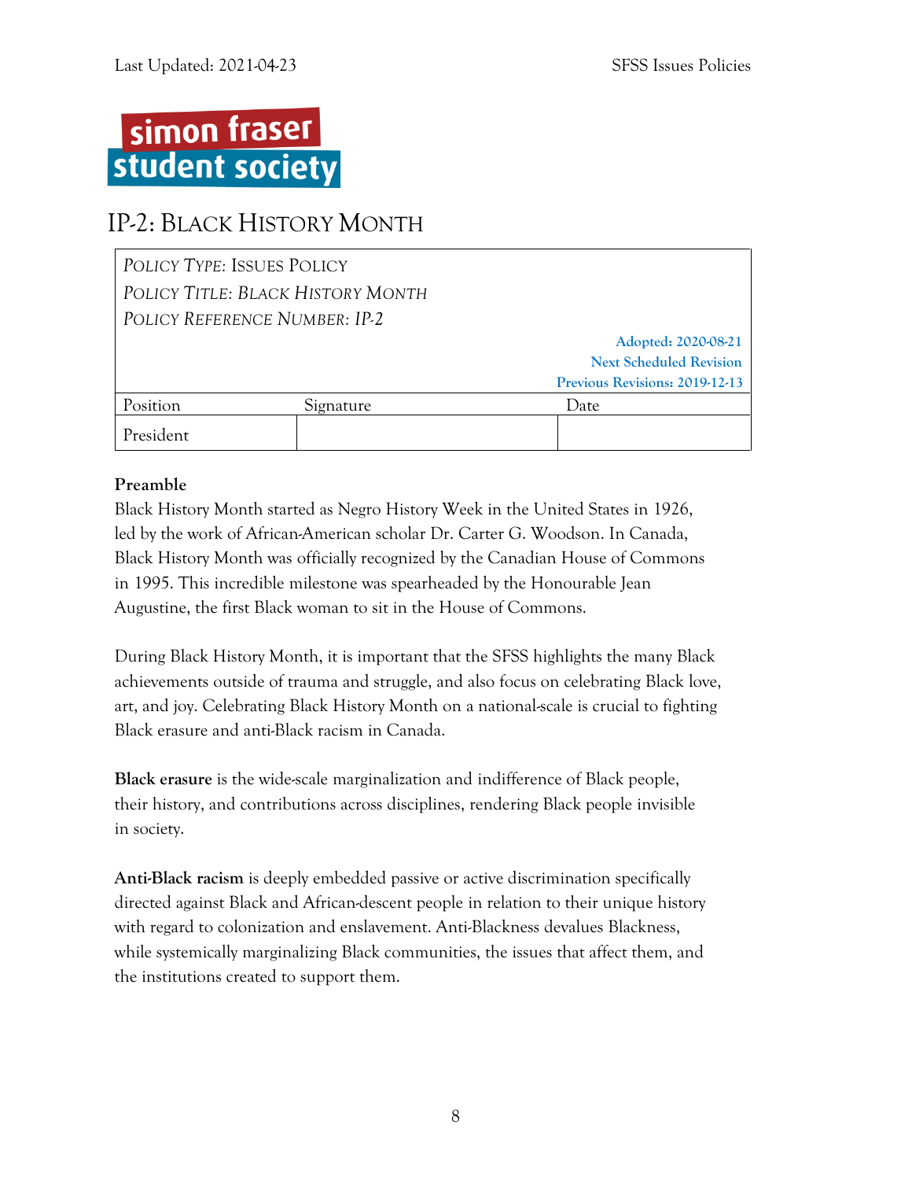# IP-2: Black History Month

| *Policy Type: Issues Policy* | | |
|---|---|---|
| *Policy Title: Black History Month* | | |
| *Policy Reference Number: IP-2* | | |
| | | Adopted: 2020-08-21<br>Next Scheduled Revision<br>Previous Revisions: 2019-12-13 |
| Position | Signature | Date |
| President | | |

**Preamble**

Black History Month started as Negro History Week in the United States in 1926, led by the work of African-American scholar Dr. Carter G. Woodson. In Canada, Black History Month was officially recognized by the Canadian House of Commons in 1995. This incredible milestone was spearheaded by the Honourable Jean Augustine, the first Black woman to sit in the House of Commons.

During Black History Month, it is important that the SFSS highlights the many Black achievements outside of trauma and struggle, and also focus on celebrating Black love, art, and joy. Celebrating Black History Month on a national-scale is crucial to fighting Black erasure and anti-Black racism in Canada.

**Black erasure** is the wide-scale marginalization and indifference of Black people, their history, and contributions across disciplines, rendering Black people invisible in society.

**Anti-Black racism** is deeply embedded passive or active discrimination specifically directed against Black and African-descent people in relation to their unique history with regard to colonization and enslavement. Anti-Blackness devalues Blackness, while systemically marginalizing Black communities, the issues that affect them, and the institutions created to support them.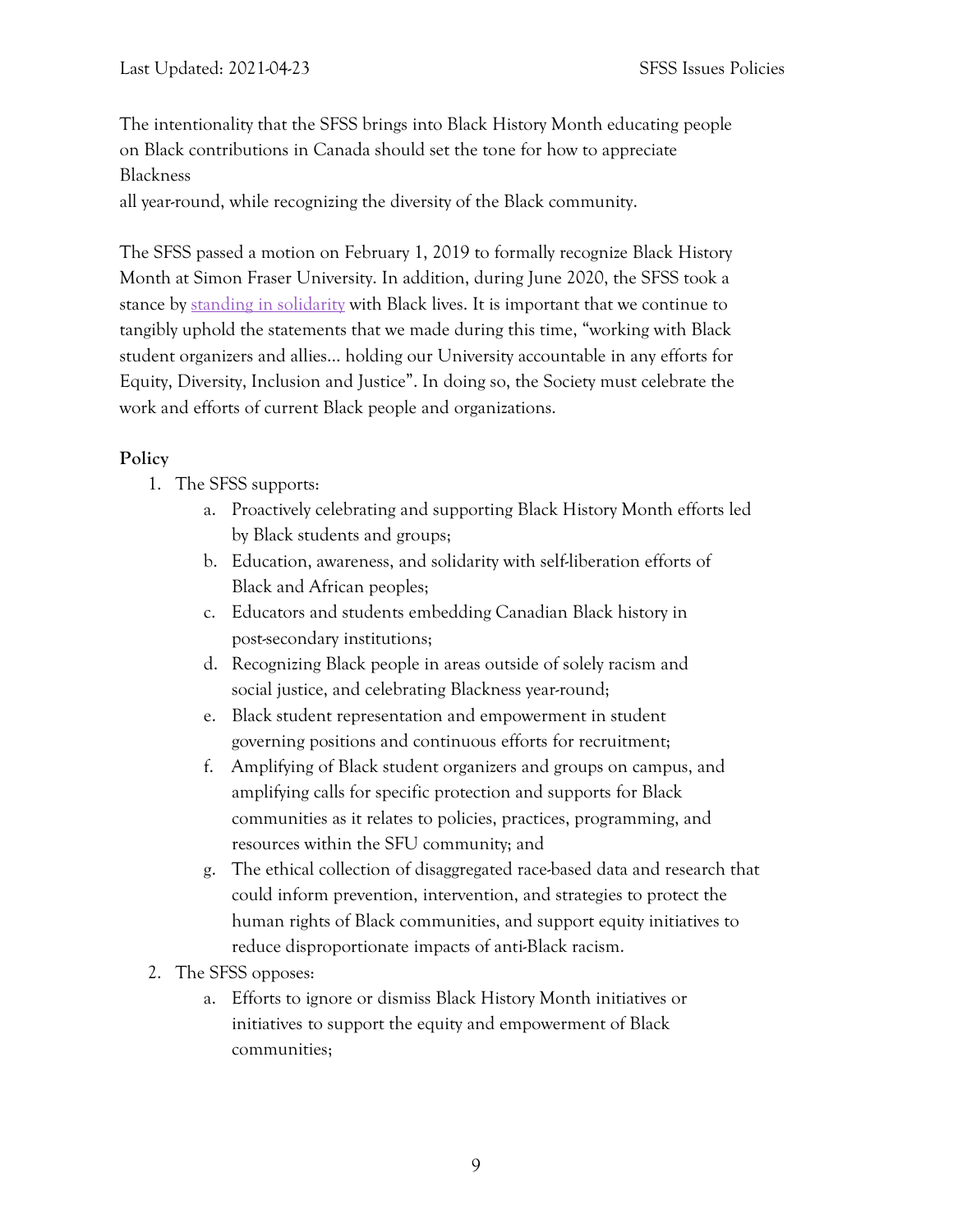The intentionality that the SFSS brings into Black History Month educating people on Black contributions in Canada should set the tone for how to appreciate Blackness all year-round, while recognizing the diversity of the Black community.

The SFSS passed a motion on February 1, 2019 to formally recognize Black History Month at Simon Fraser University. In addition, during June 2020, the SFSS took a stance by [standing in solidarity]() with Black lives. It is important that we continue to tangibly uphold the statements that we made during this time, "working with Black student organizers and allies... holding our University accountable in any efforts for Equity, Diversity, Inclusion and Justice". In doing so, the Society must celebrate the work and efforts of current Black people and organizations.

**Policy**

1. The SFSS supports:
   a. Proactively celebrating and supporting Black History Month efforts led by Black students and groups;
   b. Education, awareness, and solidarity with self-liberation efforts of Black and African peoples;
   c. Educators and students embedding Canadian Black history in post-secondary institutions;
   d. Recognizing Black people in areas outside of solely racism and social justice, and celebrating Blackness year-round;
   e. Black student representation and empowerment in student governing positions and continuous efforts for recruitment;
   f. Amplifying of Black student organizers and groups on campus, and amplifying calls for specific protection and supports for Black communities as it relates to policies, practices, programming, and resources within the SFU community; and
   g. The ethical collection of disaggregated race-based data and research that could inform prevention, intervention, and strategies to protect the human rights of Black communities, and support equity initiatives to reduce disproportionate impacts of anti-Black racism.
2. The SFSS opposes:
   a. Efforts to ignore or dismiss Black History Month initiatives or initiatives to support the equity and empowerment of Black communities;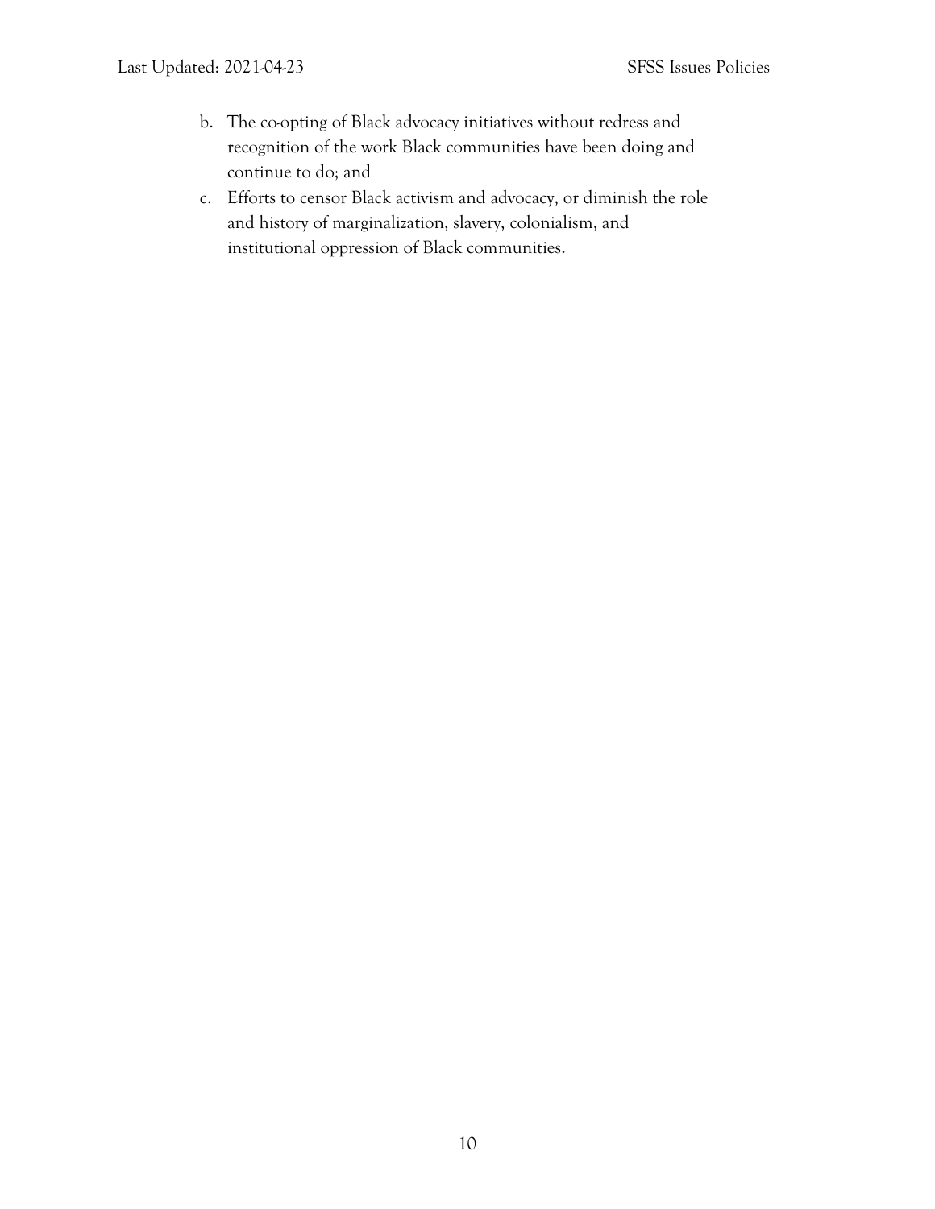b. The co-opting of Black advocacy initiatives without redress and recognition of the work Black communities have been doing and continue to do; and
c. Efforts to censor Black activism and advocacy, or diminish the role and history of marginalization, slavery, colonialism, and institutional oppression of Black communities.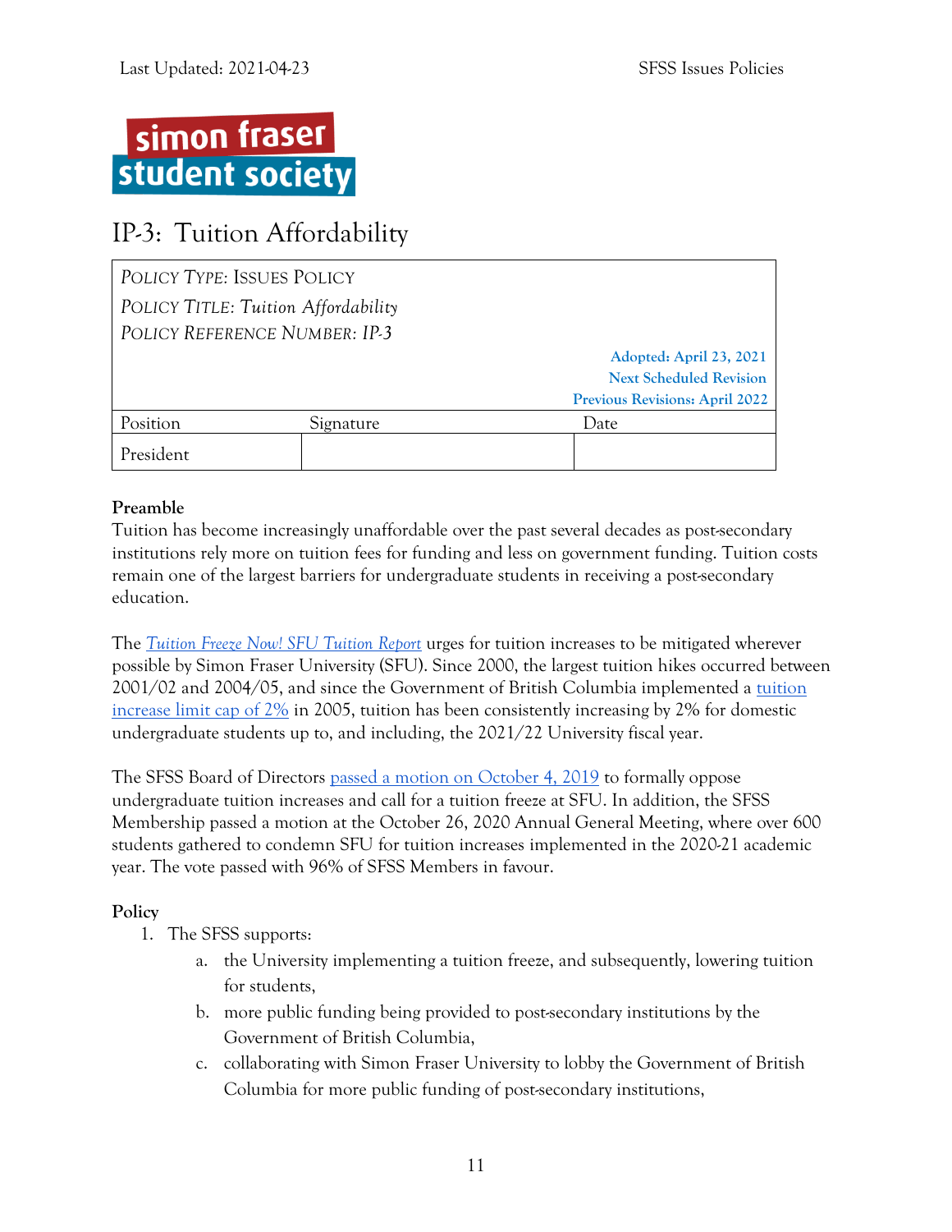simon fraser student society

# IP-3: Tuition Affordability

| *POLICY TYPE: ISSUES POLICY* | | |
|---|---|---|
| *POLICY TITLE: Tuition Affordability* | | |
| *POLICY REFERENCE NUMBER: IP-3* | | |
| | | **Adopted: April 23, 2021** |
| | | **Next Scheduled Revision** |
| | | **Previous Revisions: April 2022** |
| Position | Signature | Date |
| President | | |

**Preamble**

Tuition has become increasingly unaffordable over the past several decades as post-secondary institutions rely more on tuition fees for funding and less on government funding. Tuition costs remain one of the largest barriers for undergraduate students in receiving a post-secondary education.

The *Tuition Freeze Now! SFU Tuition Report* urges for tuition increases to be mitigated wherever possible by Simon Fraser University (SFU). Since 2000, the largest tuition hikes occurred between 2001/02 and 2004/05, and since the Government of British Columbia implemented a tuition increase limit cap of 2% in 2005, tuition has been consistently increasing by 2% for domestic undergraduate students up to, and including, the 2021/22 University fiscal year.

The SFSS Board of Directors passed a motion on October 4, 2019 to formally oppose undergraduate tuition increases and call for a tuition freeze at SFU. In addition, the SFSS Membership passed a motion at the October 26, 2020 Annual General Meeting, where over 600 students gathered to condemn SFU for tuition increases implemented in the 2020-21 academic year. The vote passed with 96% of SFSS Members in favour.

**Policy**

1. The SFSS supports:
    a. the University implementing a tuition freeze, and subsequently, lowering tuition for students,
    b. more public funding being provided to post-secondary institutions by the Government of British Columbia,
    c. collaborating with Simon Fraser University to lobby the Government of British Columbia for more public funding of post-secondary institutions,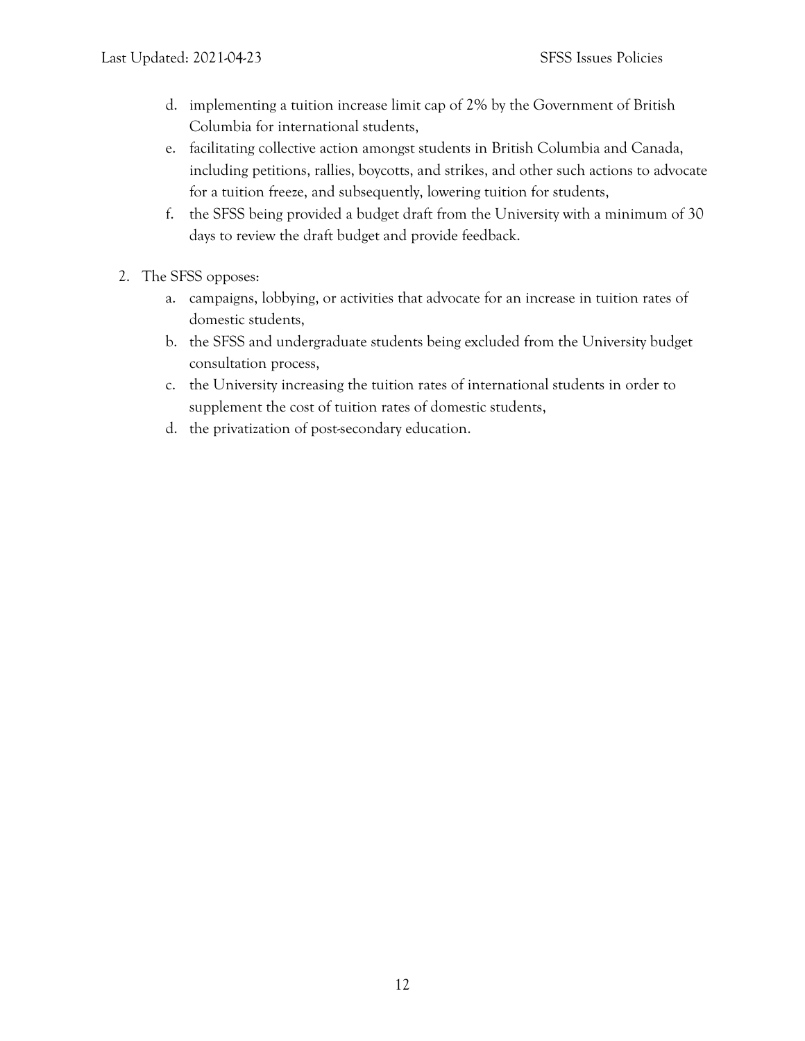d. implementing a tuition increase limit cap of 2% by the Government of British Columbia for international students,
e. facilitating collective action amongst students in British Columbia and Canada, including petitions, rallies, boycotts, and strikes, and other such actions to advocate for a tuition freeze, and subsequently, lowering tuition for students,
f. the SFSS being provided a budget draft from the University with a minimum of 30 days to review the draft budget and provide feedback.

2. The SFSS opposes:
    a. campaigns, lobbying, or activities that advocate for an increase in tuition rates of domestic students,
    b. the SFSS and undergraduate students being excluded from the University budget consultation process,
    c. the University increasing the tuition rates of international students in order to supplement the cost of tuition rates of domestic students,
    d. the privatization of post-secondary education.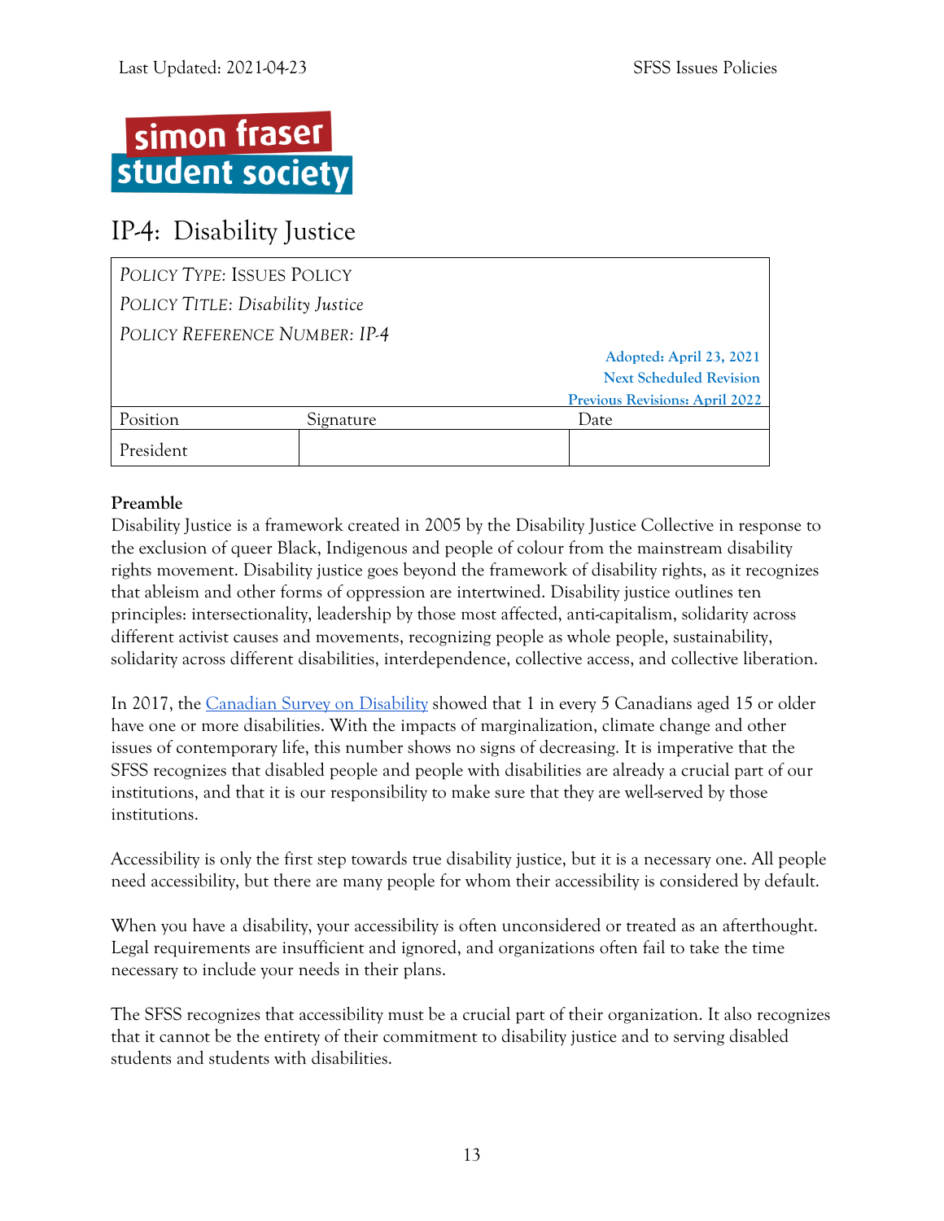# IP-4: Disability Justice

| *POLICY TYPE: ISSUES POLICY* | | |
|---|---|---|
| *POLICY TITLE: Disability Justice* | | |
| *POLICY REFERENCE NUMBER: IP-4* | | |
| | | **Adopted: April 23, 2021** |
| | | **Next Scheduled Revision** |
| | | **Previous Revisions: April 2022** |
| Position | Signature | Date |
| President | | |

**Preamble**

Disability Justice is a framework created in 2005 by the Disability Justice Collective in response to the exclusion of queer Black, Indigenous and people of colour from the mainstream disability rights movement. Disability justice goes beyond the framework of disability rights, as it recognizes that ableism and other forms of oppression are intertwined. Disability justice outlines ten principles: intersectionality, leadership by those most affected, anti-capitalism, solidarity across different activist causes and movements, recognizing people as whole people, sustainability, solidarity across different disabilities, interdependence, collective access, and collective liberation.

In 2017, the Canadian Survey on Disability showed that 1 in every 5 Canadians aged 15 or older have one or more disabilities. With the impacts of marginalization, climate change and other issues of contemporary life, this number shows no signs of decreasing. It is imperative that the SFSS recognizes that disabled people and people with disabilities are already a crucial part of our institutions, and that it is our responsibility to make sure that they are well-served by those institutions.

Accessibility is only the first step towards true disability justice, but it is a necessary one. All people need accessibility, but there are many people for whom their accessibility is considered by default.

When you have a disability, your accessibility is often unconsidered or treated as an afterthought. Legal requirements are insufficient and ignored, and organizations often fail to take the time necessary to include your needs in their plans.

The SFSS recognizes that accessibility must be a crucial part of their organization. It also recognizes that it cannot be the entirety of their commitment to disability justice and to serving disabled students and students with disabilities.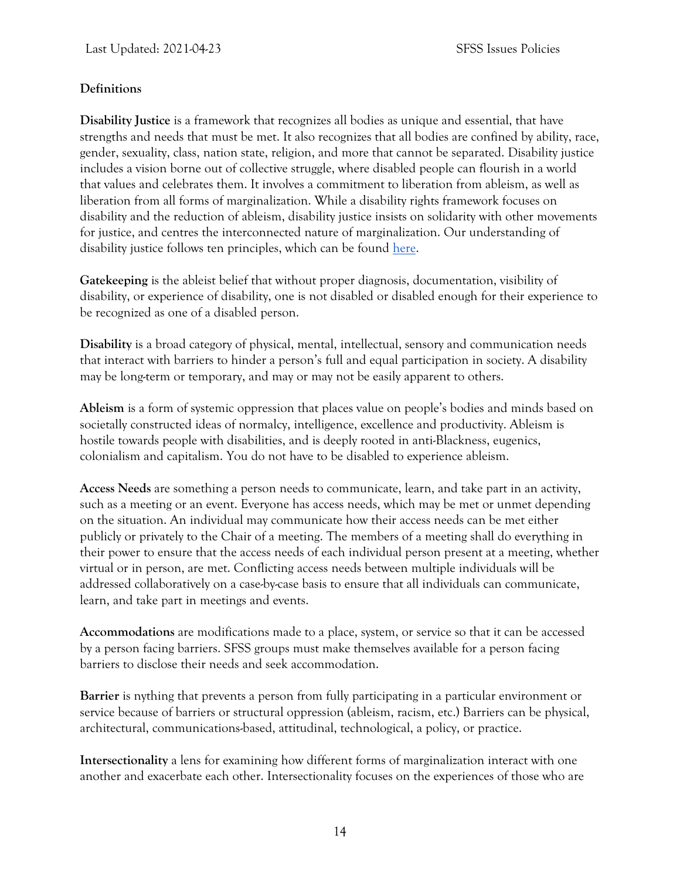**Definitions**

**Disability Justice** is a framework that recognizes all bodies as unique and essential, that have strengths and needs that must be met. It also recognizes that all bodies are confined by ability, race, gender, sexuality, class, nation state, religion, and more that cannot be separated. Disability justice includes a vision borne out of collective struggle, where disabled people can flourish in a world that values and celebrates them. It involves a commitment to liberation from ableism, as well as liberation from all forms of marginalization. While a disability rights framework focuses on disability and the reduction of ableism, disability justice insists on solidarity with other movements for justice, and centres the interconnected nature of marginalization. Our understanding of disability justice follows ten principles, which can be found here.

**Gatekeeping** is the ableist belief that without proper diagnosis, documentation, visibility of disability, or experience of disability, one is not disabled or disabled enough for their experience to be recognized as one of a disabled person.

**Disability** is a broad category of physical, mental, intellectual, sensory and communication needs that interact with barriers to hinder a person's full and equal participation in society. A disability may be long-term or temporary, and may or may not be easily apparent to others.

**Ableism** is a form of systemic oppression that places value on people's bodies and minds based on societally constructed ideas of normalcy, intelligence, excellence and productivity. Ableism is hostile towards people with disabilities, and is deeply rooted in anti-Blackness, eugenics, colonialism and capitalism. You do not have to be disabled to experience ableism.

**Access Needs** are something a person needs to communicate, learn, and take part in an activity, such as a meeting or an event. Everyone has access needs, which may be met or unmet depending on the situation. An individual may communicate how their access needs can be met either publicly or privately to the Chair of a meeting. The members of a meeting shall do everything in their power to ensure that the access needs of each individual person present at a meeting, whether virtual or in person, are met. Conflicting access needs between multiple individuals will be addressed collaboratively on a case-by-case basis to ensure that all individuals can communicate, learn, and take part in meetings and events.

**Accommodations** are modifications made to a place, system, or service so that it can be accessed by a person facing barriers. SFSS groups must make themselves available for a person facing barriers to disclose their needs and seek accommodation.

**Barrier** is nything that prevents a person from fully participating in a particular environment or service because of barriers or structural oppression (ableism, racism, etc.) Barriers can be physical, architectural, communications-based, attitudinal, technological, a policy, or practice.

**Intersectionality** a lens for examining how different forms of marginalization interact with one another and exacerbate each other. Intersectionality focuses on the experiences of those who are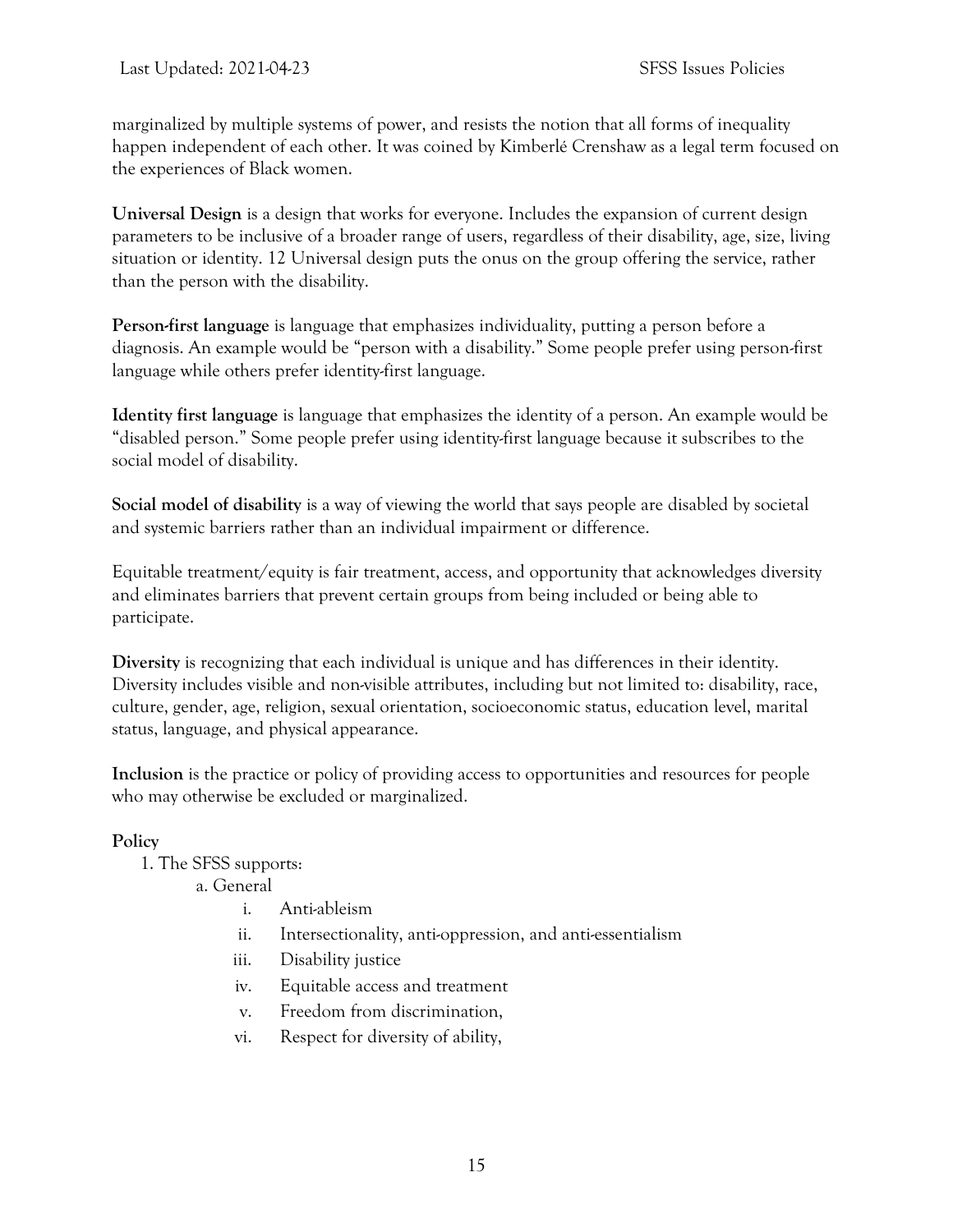marginalized by multiple systems of power, and resists the notion that all forms of inequality happen independent of each other. It was coined by Kimberlé Crenshaw as a legal term focused on the experiences of Black women.

**Universal Design** is a design that works for everyone. Includes the expansion of current design parameters to be inclusive of a broader range of users, regardless of their disability, age, size, living situation or identity. 12 Universal design puts the onus on the group offering the service, rather than the person with the disability.

**Person-first language** is language that emphasizes individuality, putting a person before a diagnosis. An example would be "person with a disability." Some people prefer using person-first language while others prefer identity-first language.

**Identity first language** is language that emphasizes the identity of a person. An example would be "disabled person." Some people prefer using identity-first language because it subscribes to the social model of disability.

**Social model of disability** is a way of viewing the world that says people are disabled by societal and systemic barriers rather than an individual impairment or difference.

Equitable treatment/equity is fair treatment, access, and opportunity that acknowledges diversity and eliminates barriers that prevent certain groups from being included or being able to participate.

**Diversity** is recognizing that each individual is unique and has differences in their identity. Diversity includes visible and non-visible attributes, including but not limited to: disability, race, culture, gender, age, religion, sexual orientation, socioeconomic status, education level, marital status, language, and physical appearance.

**Inclusion** is the practice or policy of providing access to opportunities and resources for people who may otherwise be excluded or marginalized.

**Policy**

1. The SFSS supports:
   a. General
      i. Anti-ableism
      ii. Intersectionality, anti-oppression, and anti-essentialism
      iii. Disability justice
      iv. Equitable access and treatment
      v. Freedom from discrimination,
      vi. Respect for diversity of ability,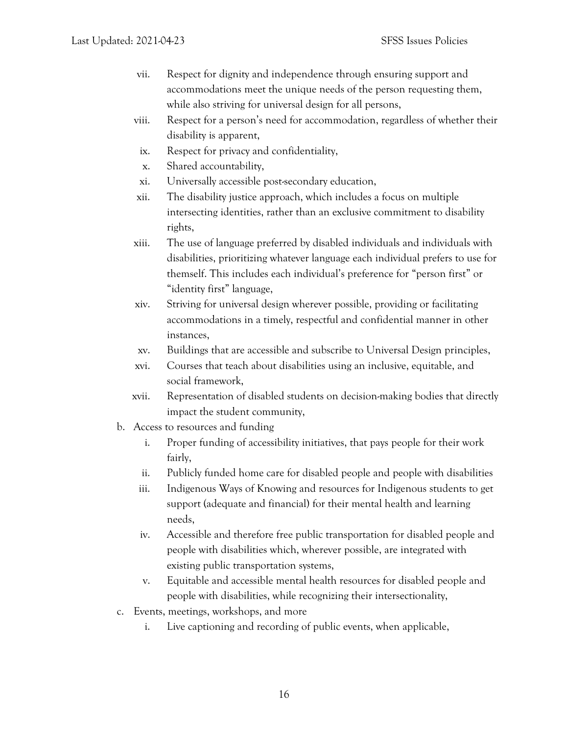vii. Respect for dignity and independence through ensuring support and accommodations meet the unique needs of the person requesting them, while also striving for universal design for all persons,
    viii. Respect for a person's need for accommodation, regardless of whether their disability is apparent,
    ix. Respect for privacy and confidentiality,
    x. Shared accountability,
    xi. Universally accessible post-secondary education,
    xii. The disability justice approach, which includes a focus on multiple intersecting identities, rather than an exclusive commitment to disability rights,
    xiii. The use of language preferred by disabled individuals and individuals with disabilities, prioritizing whatever language each individual prefers to use for themself. This includes each individual's preference for "person first" or "identity first" language,
    xiv. Striving for universal design wherever possible, providing or facilitating accommodations in a timely, respectful and confidential manner in other instances,
    xv. Buildings that are accessible and subscribe to Universal Design principles,
    xvi. Courses that teach about disabilities using an inclusive, equitable, and social framework,
    xvii. Representation of disabled students on decision-making bodies that directly impact the student community,

b. Access to resources and funding
    i. Proper funding of accessibility initiatives, that pays people for their work fairly,
    ii. Publicly funded home care for disabled people and people with disabilities
    iii. Indigenous Ways of Knowing and resources for Indigenous students to get support (adequate and financial) for their mental health and learning needs,
    iv. Accessible and therefore free public transportation for disabled people and people with disabilities which, wherever possible, are integrated with existing public transportation systems,
    v. Equitable and accessible mental health resources for disabled people and people with disabilities, while recognizing their intersectionality,

c. Events, meetings, workshops, and more
    i. Live captioning and recording of public events, when applicable,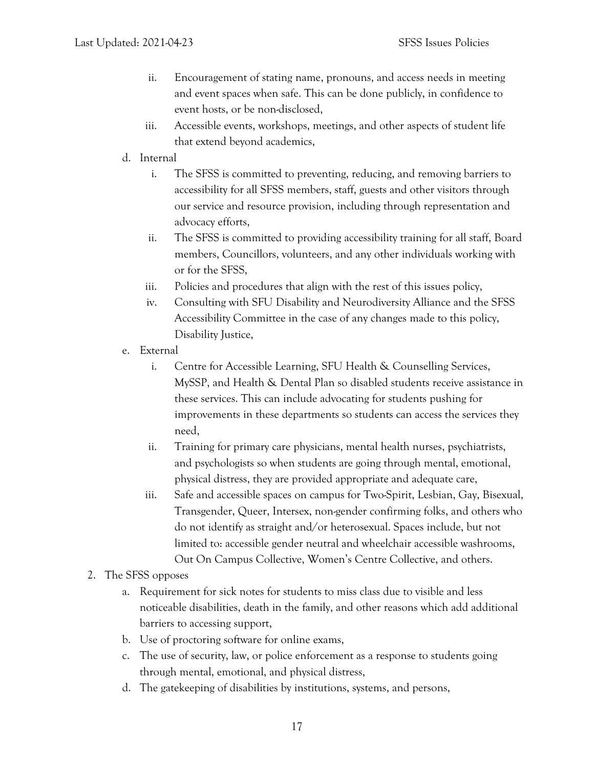ii. Encouragement of stating name, pronouns, and access needs in meeting and event spaces when safe. This can be done publicly, in confidence to event hosts, or be non-disclosed,
   iii. Accessible events, workshops, meetings, and other aspects of student life that extend beyond academics,

   d. Internal
      i. The SFSS is committed to preventing, reducing, and removing barriers to accessibility for all SFSS members, staff, guests and other visitors through our service and resource provision, including through representation and advocacy efforts,
      ii. The SFSS is committed to providing accessibility training for all staff, Board members, Councillors, volunteers, and any other individuals working with or for the SFSS,
      iii. Policies and procedures that align with the rest of this issues policy,
      iv. Consulting with SFU Disability and Neurodiversity Alliance and the SFSS Accessibility Committee in the case of any changes made to this policy, Disability Justice,

   e. External
      i. Centre for Accessible Learning, SFU Health & Counselling Services, MySSP, and Health & Dental Plan so disabled students receive assistance in these services. This can include advocating for students pushing for improvements in these departments so students can access the services they need,
      ii. Training for primary care physicians, mental health nurses, psychiatrists, and psychologists so when students are going through mental, emotional, physical distress, they are provided appropriate and adequate care,
      iii. Safe and accessible spaces on campus for Two-Spirit, Lesbian, Gay, Bisexual, Transgender, Queer, Intersex, non-gender confirming folks, and others who do not identify as straight and/or heterosexual. Spaces include, but not limited to: accessible gender neutral and wheelchair accessible washrooms, Out On Campus Collective, Women's Centre Collective, and others.

2. The SFSS opposes
   a. Requirement for sick notes for students to miss class due to visible and less noticeable disabilities, death in the family, and other reasons which add additional barriers to accessing support,
   b. Use of proctoring software for online exams,
   c. The use of security, law, or police enforcement as a response to students going through mental, emotional, and physical distress,
   d. The gatekeeping of disabilities by institutions, systems, and persons,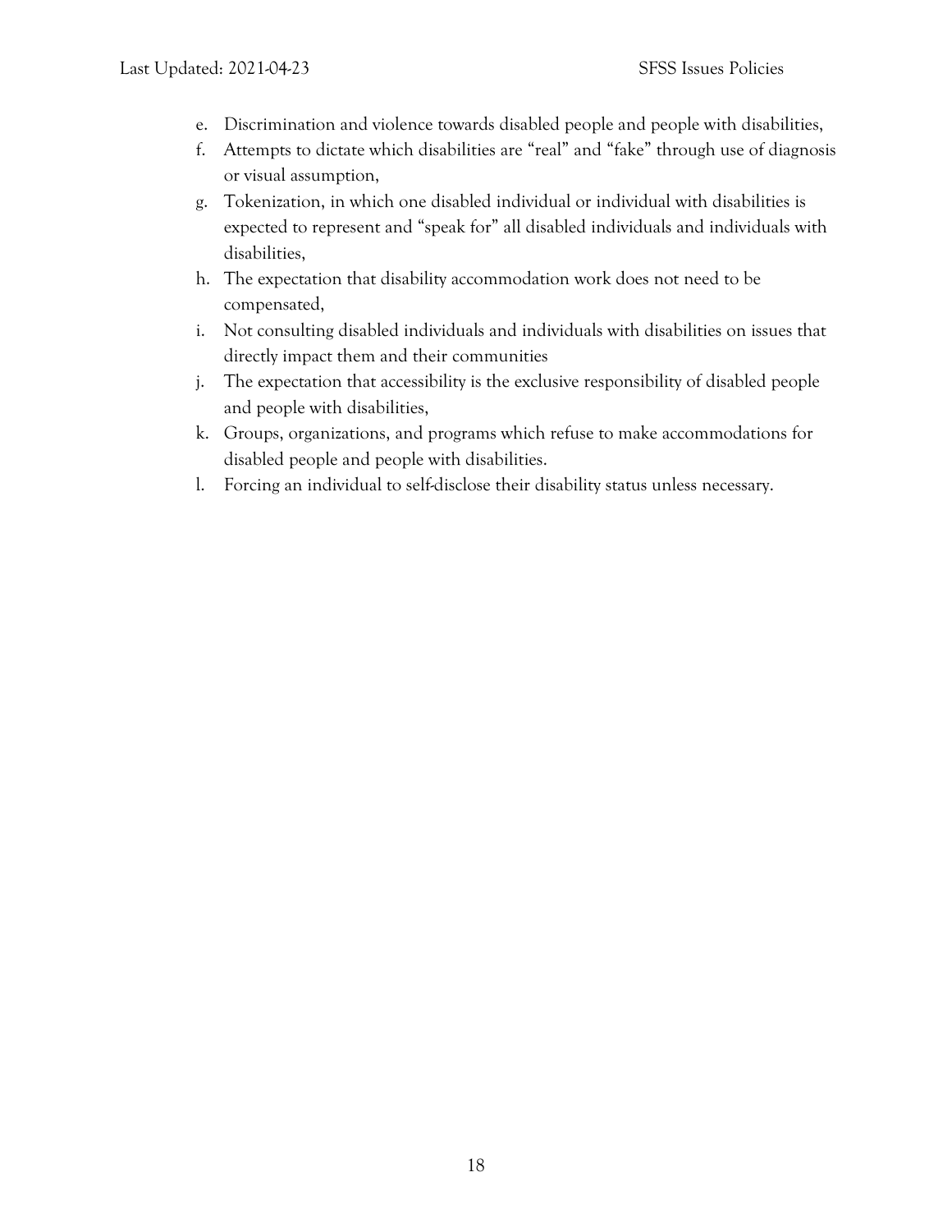e. Discrimination and violence towards disabled people and people with disabilities,
f. Attempts to dictate which disabilities are “real” and “fake” through use of diagnosis or visual assumption,
g. Tokenization, in which one disabled individual or individual with disabilities is expected to represent and “speak for” all disabled individuals and individuals with disabilities,
h. The expectation that disability accommodation work does not need to be compensated,
i. Not consulting disabled individuals and individuals with disabilities on issues that directly impact them and their communities
j. The expectation that accessibility is the exclusive responsibility of disabled people and people with disabilities,
k. Groups, organizations, and programs which refuse to make accommodations for disabled people and people with disabilities.
l. Forcing an individual to self-disclose their disability status unless necessary.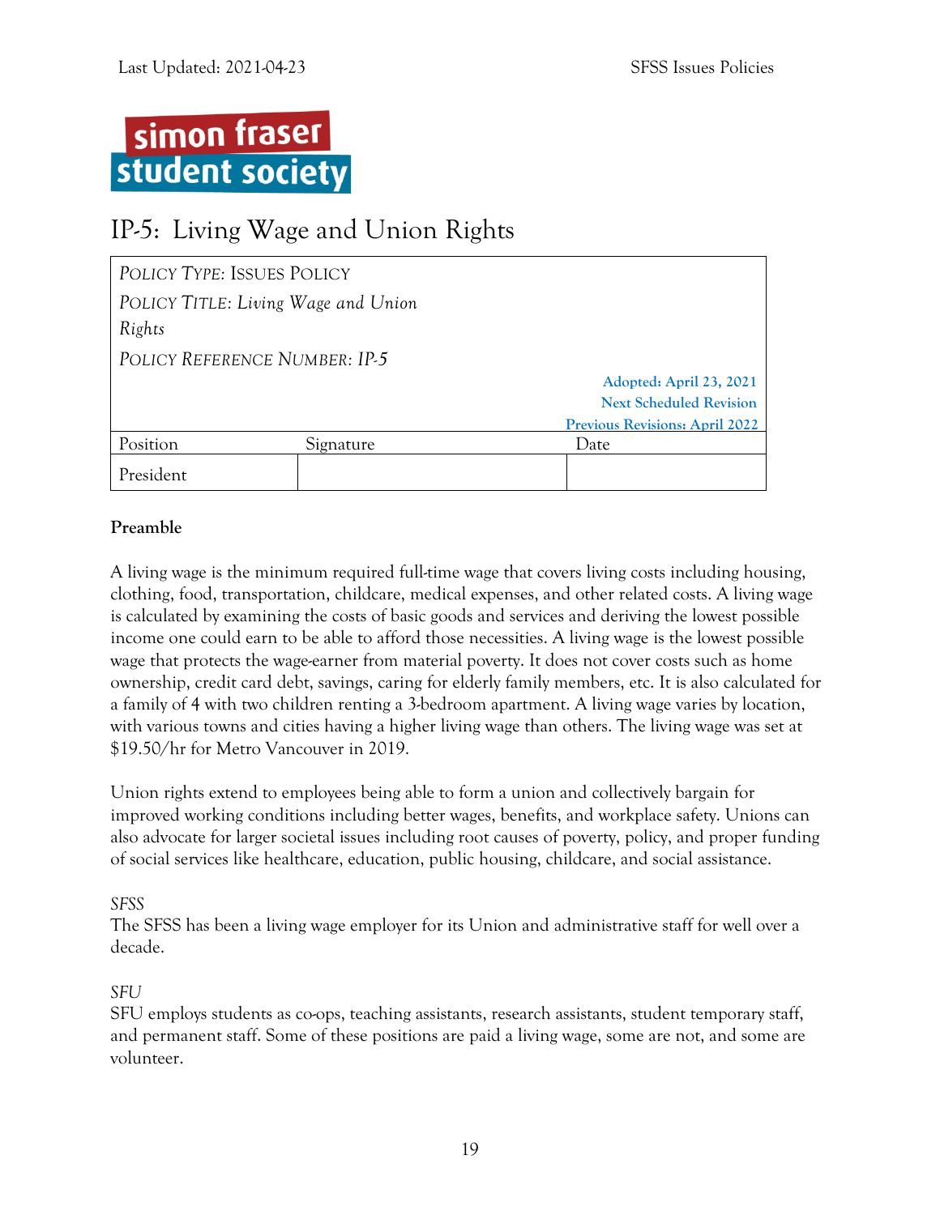# IP-5: Living Wage and Union Rights

| *POLICY TYPE: ISSUES POLICY* | | |
|---|---|---|
| *POLICY TITLE: Living Wage and Union Rights* | | |
| *POLICY REFERENCE NUMBER: IP-5* | | |
| | | Adopted: April 23, 2021<br>Next Scheduled Revision<br>Previous Revisions: April 2022 |
| Position | Signature | Date |
| President | | |

**Preamble**

A living wage is the minimum required full-time wage that covers living costs including housing, clothing, food, transportation, childcare, medical expenses, and other related costs. A living wage is calculated by examining the costs of basic goods and services and deriving the lowest possible income one could earn to be able to afford those necessities. A living wage is the lowest possible wage that protects the wage-earner from material poverty. It does not cover costs such as home ownership, credit card debt, savings, caring for elderly family members, etc. It is also calculated for a family of 4 with two children renting a 3-bedroom apartment. A living wage varies by location, with various towns and cities having a higher living wage than others. The living wage was set at $19.50/hr for Metro Vancouver in 2019.

Union rights extend to employees being able to form a union and collectively bargain for improved working conditions including better wages, benefits, and workplace safety. Unions can also advocate for larger societal issues including root causes of poverty, policy, and proper funding of social services like healthcare, education, public housing, childcare, and social assistance.

*SFSS*

The SFSS has been a living wage employer for its Union and administrative staff for well over a decade.

*SFU*

SFU employs students as co-ops, teaching assistants, research assistants, student temporary staff, and permanent staff. Some of these positions are paid a living wage, some are not, and some are volunteer.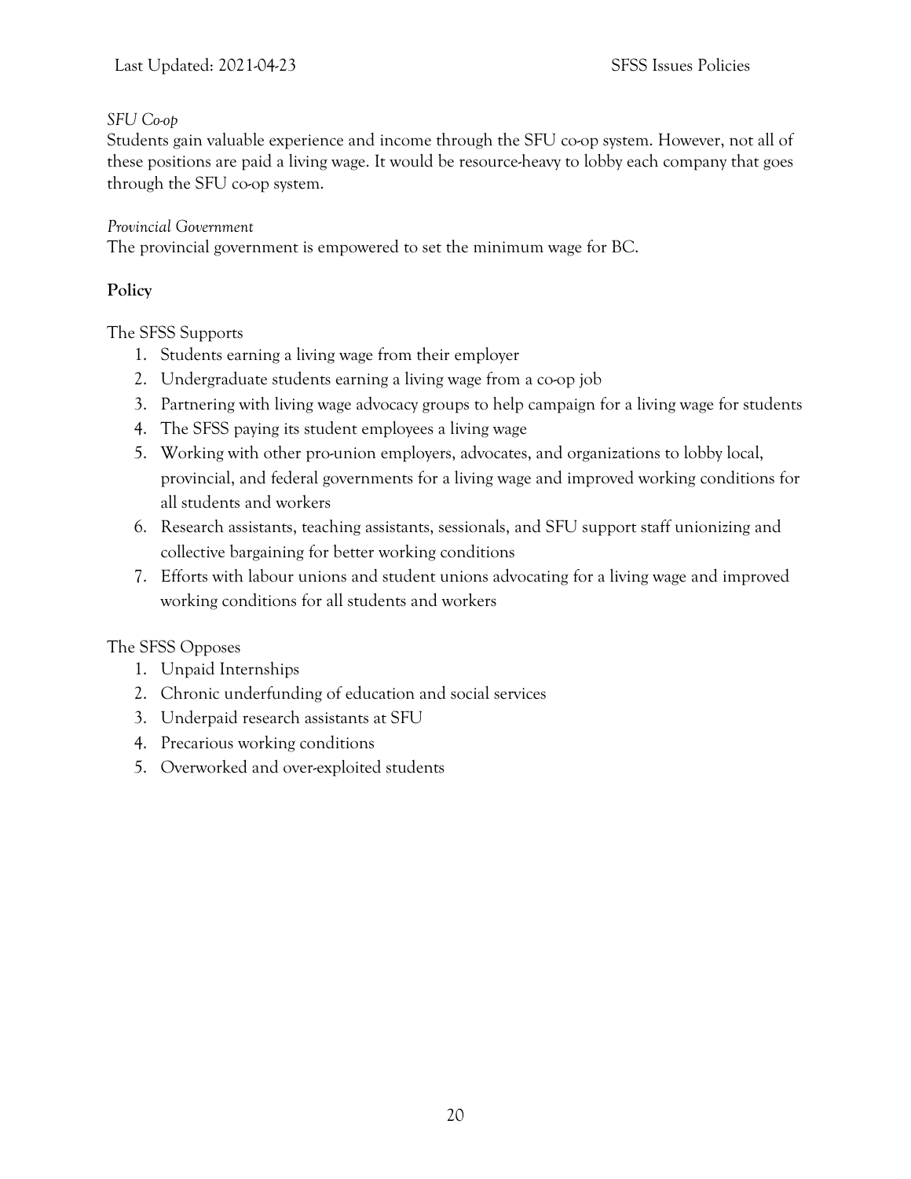*SFU Co-op*

Students gain valuable experience and income through the SFU co-op system. However, not all of these positions are paid a living wage. It would be resource-heavy to lobby each company that goes through the SFU co-op system.

*Provincial Government*

The provincial government is empowered to set the minimum wage for BC.

**Policy**

The SFSS Supports

1. Students earning a living wage from their employer
2. Undergraduate students earning a living wage from a co-op job
3. Partnering with living wage advocacy groups to help campaign for a living wage for students
4. The SFSS paying its student employees a living wage
5. Working with other pro-union employers, advocates, and organizations to lobby local, provincial, and federal governments for a living wage and improved working conditions for all students and workers
6. Research assistants, teaching assistants, sessionals, and SFU support staff unionizing and collective bargaining for better working conditions
7. Efforts with labour unions and student unions advocating for a living wage and improved working conditions for all students and workers

The SFSS Opposes

1. Unpaid Internships
2. Chronic underfunding of education and social services
3. Underpaid research assistants at SFU
4. Precarious working conditions
5. Overworked and over-exploited students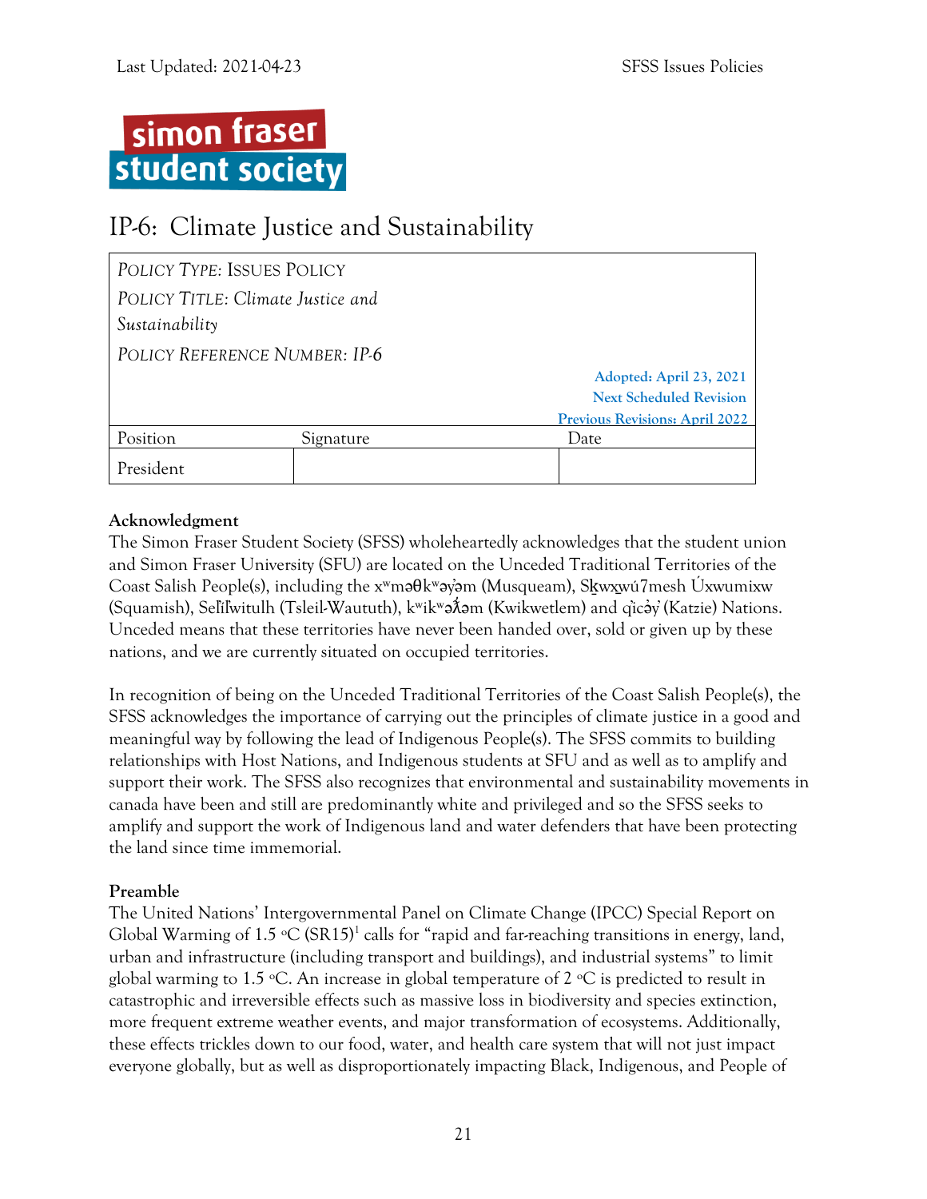simon fraser student society

# IP-6: Climate Justice and Sustainability

| *POLICY TYPE: ISSUES POLICY* | | |
|---|---|---|
| *POLICY TITLE: Climate Justice and Sustainability* | | |
| *POLICY REFERENCE NUMBER: IP-6* | | |
| | | Adopted: April 23, 2021<br>Next Scheduled Revision<br>Previous Revisions: April 2022 |
| Position | Signature | Date |
| President | | |

**Acknowledgment**

The Simon Fraser Student Society (SFSS) wholeheartedly acknowledges that the student union and Simon Fraser University (SFU) are located on the Unceded Traditional Territories of the Coast Salish People(s), including the xʷməθkʷəy̓əm (Musqueam), Sḵwx̱wú7mesh Úxwumixw (Squamish), Sel̓íl̓witulh (Tsleil-Waututh), kʷikʷəƛ̓əm (Kwikwetlem) and q̓icə̓y̓ (Katzie) Nations. Unceded means that these territories have never been handed over, sold or given up by these nations, and we are currently situated on occupied territories.

In recognition of being on the Unceded Traditional Territories of the Coast Salish People(s), the SFSS acknowledges the importance of carrying out the principles of climate justice in a good and meaningful way by following the lead of Indigenous People(s). The SFSS commits to building relationships with Host Nations, and Indigenous students at SFU and as well as to amplify and support their work. The SFSS also recognizes that environmental and sustainability movements in canada have been and still are predominantly white and privileged and so the SFSS seeks to amplify and support the work of Indigenous land and water defenders that have been protecting the land since time immemorial.

**Preamble**

The United Nations' Intergovernmental Panel on Climate Change (IPCC) Special Report on Global Warming of 1.5 °C (SR15)[1] calls for "rapid and far-reaching transitions in energy, land, urban and infrastructure (including transport and buildings), and industrial systems" to limit global warming to 1.5 °C. An increase in global temperature of 2 °C is predicted to result in catastrophic and irreversible effects such as massive loss in biodiversity and species extinction, more frequent extreme weather events, and major transformation of ecosystems. Additionally, these effects trickles down to our food, water, and health care system that will not just impact everyone globally, but as well as disproportionately impacting Black, Indigenous, and People of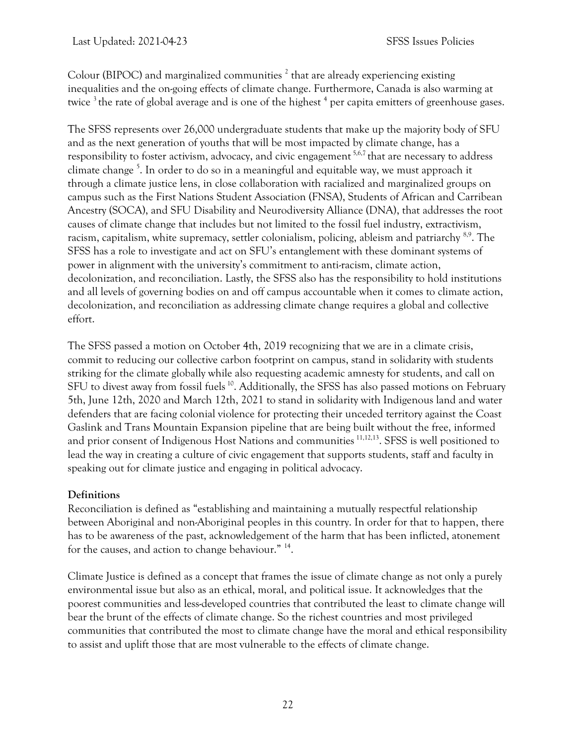Colour (BIPOC) and marginalized communities [2] that are already experiencing existing inequalities and the on-going effects of climate change. Furthermore, Canada is also warming at twice [3] the rate of global average and is one of the highest [4] per capita emitters of greenhouse gases.

The SFSS represents over 26,000 undergraduate students that make up the majority body of SFU and as the next generation of youths that will be most impacted by climate change, has a responsibility to foster activism, advocacy, and civic engagement [5,6,7] that are necessary to address climate change [5]. In order to do so in a meaningful and equitable way, we must approach it through a climate justice lens, in close collaboration with racialized and marginalized groups on campus such as the First Nations Student Association (FNSA), Students of African and Carribean Ancestry (SOCA), and SFU Disability and Neurodiversity Alliance (DNA), that addresses the root causes of climate change that includes but not limited to the fossil fuel industry, extractivism, racism, capitalism, white supremacy, settler colonialism, policing, ableism and patriarchy [8,9]. The SFSS has a role to investigate and act on SFU's entanglement with these dominant systems of power in alignment with the university's commitment to anti-racism, climate action, decolonization, and reconciliation. Lastly, the SFSS also has the responsibility to hold institutions and all levels of governing bodies on and off campus accountable when it comes to climate action, decolonization, and reconciliation as addressing climate change requires a global and collective effort.

The SFSS passed a motion on October 4th, 2019 recognizing that we are in a climate crisis, commit to reducing our collective carbon footprint on campus, stand in solidarity with students striking for the climate globally while also requesting academic amnesty for students, and call on SFU to divest away from fossil fuels [10]. Additionally, the SFSS has also passed motions on February 5th, June 12th, 2020 and March 12th, 2021 to stand in solidarity with Indigenous land and water defenders that are facing colonial violence for protecting their unceded territory against the Coast Gaslink and Trans Mountain Expansion pipeline that are being built without the free, informed and prior consent of Indigenous Host Nations and communities [11,12,13]. SFSS is well positioned to lead the way in creating a culture of civic engagement that supports students, staff and faculty in speaking out for climate justice and engaging in political advocacy.

**Definitions**

Reconciliation is defined as "establishing and maintaining a mutually respectful relationship between Aboriginal and non-Aboriginal peoples in this country. In order for that to happen, there has to be awareness of the past, acknowledgement of the harm that has been inflicted, atonement for the causes, and action to change behaviour." [14].

Climate Justice is defined as a concept that frames the issue of climate change as not only a purely environmental issue but also as an ethical, moral, and political issue. It acknowledges that the poorest communities and less-developed countries that contributed the least to climate change will bear the brunt of the effects of climate change. So the richest countries and most privileged communities that contributed the most to climate change have the moral and ethical responsibility to assist and uplift those that are most vulnerable to the effects of climate change.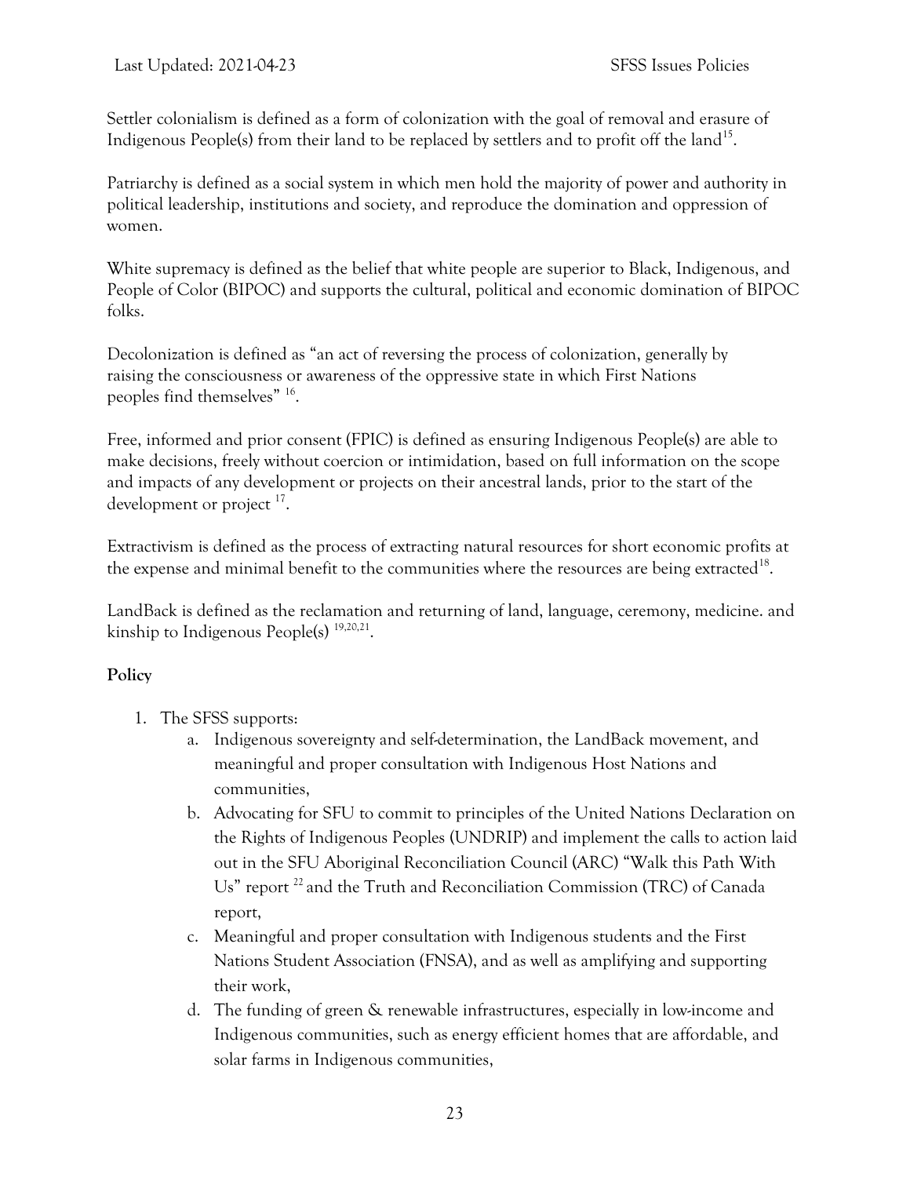Settler colonialism is defined as a form of colonization with the goal of removal and erasure of Indigenous People(s) from their land to be replaced by settlers and to profit off the land[15].

Patriarchy is defined as a social system in which men hold the majority of power and authority in political leadership, institutions and society, and reproduce the domination and oppression of women.

White supremacy is defined as the belief that white people are superior to Black, Indigenous, and People of Color (BIPOC) and supports the cultural, political and economic domination of BIPOC folks.

Decolonization is defined as "an act of reversing the process of colonization, generally by raising the consciousness or awareness of the oppressive state in which First Nations peoples find themselves" [16].

Free, informed and prior consent (FPIC) is defined as ensuring Indigenous People(s) are able to make decisions, freely without coercion or intimidation, based on full information on the scope and impacts of any development or projects on their ancestral lands, prior to the start of the development or project [17].

Extractivism is defined as the process of extracting natural resources for short economic profits at the expense and minimal benefit to the communities where the resources are being extracted[18].

LandBack is defined as the reclamation and returning of land, language, ceremony, medicine. and kinship to Indigenous People(s) [19,20,21].

**Policy**

1. The SFSS supports:
    a. Indigenous sovereignty and self-determination, the LandBack movement, and meaningful and proper consultation with Indigenous Host Nations and communities,
    b. Advocating for SFU to commit to principles of the United Nations Declaration on the Rights of Indigenous Peoples (UNDRIP) and implement the calls to action laid out in the SFU Aboriginal Reconciliation Council (ARC) "Walk this Path With Us" report [22] and the Truth and Reconciliation Commission (TRC) of Canada report,
    c. Meaningful and proper consultation with Indigenous students and the First Nations Student Association (FNSA), and as well as amplifying and supporting their work,
    d. The funding of green & renewable infrastructures, especially in low-income and Indigenous communities, such as energy efficient homes that are affordable, and solar farms in Indigenous communities,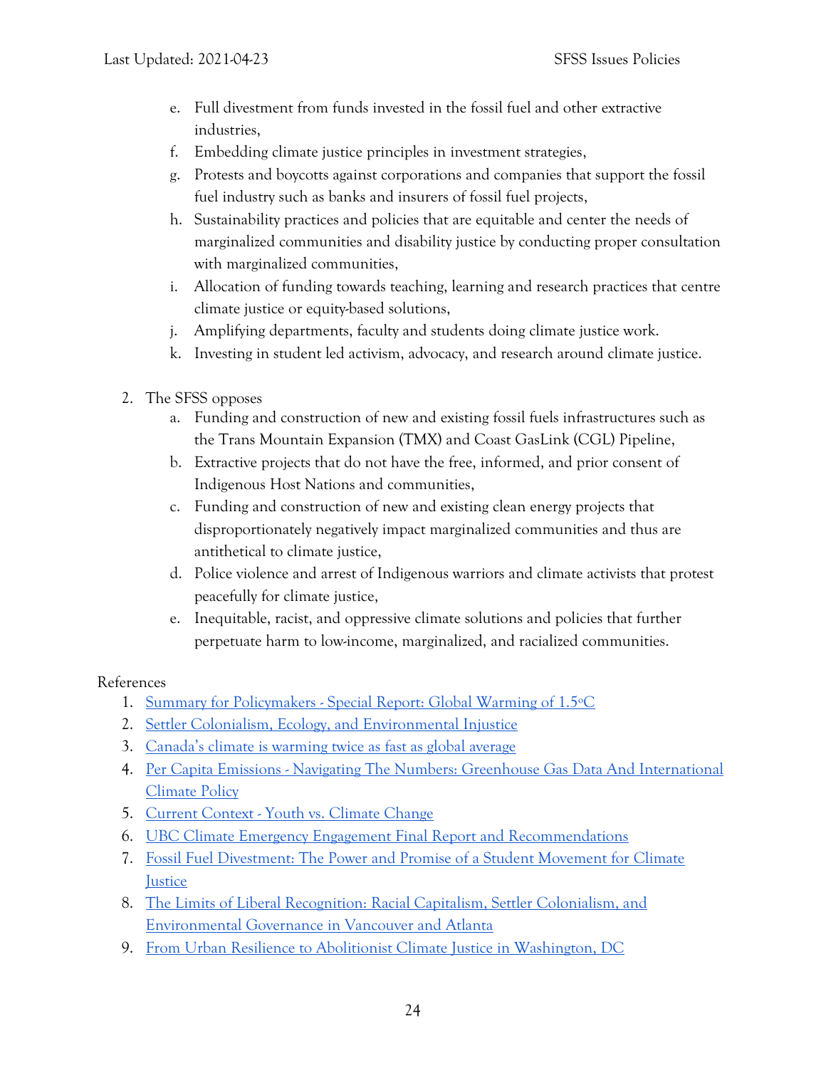e. Full divestment from funds invested in the fossil fuel and other extractive industries,
f. Embedding climate justice principles in investment strategies,
g. Protests and boycotts against corporations and companies that support the fossil fuel industry such as banks and insurers of fossil fuel projects,
h. Sustainability practices and policies that are equitable and center the needs of marginalized communities and disability justice by conducting proper consultation with marginalized communities,
i. Allocation of funding towards teaching, learning and research practices that centre climate justice or equity-based solutions,
j. Amplifying departments, faculty and students doing climate justice work.
k. Investing in student led activism, advocacy, and research around climate justice.

2. The SFSS opposes
    a. Funding and construction of new and existing fossil fuels infrastructures such as the Trans Mountain Expansion (TMX) and Coast GasLink (CGL) Pipeline,
    b. Extractive projects that do not have the free, informed, and prior consent of Indigenous Host Nations and communities,
    c. Funding and construction of new and existing clean energy projects that disproportionately negatively impact marginalized communities and thus are antithetical to climate justice,
    d. Police violence and arrest of Indigenous warriors and climate activists that protest peacefully for climate justice,
    e. Inequitable, racist, and oppressive climate solutions and policies that further perpetuate harm to low-income, marginalized, and racialized communities.

References

1. Summary for Policymakers - Special Report: Global Warming of 1.5°C
2. Settler Colonialism, Ecology, and Environmental Injustice
3. Canada's climate is warming twice as fast as global average
4. Per Capita Emissions - Navigating The Numbers: Greenhouse Gas Data And International Climate Policy
5. Current Context - Youth vs. Climate Change
6. UBC Climate Emergency Engagement Final Report and Recommendations
7. Fossil Fuel Divestment: The Power and Promise of a Student Movement for Climate Justice
8. The Limits of Liberal Recognition: Racial Capitalism, Settler Colonialism, and Environmental Governance in Vancouver and Atlanta
9. From Urban Resilience to Abolitionist Climate Justice in Washington, DC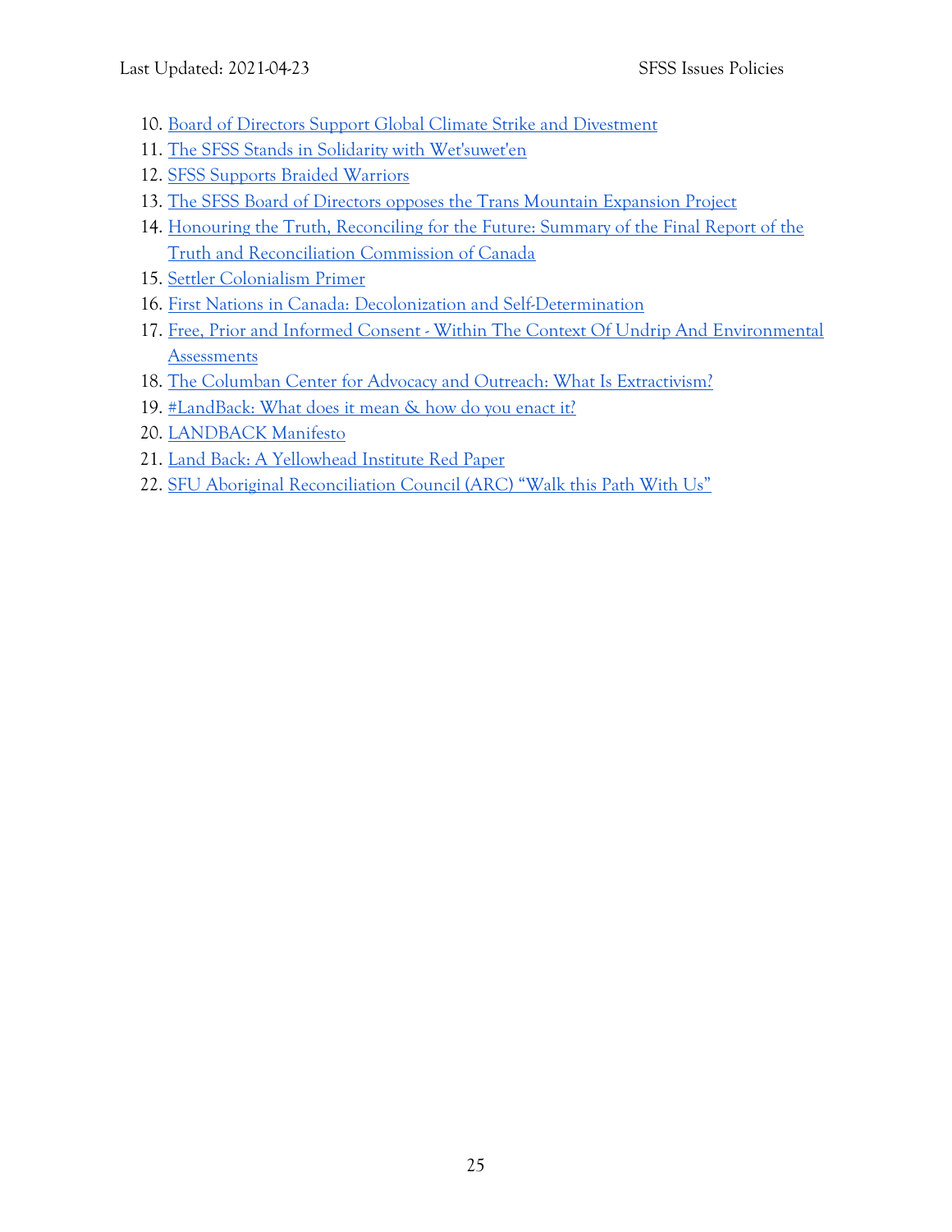10. Board of Directors Support Global Climate Strike and Divestment
11. The SFSS Stands in Solidarity with Wet'suwet'en
12. SFSS Supports Braided Warriors
13. The SFSS Board of Directors opposes the Trans Mountain Expansion Project
14. Honouring the Truth, Reconciling for the Future: Summary of the Final Report of the Truth and Reconciliation Commission of Canada
15. Settler Colonialism Primer
16. First Nations in Canada: Decolonization and Self-Determination
17. Free, Prior and Informed Consent - Within The Context Of Undrip And Environmental Assessments
18. The Columban Center for Advocacy and Outreach: What Is Extractivism?
19. #LandBack: What does it mean & how do you enact it?
20. LANDBACK Manifesto
21. Land Back: A Yellowhead Institute Red Paper
22. SFU Aboriginal Reconciliation Council (ARC) "Walk this Path With Us"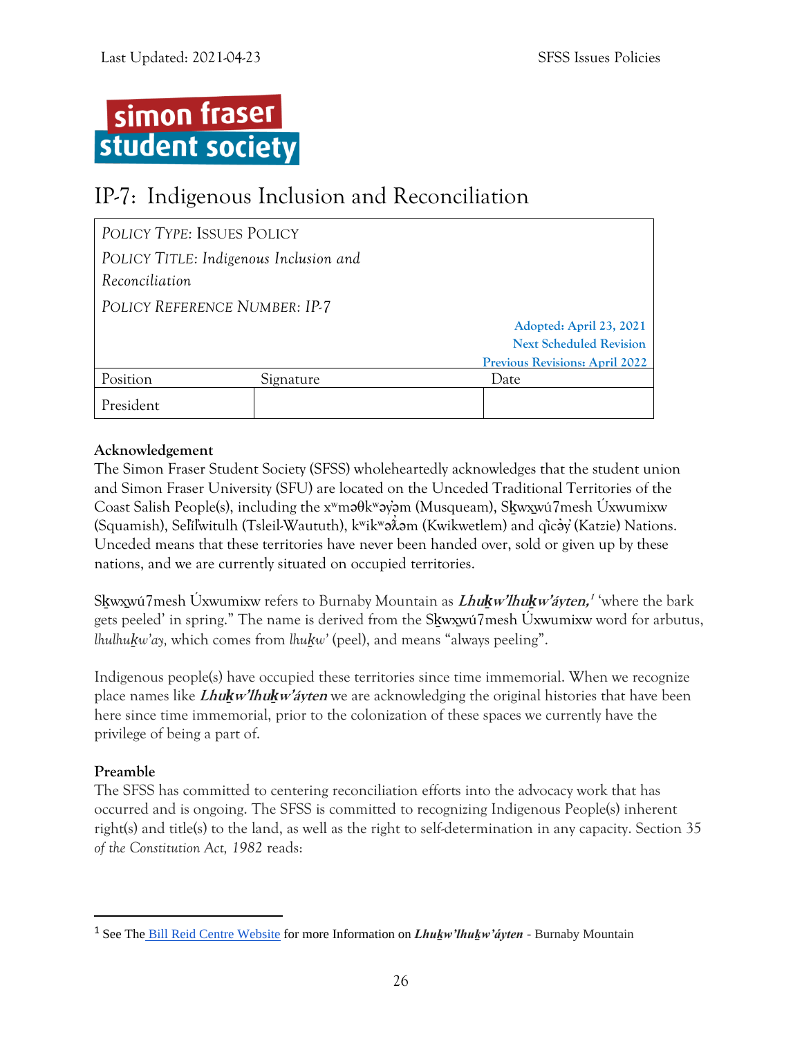simon fraser student society

# IP-7: Indigenous Inclusion and Reconciliation

| *POLICY TYPE: ISSUES POLICY* | | |
|---|---|---|
| *POLICY TITLE: Indigenous Inclusion and Reconciliation* | | |
| *POLICY REFERENCE NUMBER: IP-7* | | |
| | | Adopted: April 23, 2021<br>Next Scheduled Revision<br>Previous Revisions: April 2022 |
| Position | Signature | Date |
| President | | |

**Acknowledgement**

The Simon Fraser Student Society (SFSS) wholeheartedly acknowledges that the student union and Simon Fraser University (SFU) are located on the Unceded Traditional Territories of the Coast Salish People(s), including the xʷməθkʷəy̓əm (Musqueam), Sḵwx̱wú7mesh Úxwumixw (Squamish), Selílwitulh (Tsleil-Waututh), kʷikʷəƛ̓əm (Kwikwetlem) and q̓ic̓əy̓ (Katzie) Nations. Unceded means that these territories have never been handed over, sold or given up by these nations, and we are currently situated on occupied territories.

Sḵwx̱wú7mesh Úxwumixw refers to Burnaby Mountain as ***Lhuḵw'lhuḵw'áyten,***[1] 'where the bark gets peeled' in spring." The name is derived from the Sḵwx̱wú7mesh Úxwumixw word for arbutus, *lhulhuḵw'ay,* which comes from *lhuḵw'* (peel), and means "always peeling".

Indigenous people(s) have occupied these territories since time immemorial. When we recognize place names like ***Lhuḵw'lhuḵw'áyten*** we are acknowledging the original histories that have been here since time immemorial, prior to the colonization of these spaces we currently have the privilege of being a part of.

**Preamble**

The SFSS has committed to centering reconciliation efforts into the advocacy work that has occurred and is ongoing. The SFSS is committed to recognizing Indigenous People(s) inherent right(s) and title(s) to the land, as well as the right to self-determination in any capacity. Section 35 *of the Constitution Act, 1982* reads:

---

[1] See The Bill Reid Centre Website for more Information on ***Lhuḵw'lhuḵw'áyten*** - Burnaby Mountain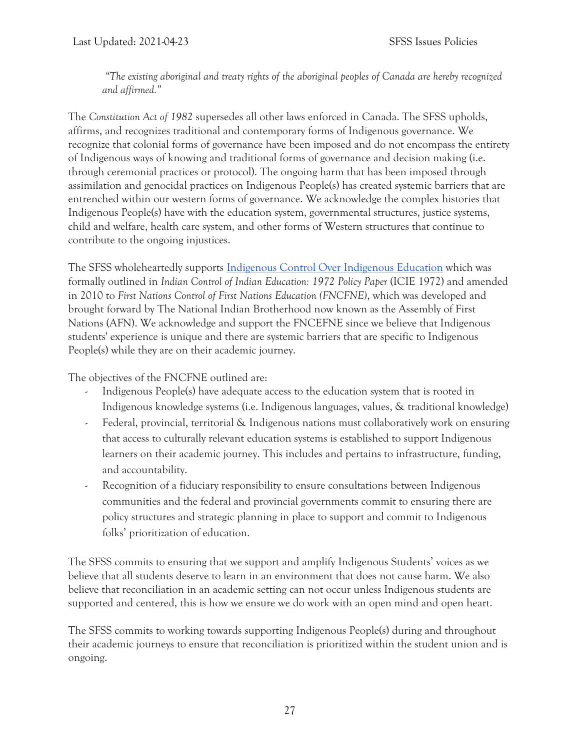> *"The existing aboriginal and treaty rights of the aboriginal peoples of Canada are hereby recognized and affirmed."*

The *Constitution Act of 1982* supersedes all other laws enforced in Canada. The SFSS upholds, affirms, and recognizes traditional and contemporary forms of Indigenous governance. We recognize that colonial forms of governance have been imposed and do not encompass the entirety of Indigenous ways of knowing and traditional forms of governance and decision making (i.e. through ceremonial practices or protocol). The ongoing harm that has been imposed through assimilation and genocidal practices on Indigenous People(s) has created systemic barriers that are entrenched within our western forms of governance. We acknowledge the complex histories that Indigenous People(s) have with the education system, governmental structures, justice systems, child and welfare, health care system, and other forms of Western structures that continue to contribute to the ongoing injustices.

The SFSS wholeheartedly supports [Indigenous Control Over Indigenous Education]() which was formally outlined in *Indian Control of Indian Education: 1972 Policy Paper* (ICIE 1972) and amended in 2010 to *First Nations Control of First Nations Education (FNCFNE)*, which was developed and brought forward by The National Indian Brotherhood now known as the Assembly of First Nations (AFN). We acknowledge and support the FNCEFNE since we believe that Indigenous students' experience is unique and there are systemic barriers that are specific to Indigenous People(s) while they are on their academic journey.

The objectives of the FNCFNE outlined are:

- Indigenous People(s) have adequate access to the education system that is rooted in Indigenous knowledge systems (i.e. Indigenous languages, values, & traditional knowledge)
- Federal, provincial, territorial & Indigenous nations must collaboratively work on ensuring that access to culturally relevant education systems is established to support Indigenous learners on their academic journey. This includes and pertains to infrastructure, funding, and accountability.
- Recognition of a fiduciary responsibility to ensure consultations between Indigenous communities and the federal and provincial governments commit to ensuring there are policy structures and strategic planning in place to support and commit to Indigenous folks' prioritization of education.

The SFSS commits to ensuring that we support and amplify Indigenous Students' voices as we believe that all students deserve to learn in an environment that does not cause harm. We also believe that reconciliation in an academic setting can not occur unless Indigenous students are supported and centered, this is how we ensure we do work with an open mind and open heart.

The SFSS commits to working towards supporting Indigenous People(s) during and throughout their academic journeys to ensure that reconciliation is prioritized within the student union and is ongoing.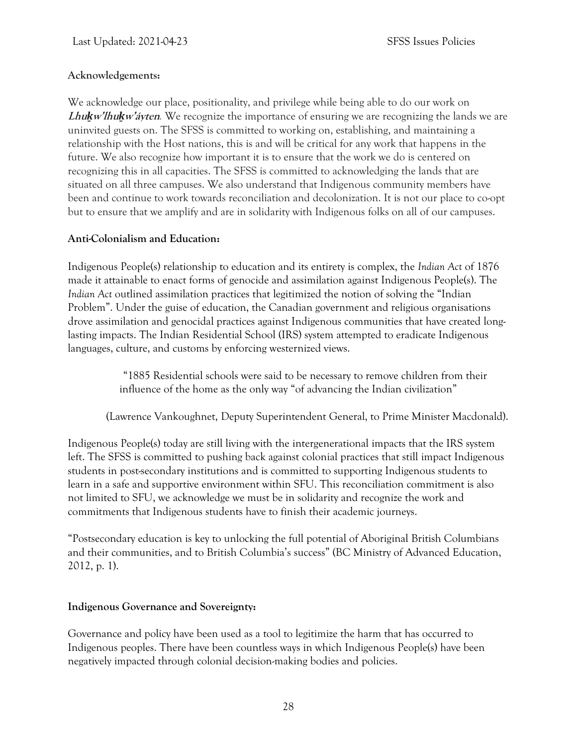**Acknowledgements:**

We acknowledge our place, positionality, and privilege while being able to do our work on ***Lhuḵw'lhuḵw'áyten***. We recognize the importance of ensuring we are recognizing the lands we are uninvited guests on. The SFSS is committed to working on, establishing, and maintaining a relationship with the Host nations, this is and will be critical for any work that happens in the future. We also recognize how important it is to ensure that the work we do is centered on recognizing this in all capacities. The SFSS is committed to acknowledging the lands that are situated on all three campuses. We also understand that Indigenous community members have been and continue to work towards reconciliation and decolonization. It is not our place to co-opt but to ensure that we amplify and are in solidarity with Indigenous folks on all of our campuses.

**Anti-Colonialism and Education:**

Indigenous People(s) relationship to education and its entirety is complex, the *Indian Act* of 1876 made it attainable to enact forms of genocide and assimilation against Indigenous People(s). The *Indian Act* outlined assimilation practices that legitimized the notion of solving the "Indian Problem". Under the guise of education, the Canadian government and religious organisations drove assimilation and genocidal practices against Indigenous communities that have created long-lasting impacts. The Indian Residential School (IRS) system attempted to eradicate Indigenous languages, culture, and customs by enforcing westernized views.

> "1885 Residential schools were said to be necessary to remove children from their influence of the home as the only way "of advancing the Indian civilization"

(Lawrence Vankoughnet, Deputy Superintendent General, to Prime Minister Macdonald).

Indigenous People(s) today are still living with the intergenerational impacts that the IRS system left. The SFSS is committed to pushing back against colonial practices that still impact Indigenous students in post-secondary institutions and is committed to supporting Indigenous students to learn in a safe and supportive environment within SFU. This reconciliation commitment is also not limited to SFU, we acknowledge we must be in solidarity and recognize the work and commitments that Indigenous students have to finish their academic journeys.

"Postsecondary education is key to unlocking the full potential of Aboriginal British Columbians and their communities, and to British Columbia's success" (BC Ministry of Advanced Education, 2012, p. 1).

**Indigenous Governance and Sovereignty:**

Governance and policy have been used as a tool to legitimize the harm that has occurred to Indigenous peoples. There have been countless ways in which Indigenous People(s) have been negatively impacted through colonial decision-making bodies and policies.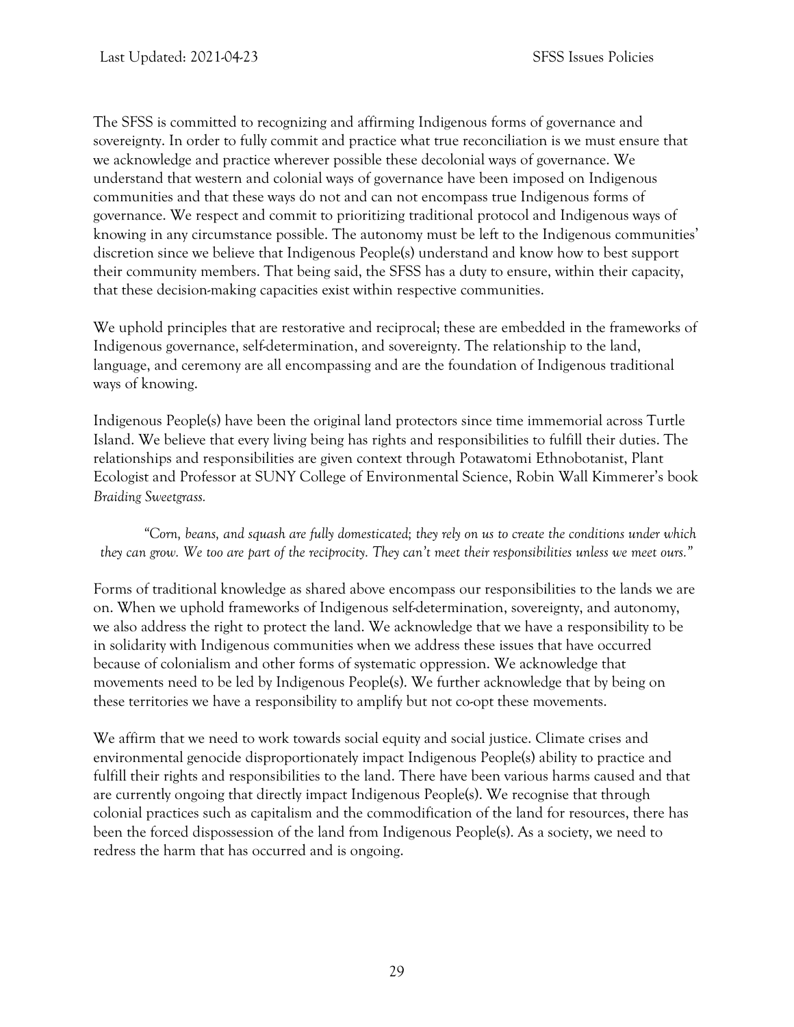The SFSS is committed to recognizing and affirming Indigenous forms of governance and sovereignty. In order to fully commit and practice what true reconciliation is we must ensure that we acknowledge and practice wherever possible these decolonial ways of governance. We understand that western and colonial ways of governance have been imposed on Indigenous communities and that these ways do not and can not encompass true Indigenous forms of governance. We respect and commit to prioritizing traditional protocol and Indigenous ways of knowing in any circumstance possible. The autonomy must be left to the Indigenous communities' discretion since we believe that Indigenous People(s) understand and know how to best support their community members. That being said, the SFSS has a duty to ensure, within their capacity, that these decision-making capacities exist within respective communities.

We uphold principles that are restorative and reciprocal; these are embedded in the frameworks of Indigenous governance, self-determination, and sovereignty. The relationship to the land, language, and ceremony are all encompassing and are the foundation of Indigenous traditional ways of knowing.

Indigenous People(s) have been the original land protectors since time immemorial across Turtle Island. We believe that every living being has rights and responsibilities to fulfill their duties. The relationships and responsibilities are given context through Potawatomi Ethnobotanist, Plant Ecologist and Professor at SUNY College of Environmental Science, Robin Wall Kimmerer's book *Braiding Sweetgrass.*

> *"Corn, beans, and squash are fully domesticated; they rely on us to create the conditions under which they can grow. We too are part of the reciprocity. They can't meet their responsibilities unless we meet ours."*

Forms of traditional knowledge as shared above encompass our responsibilities to the lands we are on. When we uphold frameworks of Indigenous self-determination, sovereignty, and autonomy, we also address the right to protect the land. We acknowledge that we have a responsibility to be in solidarity with Indigenous communities when we address these issues that have occurred because of colonialism and other forms of systematic oppression. We acknowledge that movements need to be led by Indigenous People(s). We further acknowledge that by being on these territories we have a responsibility to amplify but not co-opt these movements.

We affirm that we need to work towards social equity and social justice. Climate crises and environmental genocide disproportionately impact Indigenous People(s) ability to practice and fulfill their rights and responsibilities to the land. There have been various harms caused and that are currently ongoing that directly impact Indigenous People(s). We recognise that through colonial practices such as capitalism and the commodification of the land for resources, there has been the forced dispossession of the land from Indigenous People(s). As a society, we need to redress the harm that has occurred and is ongoing.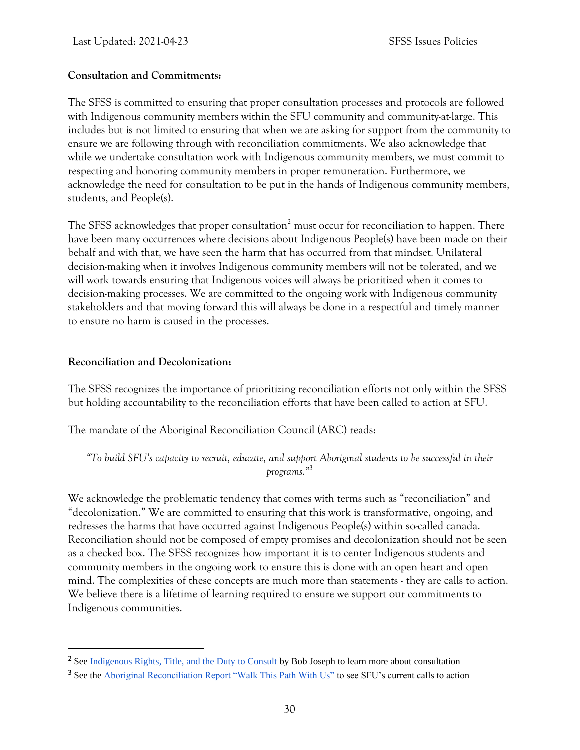**Consultation and Commitments:**

The SFSS is committed to ensuring that proper consultation processes and protocols are followed with Indigenous community members within the SFU community and community-at-large. This includes but is not limited to ensuring that when we are asking for support from the community to ensure we are following through with reconciliation commitments. We also acknowledge that while we undertake consultation work with Indigenous community members, we must commit to respecting and honoring community members in proper remuneration. Furthermore, we acknowledge the need for consultation to be put in the hands of Indigenous community members, students, and People(s).

The SFSS acknowledges that proper consultation[2] must occur for reconciliation to happen. There have been many occurrences where decisions about Indigenous People(s) have been made on their behalf and with that, we have seen the harm that has occurred from that mindset. Unilateral decision-making when it involves Indigenous community members will not be tolerated, and we will work towards ensuring that Indigenous voices will always be prioritized when it comes to decision-making processes. We are committed to the ongoing work with Indigenous community stakeholders and that moving forward this will always be done in a respectful and timely manner to ensure no harm is caused in the processes.

**Reconciliation and Decolonization:**

The SFSS recognizes the importance of prioritizing reconciliation efforts not only within the SFSS but holding accountability to the reconciliation efforts that have been called to action at SFU.

The mandate of the Aboriginal Reconciliation Council (ARC) reads:

> *"To build SFU's capacity to recruit, educate, and support Aboriginal students to be successful in their programs."*[3]

We acknowledge the problematic tendency that comes with terms such as "reconciliation" and "decolonization." We are committed to ensuring that this work is transformative, ongoing, and redresses the harms that have occurred against Indigenous People(s) within so-called canada. Reconciliation should not be composed of empty promises and decolonization should not be seen as a checked box. The SFSS recognizes how important it is to center Indigenous students and community members in the ongoing work to ensure this is done with an open heart and open mind. The complexities of these concepts are much more than statements - they are calls to action. We believe there is a lifetime of learning required to ensure we support our commitments to Indigenous communities.

---

[2] See Indigenous Rights, Title, and the Duty to Consult by Bob Joseph to learn more about consultation

[3] See the Aboriginal Reconciliation Report "Walk This Path With Us" to see SFU's current calls to action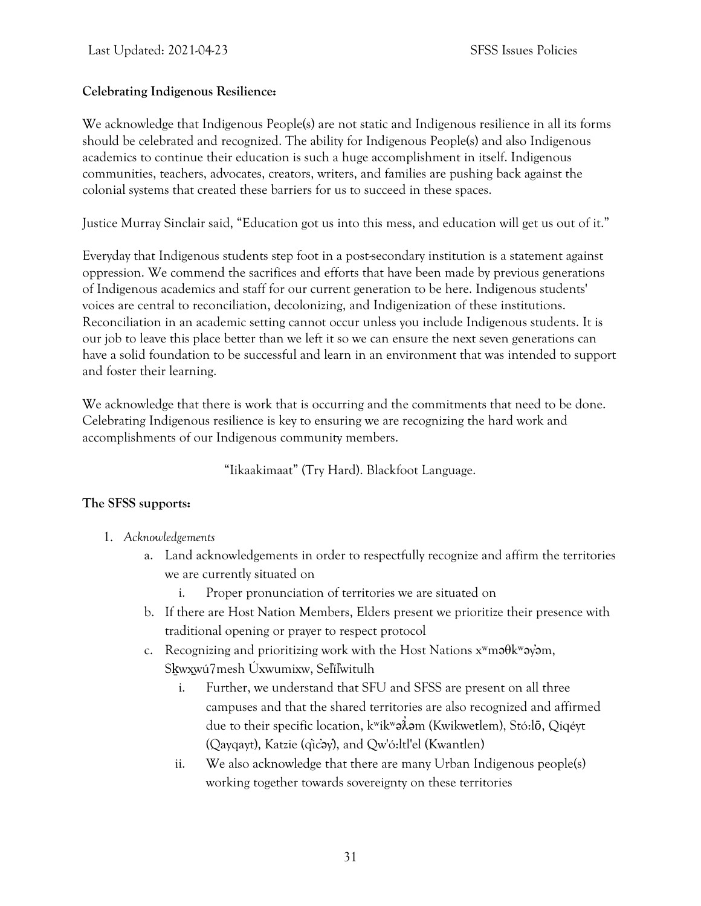**Celebrating Indigenous Resilience:**

We acknowledge that Indigenous People(s) are not static and Indigenous resilience in all its forms should be celebrated and recognized. The ability for Indigenous People(s) and also Indigenous academics to continue their education is such a huge accomplishment in itself. Indigenous communities, teachers, advocates, creators, writers, and families are pushing back against the colonial systems that created these barriers for us to succeed in these spaces.

Justice Murray Sinclair said, "Education got us into this mess, and education will get us out of it."

Everyday that Indigenous students step foot in a post-secondary institution is a statement against oppression. We commend the sacrifices and efforts that have been made by previous generations of Indigenous academics and staff for our current generation to be here. Indigenous students' voices are central to reconciliation, decolonizing, and Indigenization of these institutions. Reconciliation in an academic setting cannot occur unless you include Indigenous students. It is our job to leave this place better than we left it so we can ensure the next seven generations can have a solid foundation to be successful and learn in an environment that was intended to support and foster their learning.

We acknowledge that there is work that is occurring and the commitments that need to be done. Celebrating Indigenous resilience is key to ensuring we are recognizing the hard work and accomplishments of our Indigenous community members.

"Iikaakimaat" (Try Hard). Blackfoot Language.

**The SFSS supports:**

1. *Acknowledgements*
   a. Land acknowledgements in order to respectfully recognize and affirm the territories we are currently situated on
      i. Proper pronunciation of territories we are situated on
   b. If there are Host Nation Members, Elders present we prioritize their presence with traditional opening or prayer to respect protocol
   c. Recognizing and prioritizing work with the Host Nations xʷməθkʷəy̓əm, Sḵwx̱wú7mesh Úxwumixw, Sel̓íl̓witulh
      i. Further, we understand that SFU and SFSS are present on all three campuses and that the shared territories are also recognized and affirmed due to their specific location, kʷikʷəƛ̓əm (Kwikwetlem), Stó:lō, Qiqéyt (Qayqayt), Katzie (q̓ic̓əy̓), and Qw'ó:ltl'el (Kwantlen)
      ii. We also acknowledge that there are many Urban Indigenous people(s) working together towards sovereignty on these territories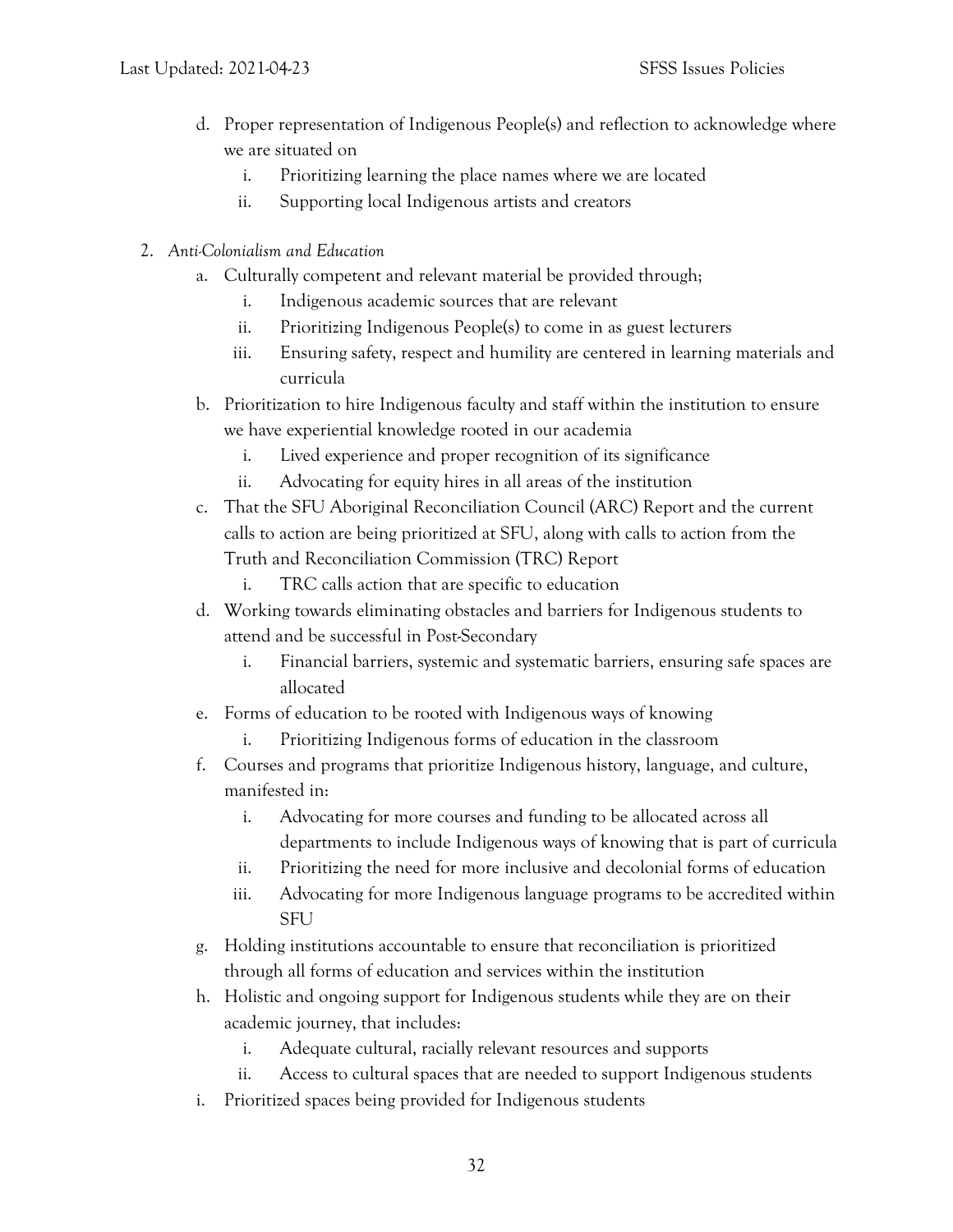d. Proper representation of Indigenous People(s) and reflection to acknowledge where we are situated on
    i. Prioritizing learning the place names where we are located
    ii. Supporting local Indigenous artists and creators

2. *Anti-Colonialism and Education*
    a. Culturally competent and relevant material be provided through;
        i. Indigenous academic sources that are relevant
        ii. Prioritizing Indigenous People(s) to come in as guest lecturers
        iii. Ensuring safety, respect and humility are centered in learning materials and curricula
    b. Prioritization to hire Indigenous faculty and staff within the institution to ensure we have experiential knowledge rooted in our academia
        i. Lived experience and proper recognition of its significance
        ii. Advocating for equity hires in all areas of the institution
    c. That the SFU Aboriginal Reconciliation Council (ARC) Report and the current calls to action are being prioritized at SFU, along with calls to action from the Truth and Reconciliation Commission (TRC) Report
        i. TRC calls action that are specific to education
    d. Working towards eliminating obstacles and barriers for Indigenous students to attend and be successful in Post-Secondary
        i. Financial barriers, systemic and systematic barriers, ensuring safe spaces are allocated
    e. Forms of education to be rooted with Indigenous ways of knowing
        i. Prioritizing Indigenous forms of education in the classroom
    f. Courses and programs that prioritize Indigenous history, language, and culture, manifested in:
        i. Advocating for more courses and funding to be allocated across all departments to include Indigenous ways of knowing that is part of curricula
        ii. Prioritizing the need for more inclusive and decolonial forms of education
        iii. Advocating for more Indigenous language programs to be accredited within SFU
    g. Holding institutions accountable to ensure that reconciliation is prioritized through all forms of education and services within the institution
    h. Holistic and ongoing support for Indigenous students while they are on their academic journey, that includes:
        i. Adequate cultural, racially relevant resources and supports
        ii. Access to cultural spaces that are needed to support Indigenous students
    i. Prioritized spaces being provided for Indigenous students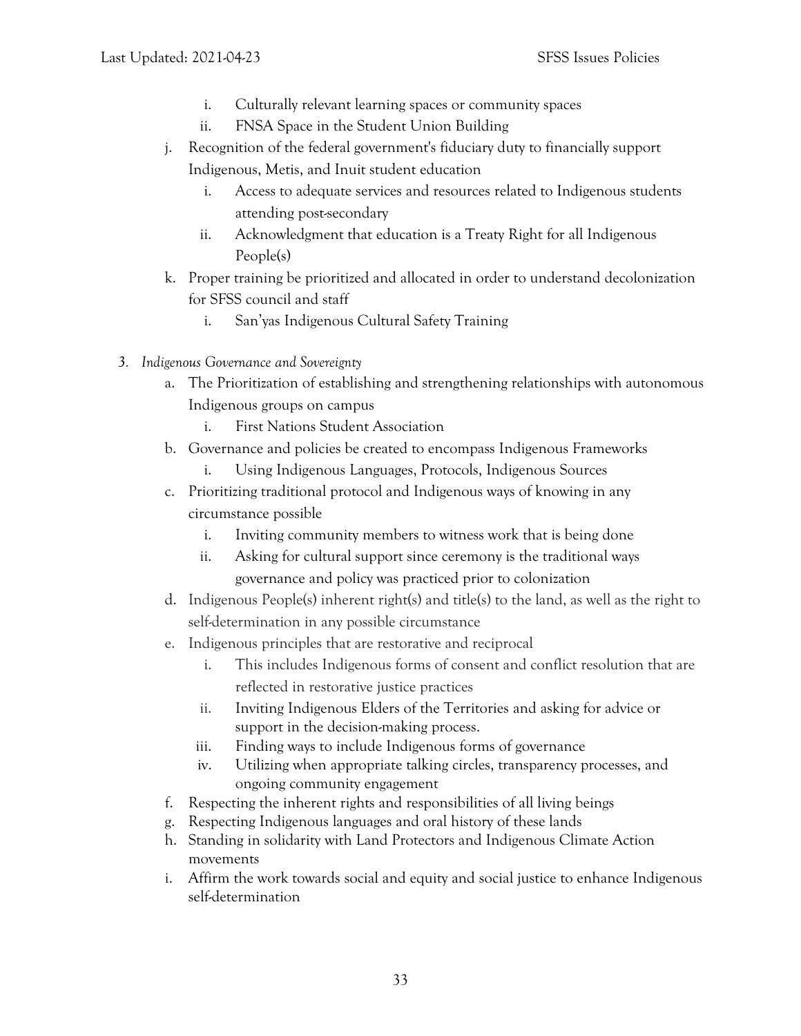i. Culturally relevant learning spaces or community spaces
   ii. FNSA Space in the Student Union Building

j. Recognition of the federal government's fiduciary duty to financially support Indigenous, Metis, and Inuit student education
   i. Access to adequate services and resources related to Indigenous students attending post-secondary
   ii. Acknowledgment that education is a Treaty Right for all Indigenous People(s)

k. Proper training be prioritized and allocated in order to understand decolonization for SFSS council and staff
   i. San'yas Indigenous Cultural Safety Training

3. *Indigenous Governance and Sovereignty*

   a. The Prioritization of establishing and strengthening relationships with autonomous Indigenous groups on campus
      i. First Nations Student Association

   b. Governance and policies be created to encompass Indigenous Frameworks
      i. Using Indigenous Languages, Protocols, Indigenous Sources

   c. Prioritizing traditional protocol and Indigenous ways of knowing in any circumstance possible
      i. Inviting community members to witness work that is being done
      ii. Asking for cultural support since ceremony is the traditional ways governance and policy was practiced prior to colonization

   d. Indigenous People(s) inherent right(s) and title(s) to the land, as well as the right to self-determination in any possible circumstance

   e. Indigenous principles that are restorative and reciprocal
      i. This includes Indigenous forms of consent and conflict resolution that are reflected in restorative justice practices
      ii. Inviting Indigenous Elders of the Territories and asking for advice or support in the decision-making process.
      iii. Finding ways to include Indigenous forms of governance
      iv. Utilizing when appropriate talking circles, transparency processes, and ongoing community engagement

   f. Respecting the inherent rights and responsibilities of all living beings

   g. Respecting Indigenous languages and oral history of these lands

   h. Standing in solidarity with Land Protectors and Indigenous Climate Action movements

   i. Affirm the work towards social and equity and social justice to enhance Indigenous self-determination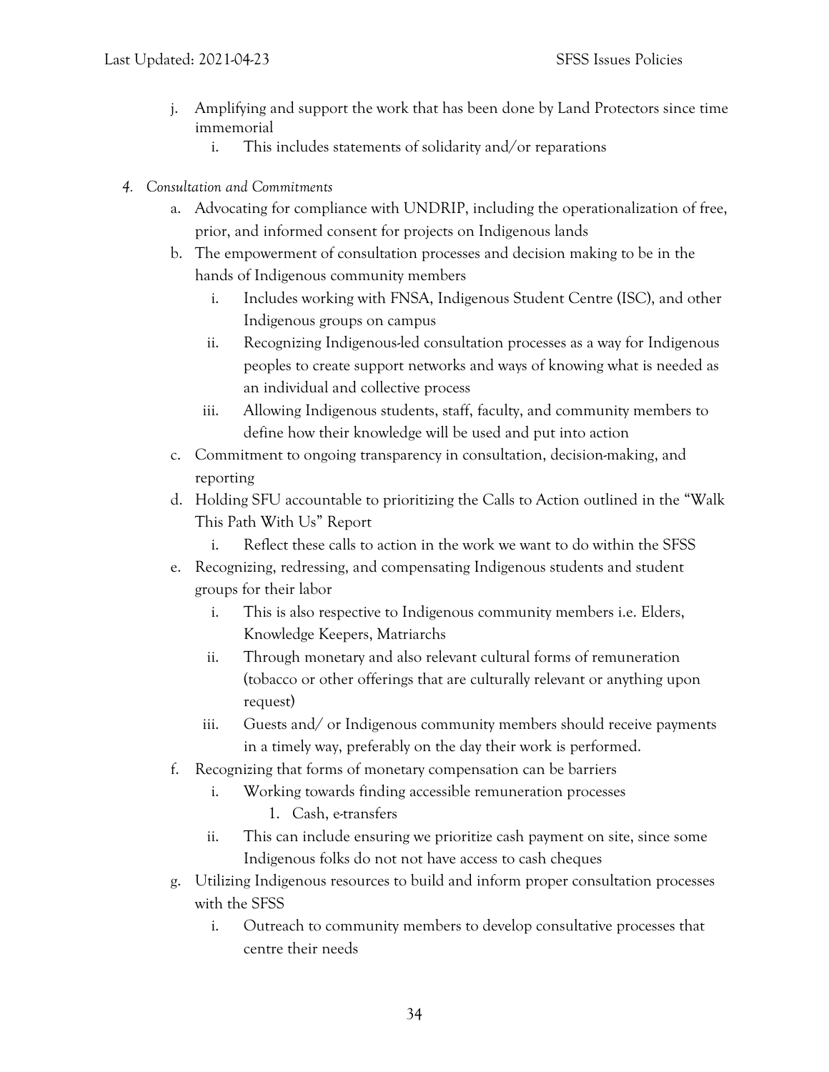j. Amplifying and support the work that has been done by Land Protectors since time immemorial
    i. This includes statements of solidarity and/or reparations

4. *Consultation and Commitments*
    a. Advocating for compliance with UNDRIP, including the operationalization of free, prior, and informed consent for projects on Indigenous lands
    b. The empowerment of consultation processes and decision making to be in the hands of Indigenous community members
        i. Includes working with FNSA, Indigenous Student Centre (ISC), and other Indigenous groups on campus
        ii. Recognizing Indigenous-led consultation processes as a way for Indigenous peoples to create support networks and ways of knowing what is needed as an individual and collective process
        iii. Allowing Indigenous students, staff, faculty, and community members to define how their knowledge will be used and put into action
    c. Commitment to ongoing transparency in consultation, decision-making, and reporting
    d. Holding SFU accountable to prioritizing the Calls to Action outlined in the "Walk This Path With Us" Report
        i. Reflect these calls to action in the work we want to do within the SFSS
    e. Recognizing, redressing, and compensating Indigenous students and student groups for their labor
        i. This is also respective to Indigenous community members i.e. Elders, Knowledge Keepers, Matriarchs
        ii. Through monetary and also relevant cultural forms of remuneration (tobacco or other offerings that are culturally relevant or anything upon request)
        iii. Guests and/ or Indigenous community members should receive payments in a timely way, preferably on the day their work is performed.
    f. Recognizing that forms of monetary compensation can be barriers
        i. Working towards finding accessible remuneration processes
            1. Cash, e-transfers
        ii. This can include ensuring we prioritize cash payment on site, since some Indigenous folks do not not have access to cash cheques
    g. Utilizing Indigenous resources to build and inform proper consultation processes with the SFSS
        i. Outreach to community members to develop consultative processes that centre their needs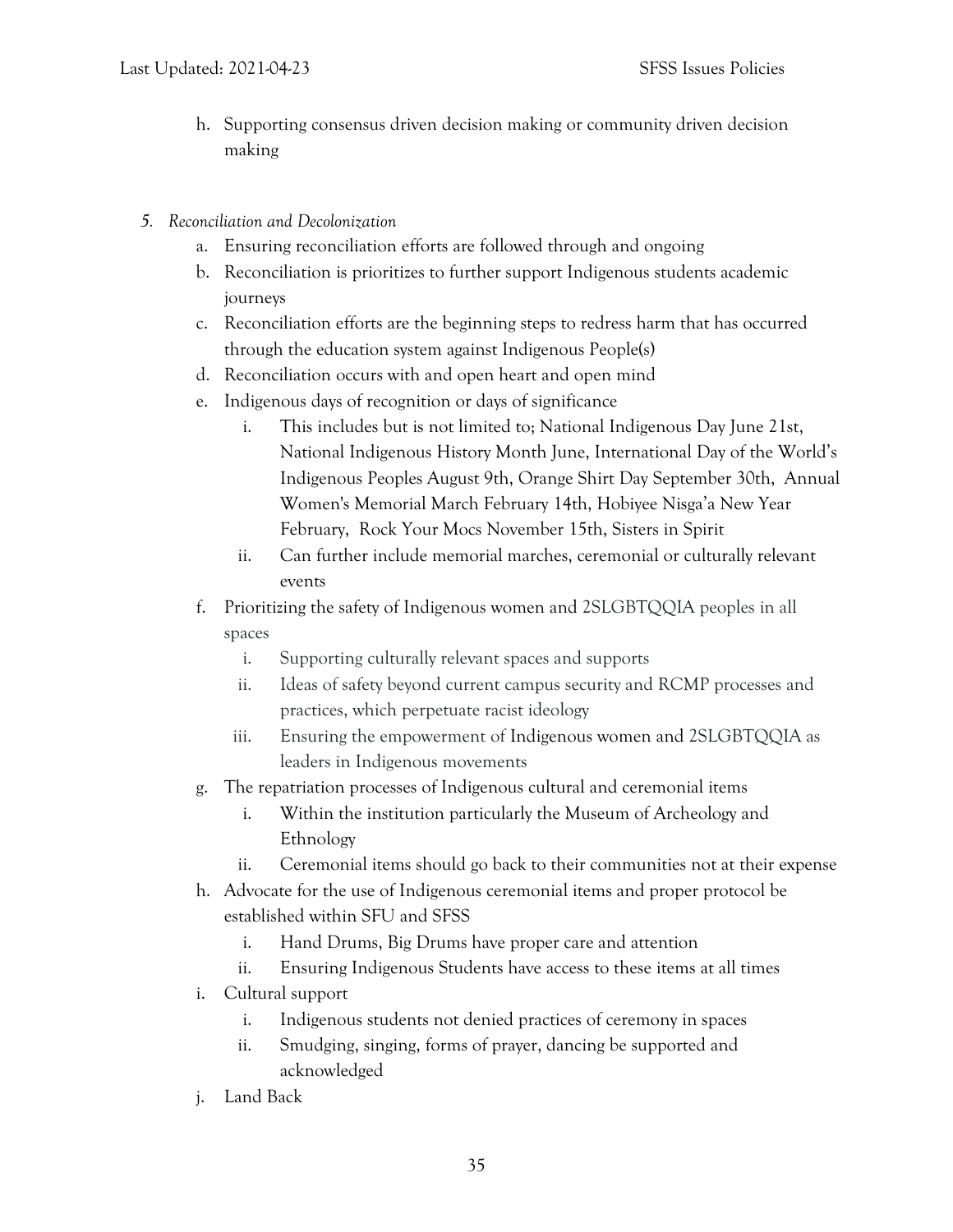h. Supporting consensus driven decision making or community driven decision making

5. *Reconciliation and Decolonization*
   a. Ensuring reconciliation efforts are followed through and ongoing
   b. Reconciliation is prioritizes to further support Indigenous students academic journeys
   c. Reconciliation efforts are the beginning steps to redress harm that has occurred through the education system against Indigenous People(s)
   d. Reconciliation occurs with and open heart and open mind
   e. Indigenous days of recognition or days of significance
      i. This includes but is not limited to; National Indigenous Day June 21st, National Indigenous History Month June, International Day of the World's Indigenous Peoples August 9th, Orange Shirt Day September 30th, Annual Women's Memorial March February 14th, Hobiyee Nisga'a New Year February, Rock Your Mocs November 15th, Sisters in Spirit
      ii. Can further include memorial marches, ceremonial or culturally relevant events
   f. Prioritizing the safety of Indigenous women and 2SLGBTQQIA peoples in all spaces
      i. Supporting culturally relevant spaces and supports
      ii. Ideas of safety beyond current campus security and RCMP processes and practices, which perpetuate racist ideology
      iii. Ensuring the empowerment of Indigenous women and 2SLGBTQQIA as leaders in Indigenous movements
   g. The repatriation processes of Indigenous cultural and ceremonial items
      i. Within the institution particularly the Museum of Archeology and Ethnology
      ii. Ceremonial items should go back to their communities not at their expense
   h. Advocate for the use of Indigenous ceremonial items and proper protocol be established within SFU and SFSS
      i. Hand Drums, Big Drums have proper care and attention
      ii. Ensuring Indigenous Students have access to these items at all times
   i. Cultural support
      i. Indigenous students not denied practices of ceremony in spaces
      ii. Smudging, singing, forms of prayer, dancing be supported and acknowledged
   j. Land Back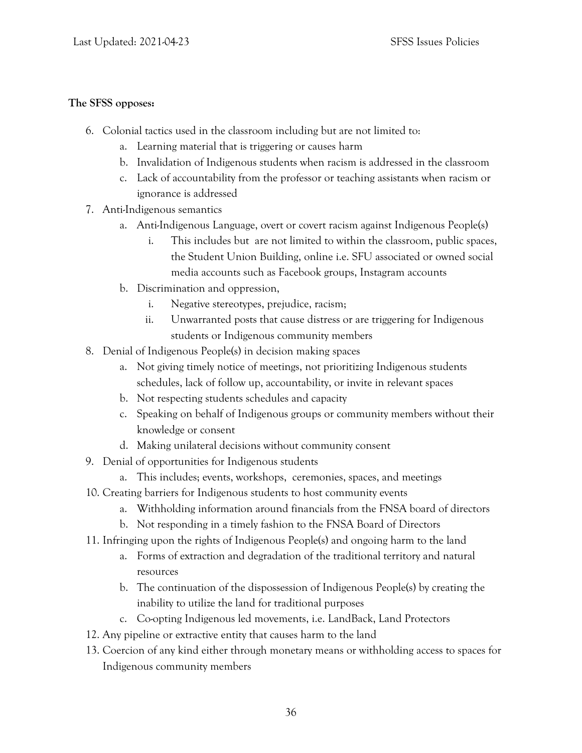**The SFSS opposes:**

6. Colonial tactics used in the classroom including but are not limited to:
    a. Learning material that is triggering or causes harm
    b. Invalidation of Indigenous students when racism is addressed in the classroom
    c. Lack of accountability from the professor or teaching assistants when racism or ignorance is addressed
7. Anti-Indigenous semantics
    a. Anti-Indigenous Language, overt or covert racism against Indigenous People(s)
        i. This includes but  are not limited to within the classroom, public spaces, the Student Union Building, online i.e. SFU associated or owned social media accounts such as Facebook groups, Instagram accounts
    b. Discrimination and oppression,
        i. Negative stereotypes, prejudice, racism;
        ii. Unwarranted posts that cause distress or are triggering for Indigenous students or Indigenous community members
8. Denial of Indigenous People(s) in decision making spaces
    a. Not giving timely notice of meetings, not prioritizing Indigenous students schedules, lack of follow up, accountability, or invite in relevant spaces
    b. Not respecting students schedules and capacity
    c. Speaking on behalf of Indigenous groups or community members without their knowledge or consent
    d. Making unilateral decisions without community consent
9. Denial of opportunities for Indigenous students
    a. This includes; events, workshops,  ceremonies, spaces, and meetings
10. Creating barriers for Indigenous students to host community events
    a. Withholding information around financials from the FNSA board of directors
    b. Not responding in a timely fashion to the FNSA Board of Directors
11. Infringing upon the rights of Indigenous People(s) and ongoing harm to the land
    a. Forms of extraction and degradation of the traditional territory and natural resources
    b. The continuation of the dispossession of Indigenous People(s) by creating the inability to utilize the land for traditional purposes
    c. Co-opting Indigenous led movements, i.e. LandBack, Land Protectors
12. Any pipeline or extractive entity that causes harm to the land
13. Coercion of any kind either through monetary means or withholding access to spaces for Indigenous community members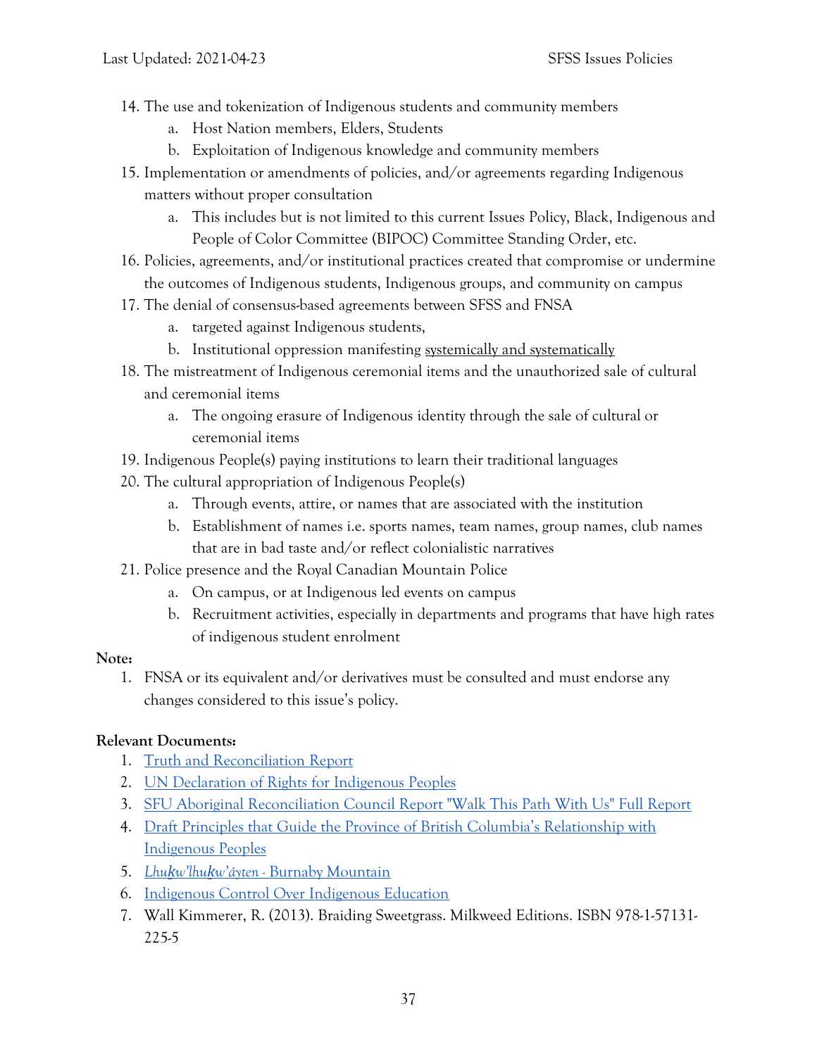14. The use and tokenization of Indigenous students and community members
    a. Host Nation members, Elders, Students
    b. Exploitation of Indigenous knowledge and community members
15. Implementation or amendments of policies, and/or agreements regarding Indigenous matters without proper consultation
    a. This includes but is not limited to this current Issues Policy, Black, Indigenous and People of Color Committee (BIPOC) Committee Standing Order, etc.
16. Policies, agreements, and/or institutional practices created that compromise or undermine the outcomes of Indigenous students, Indigenous groups, and community on campus
17. The denial of consensus-based agreements between SFSS and FNSA
    a. targeted against Indigenous students,
    b. Institutional oppression manifesting systemically and systematically
18. The mistreatment of Indigenous ceremonial items and the unauthorized sale of cultural and ceremonial items
    a. The ongoing erasure of Indigenous identity through the sale of cultural or ceremonial items
19. Indigenous People(s) paying institutions to learn their traditional languages
20. The cultural appropriation of Indigenous People(s)
    a. Through events, attire, or names that are associated with the institution
    b. Establishment of names i.e. sports names, team names, group names, club names that are in bad taste and/or reflect colonialistic narratives
21. Police presence and the Royal Canadian Mountain Police
    a. On campus, or at Indigenous led events on campus
    b. Recruitment activities, especially in departments and programs that have high rates of indigenous student enrolment

**Note:**

1. FNSA or its equivalent and/or derivatives must be consulted and must endorse any changes considered to this issue's policy.

**Relevant Documents:**

1. Truth and Reconciliation Report
2. UN Declaration of Rights for Indigenous Peoples
3. SFU Aboriginal Reconciliation Council Report "Walk This Path With Us" Full Report
4. Draft Principles that Guide the Province of British Columbia's Relationship with Indigenous Peoples
5. *Lhuḵw'lhuḵw'áyten* - Burnaby Mountain
6. Indigenous Control Over Indigenous Education
7. Wall Kimmerer, R. (2013). Braiding Sweetgrass. Milkweed Editions. ISBN 978-1-57131-225-5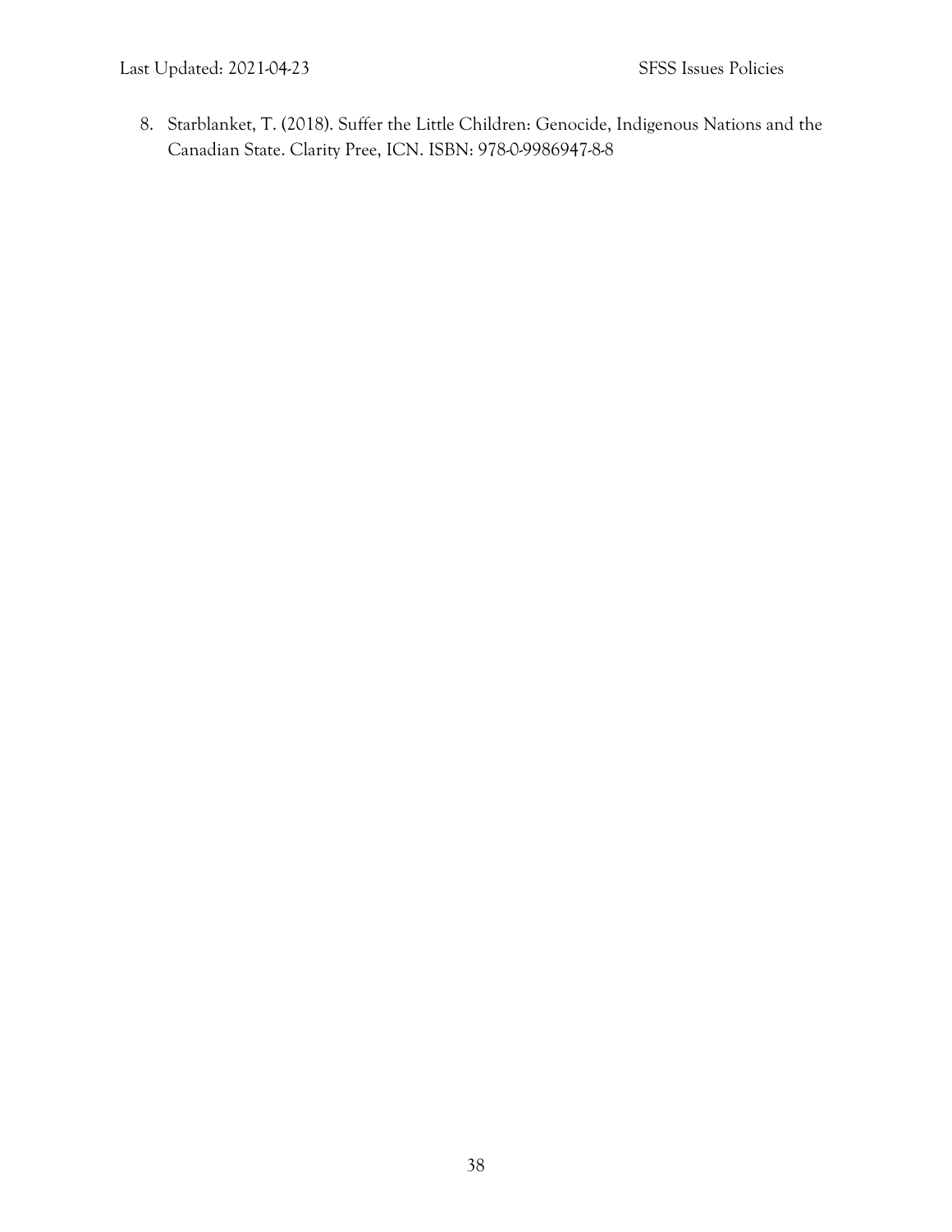8. Starblanket, T. (2018). Suffer the Little Children: Genocide, Indigenous Nations and the Canadian State. Clarity Pree, ICN. ISBN: 978-0-9986947-8-8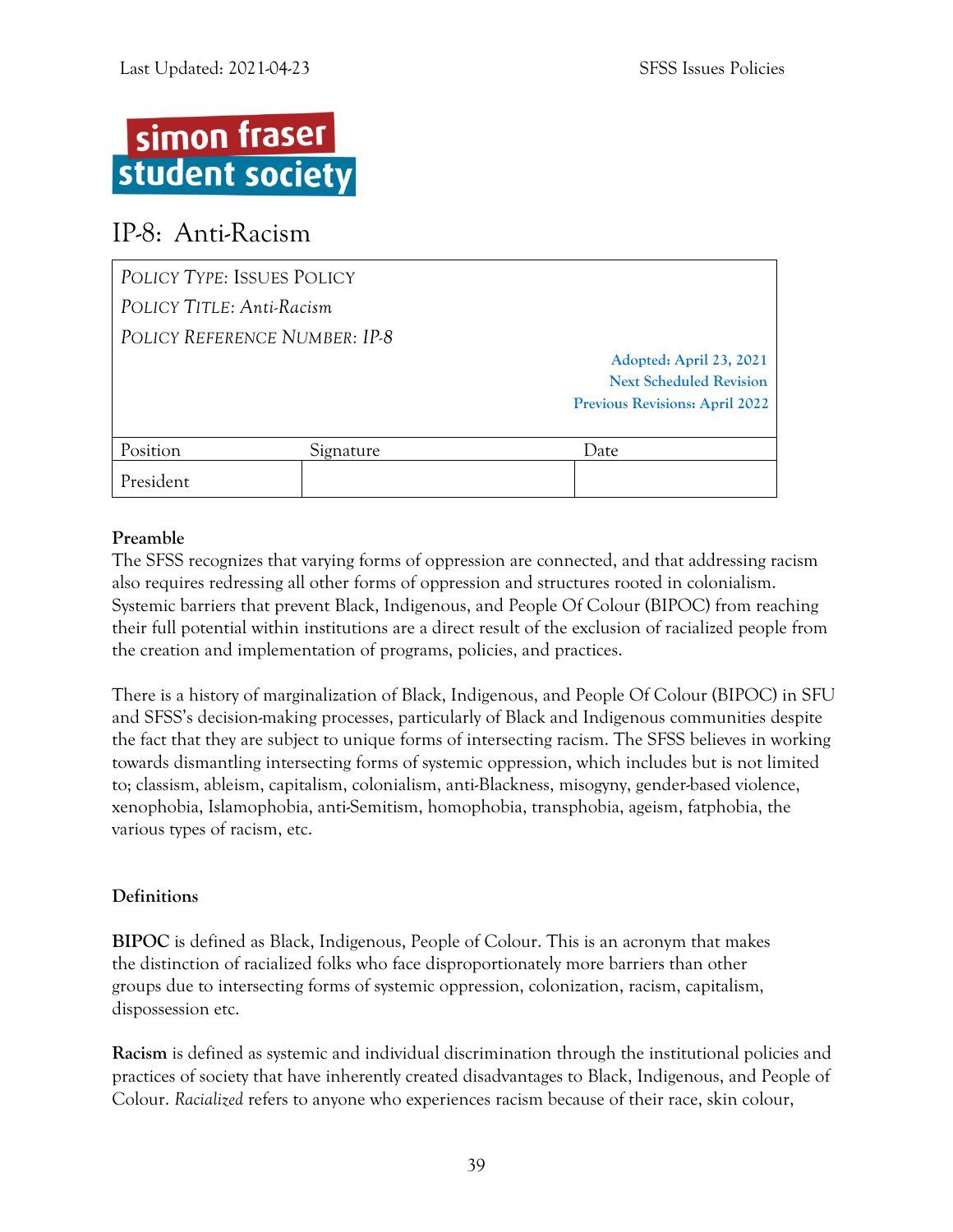simon fraser student society

# IP-8: Anti-Racism

| *Policy Type*: Issues Policy | | |
|---|---|---|
| *Policy Title*: *Anti-Racism* | | |
| *Policy Reference Number*: *IP-8* | | |
| | | Adopted: April 23, 2021<br>Next Scheduled Revision<br>Previous Revisions: April 2022 |
| Position | Signature | Date |
| President | | |

**Preamble**

The SFSS recognizes that varying forms of oppression are connected, and that addressing racism also requires redressing all other forms of oppression and structures rooted in colonialism. Systemic barriers that prevent Black, Indigenous, and People Of Colour (BIPOC) from reaching their full potential within institutions are a direct result of the exclusion of racialized people from the creation and implementation of programs, policies, and practices.

There is a history of marginalization of Black, Indigenous, and People Of Colour (BIPOC) in SFU and SFSS's decision-making processes, particularly of Black and Indigenous communities despite the fact that they are subject to unique forms of intersecting racism. The SFSS believes in working towards dismantling intersecting forms of systemic oppression, which includes but is not limited to; classism, ableism, capitalism, colonialism, anti-Blackness, misogyny, gender-based violence, xenophobia, Islamophobia, anti-Semitism, homophobia, transphobia, ageism, fatphobia, the various types of racism, etc.

**Definitions**

**BIPOC** is defined as Black, Indigenous, People of Colour. This is an acronym that makes the distinction of racialized folks who face disproportionately more barriers than other groups due to intersecting forms of systemic oppression, colonization, racism, capitalism, dispossession etc.

**Racism** is defined as systemic and individual discrimination through the institutional policies and practices of society that have inherently created disadvantages to Black, Indigenous, and People of Colour. *Racialized* refers to anyone who experiences racism because of their race, skin colour,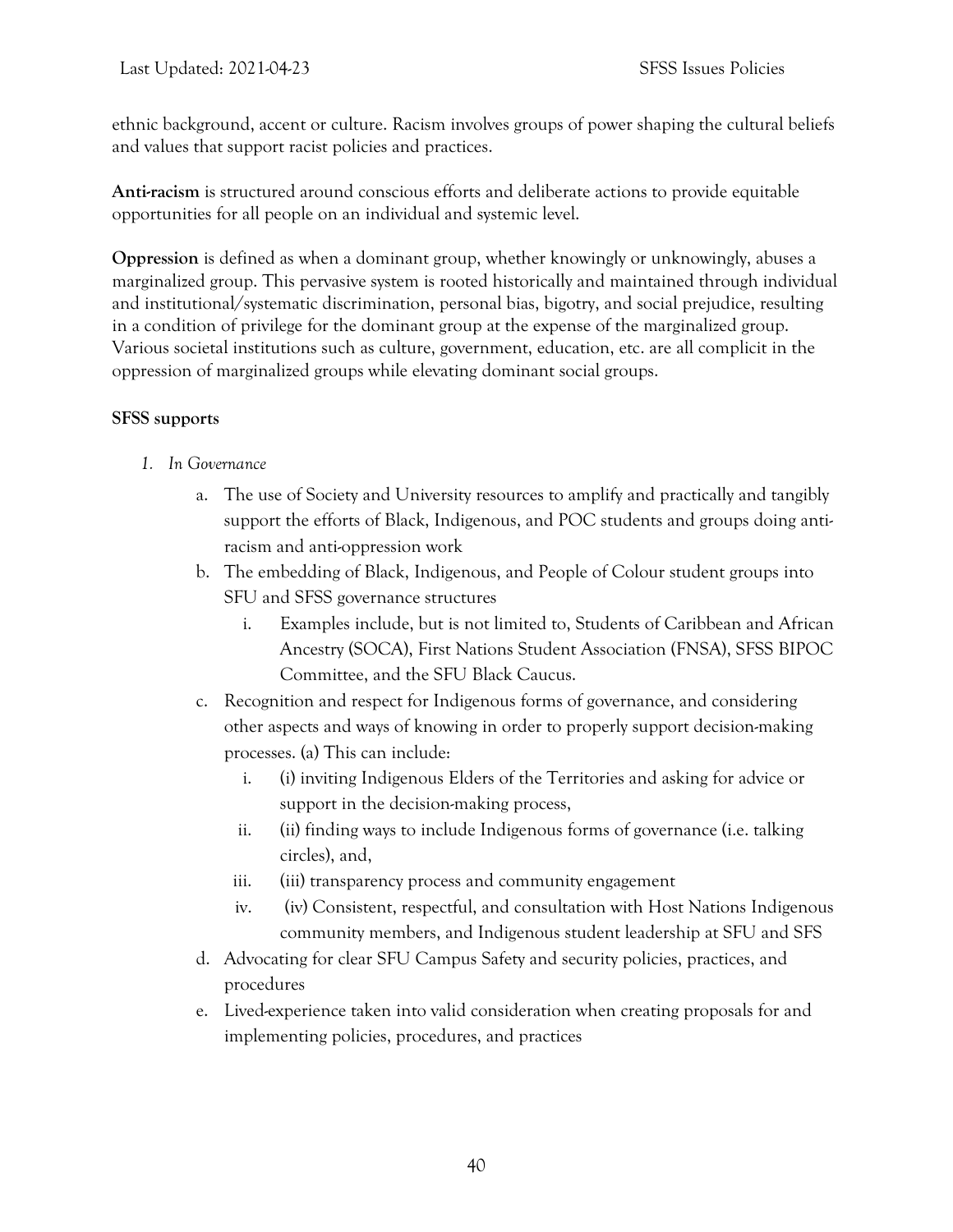ethnic background, accent or culture. Racism involves groups of power shaping the cultural beliefs and values that support racist policies and practices.

**Anti-racism** is structured around conscious efforts and deliberate actions to provide equitable opportunities for all people on an individual and systemic level.

**Oppression** is defined as when a dominant group, whether knowingly or unknowingly, abuses a marginalized group. This pervasive system is rooted historically and maintained through individual and institutional/systematic discrimination, personal bias, bigotry, and social prejudice, resulting in a condition of privilege for the dominant group at the expense of the marginalized group. Various societal institutions such as culture, government, education, etc. are all complicit in the oppression of marginalized groups while elevating dominant social groups.

**SFSS supports**

1. *In Governance*
   a. The use of Society and University resources to amplify and practically and tangibly support the efforts of Black, Indigenous, and POC students and groups doing anti-racism and anti-oppression work
   b. The embedding of Black, Indigenous, and People of Colour student groups into SFU and SFSS governance structures
      i. Examples include, but is not limited to, Students of Caribbean and African Ancestry (SOCA), First Nations Student Association (FNSA), SFSS BIPOC Committee, and the SFU Black Caucus.
   c. Recognition and respect for Indigenous forms of governance, and considering other aspects and ways of knowing in order to properly support decision-making processes. (a) This can include:
      i. (i) inviting Indigenous Elders of the Territories and asking for advice or support in the decision-making process,
      ii. (ii) finding ways to include Indigenous forms of governance (i.e. talking circles), and,
      iii. (iii) transparency process and community engagement
      iv. (iv) Consistent, respectful, and consultation with Host Nations Indigenous community members, and Indigenous student leadership at SFU and SFS
   d. Advocating for clear SFU Campus Safety and security policies, practices, and procedures
   e. Lived-experience taken into valid consideration when creating proposals for and implementing policies, procedures, and practices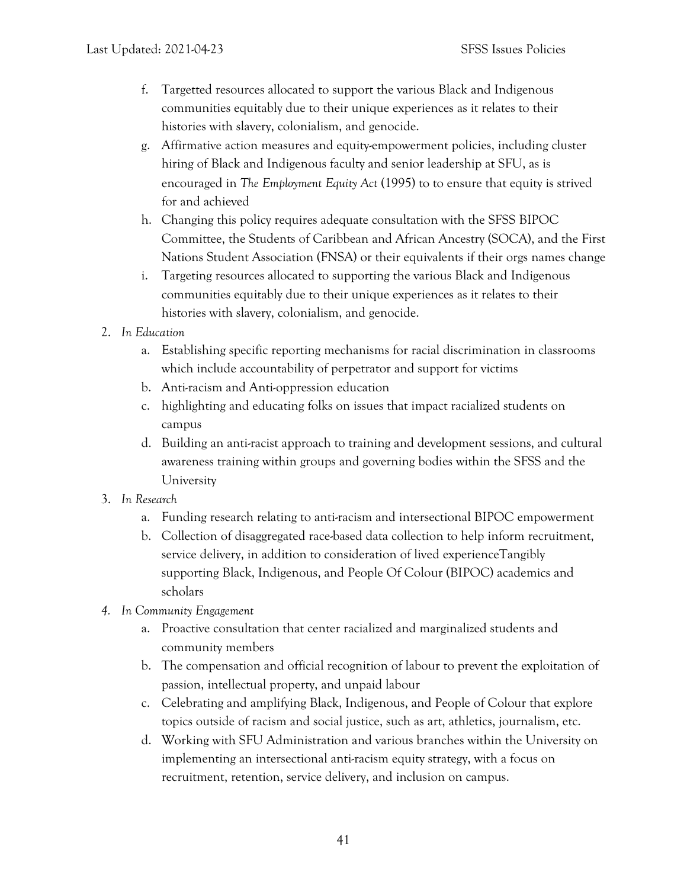f. Targetted resources allocated to support the various Black and Indigenous communities equitably due to their unique experiences as it relates to their histories with slavery, colonialism, and genocide.
g. Affirmative action measures and equity-empowerment policies, including cluster hiring of Black and Indigenous faculty and senior leadership at SFU, as is encouraged in *The Employment Equity Act* (1995) to to ensure that equity is strived for and achieved
h. Changing this policy requires adequate consultation with the SFSS BIPOC Committee, the Students of Caribbean and African Ancestry (SOCA), and the First Nations Student Association (FNSA) or their equivalents if their orgs names change
i. Targeting resources allocated to supporting the various Black and Indigenous communities equitably due to their unique experiences as it relates to their histories with slavery, colonialism, and genocide.

2. *In Education*
   a. Establishing specific reporting mechanisms for racial discrimination in classrooms which include accountability of perpetrator and support for victims
   b. Anti-racism and Anti-oppression education
   c. highlighting and educating folks on issues that impact racialized students on campus
   d. Building an anti-racist approach to training and development sessions, and cultural awareness training within groups and governing bodies within the SFSS and the University
3. *In Research*
   a. Funding research relating to anti-racism and intersectional BIPOC empowerment
   b. Collection of disaggregated race-based data collection to help inform recruitment, service delivery, in addition to consideration of lived experienceTangibly supporting Black, Indigenous, and People Of Colour (BIPOC) academics and scholars
4. *In Community Engagement*
   a. Proactive consultation that center racialized and marginalized students and community members
   b. The compensation and official recognition of labour to prevent the exploitation of passion, intellectual property, and unpaid labour
   c. Celebrating and amplifying Black, Indigenous, and People of Colour that explore topics outside of racism and social justice, such as art, athletics, journalism, etc.
   d. Working with SFU Administration and various branches within the University on implementing an intersectional anti-racism equity strategy, with a focus on recruitment, retention, service delivery, and inclusion on campus.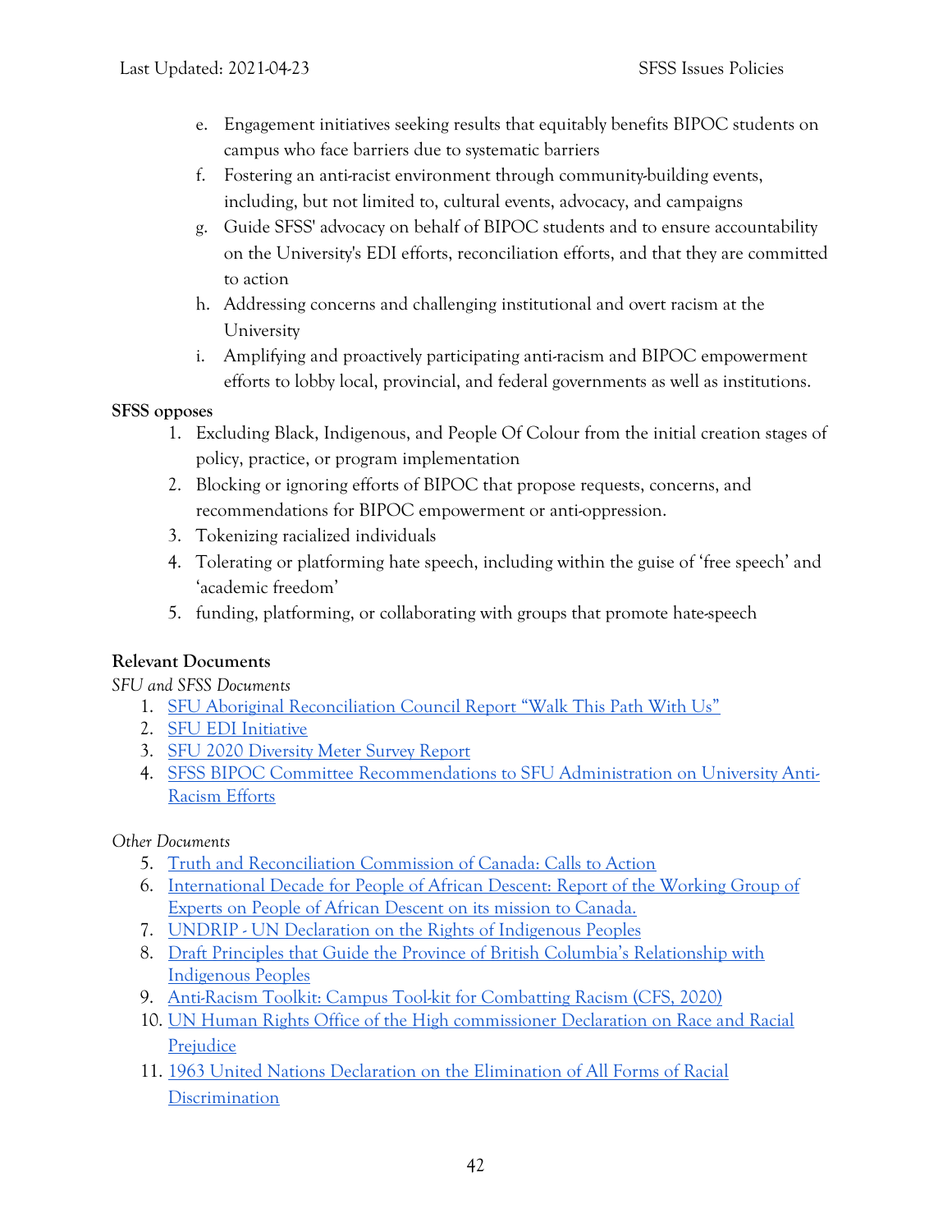e. Engagement initiatives seeking results that equitably benefits BIPOC students on campus who face barriers due to systematic barriers
f. Fostering an anti-racist environment through community-building events, including, but not limited to, cultural events, advocacy, and campaigns
g. Guide SFSS' advocacy on behalf of BIPOC students and to ensure accountability on the University's EDI efforts, reconciliation efforts, and that they are committed to action
h. Addressing concerns and challenging institutional and overt racism at the University
i. Amplifying and proactively participating anti-racism and BIPOC empowerment efforts to lobby local, provincial, and federal governments as well as institutions.

**SFSS opposes**

1. Excluding Black, Indigenous, and People Of Colour from the initial creation stages of policy, practice, or program implementation
2. Blocking or ignoring efforts of BIPOC that propose requests, concerns, and recommendations for BIPOC empowerment or anti-oppression.
3. Tokenizing racialized individuals
4. Tolerating or platforming hate speech, including within the guise of 'free speech' and 'academic freedom'
5. funding, platforming, or collaborating with groups that promote hate-speech

**Relevant Documents**

*SFU and SFSS Documents*

1. SFU Aboriginal Reconciliation Council Report "Walk This Path With Us"
2. SFU EDI Initiative
3. SFU 2020 Diversity Meter Survey Report
4. SFSS BIPOC Committee Recommendations to SFU Administration on University Anti-Racism Efforts

*Other Documents*

5. Truth and Reconciliation Commission of Canada: Calls to Action
6. International Decade for People of African Descent: Report of the Working Group of Experts on People of African Descent on its mission to Canada.
7. UNDRIP - UN Declaration on the Rights of Indigenous Peoples
8. Draft Principles that Guide the Province of British Columbia's Relationship with Indigenous Peoples
9. Anti-Racism Toolkit: Campus Tool-kit for Combatting Racism (CFS, 2020)
10. UN Human Rights Office of the High commissioner Declaration on Race and Racial Prejudice
11. 1963 United Nations Declaration on the Elimination of All Forms of Racial Discrimination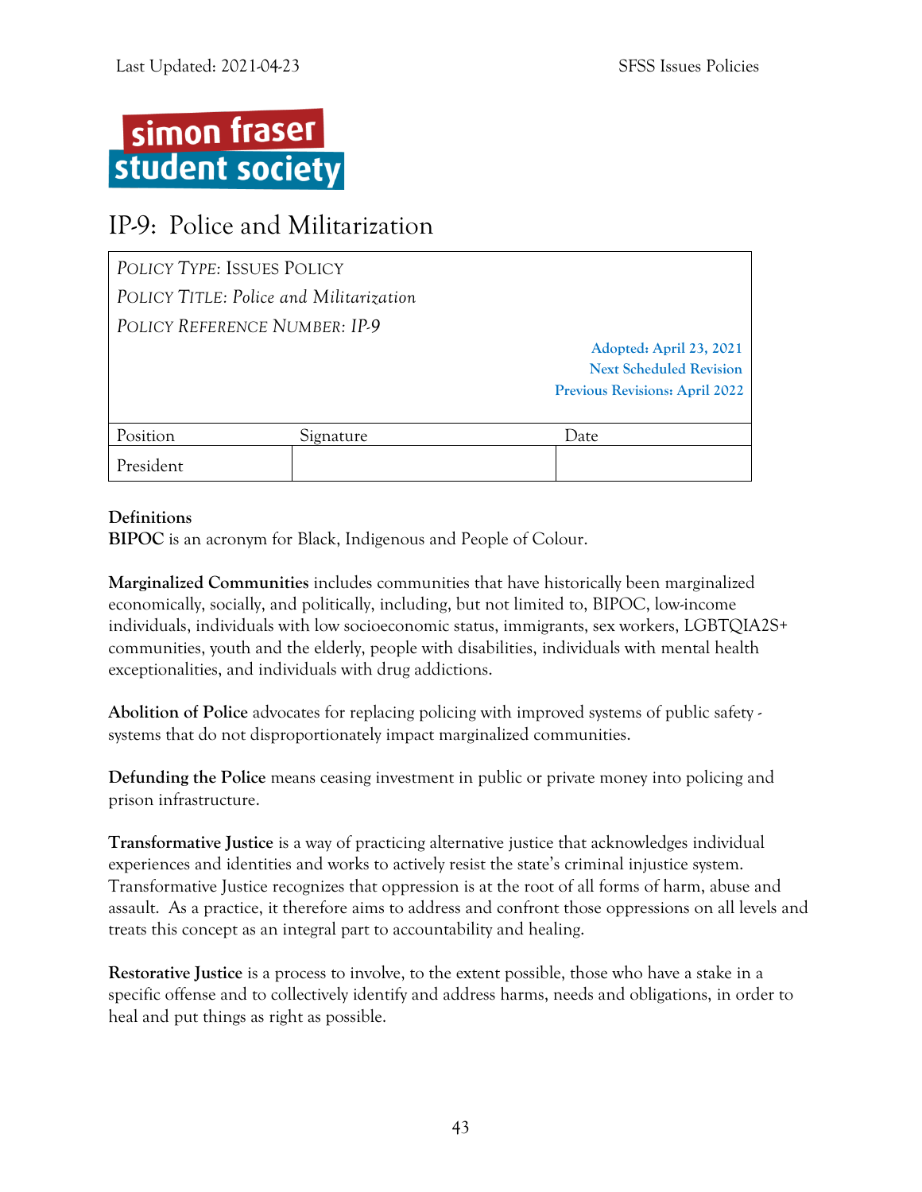# IP-9: Police and Militarization

| *POLICY TYPE: ISSUES POLICY* | | |
|---|---|---|
| *POLICY TITLE: Police and Militarization* | | |
| *POLICY REFERENCE NUMBER: IP-9* | | |
| | | **Adopted: April 23, 2021**<br>**Next Scheduled Revision**<br>**Previous Revisions: April 2022** |
| Position | Signature | Date |
| President | | |

**Definitions**

**BIPOC** is an acronym for Black, Indigenous and People of Colour.

**Marginalized Communities** includes communities that have historically been marginalized economically, socially, and politically, including, but not limited to, BIPOC, low-income individuals, individuals with low socioeconomic status, immigrants, sex workers, LGBTQIA2S+ communities, youth and the elderly, people with disabilities, individuals with mental health exceptionalities, and individuals with drug addictions.

**Abolition of Police** advocates for replacing policing with improved systems of public safety - systems that do not disproportionately impact marginalized communities.

**Defunding the Police** means ceasing investment in public or private money into policing and prison infrastructure.

**Transformative Justice** is a way of practicing alternative justice that acknowledges individual experiences and identities and works to actively resist the state's criminal injustice system. Transformative Justice recognizes that oppression is at the root of all forms of harm, abuse and assault. As a practice, it therefore aims to address and confront those oppressions on all levels and treats this concept as an integral part to accountability and healing.

**Restorative Justice** is a process to involve, to the extent possible, those who have a stake in a specific offense and to collectively identify and address harms, needs and obligations, in order to heal and put things as right as possible.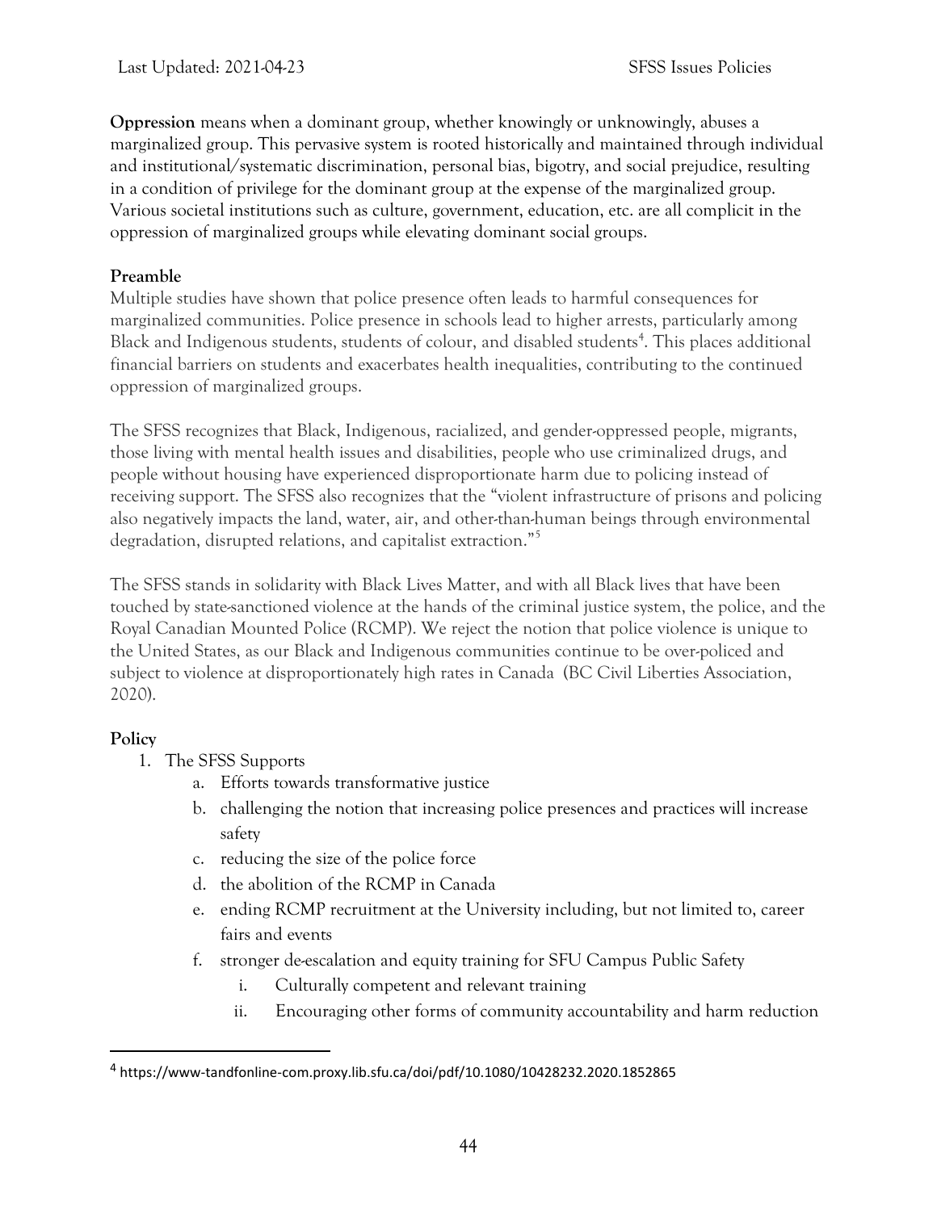**Oppression** means when a dominant group, whether knowingly or unknowingly, abuses a marginalized group. This pervasive system is rooted historically and maintained through individual and institutional/systematic discrimination, personal bias, bigotry, and social prejudice, resulting in a condition of privilege for the dominant group at the expense of the marginalized group. Various societal institutions such as culture, government, education, etc. are all complicit in the oppression of marginalized groups while elevating dominant social groups.

**Preamble**

Multiple studies have shown that police presence often leads to harmful consequences for marginalized communities. Police presence in schools lead to higher arrests, particularly among Black and Indigenous students, students of colour, and disabled students[4]. This places additional financial barriers on students and exacerbates health inequalities, contributing to the continued oppression of marginalized groups.

The SFSS recognizes that Black, Indigenous, racialized, and gender-oppressed people, migrants, those living with mental health issues and disabilities, people who use criminalized drugs, and people without housing have experienced disproportionate harm due to policing instead of receiving support. The SFSS also recognizes that the "violent infrastructure of prisons and policing also negatively impacts the land, water, air, and other-than-human beings through environmental degradation, disrupted relations, and capitalist extraction."[5]

The SFSS stands in solidarity with Black Lives Matter, and with all Black lives that have been touched by state-sanctioned violence at the hands of the criminal justice system, the police, and the Royal Canadian Mounted Police (RCMP). We reject the notion that police violence is unique to the United States, as our Black and Indigenous communities continue to be over-policed and subject to violence at disproportionately high rates in Canada (BC Civil Liberties Association, 2020).

**Policy**

1. The SFSS Supports
   a. Efforts towards transformative justice
   b. challenging the notion that increasing police presences and practices will increase safety
   c. reducing the size of the police force
   d. the abolition of the RCMP in Canada
   e. ending RCMP recruitment at the University including, but not limited to, career fairs and events
   f. stronger de-escalation and equity training for SFU Campus Public Safety
      i. Culturally competent and relevant training
      ii. Encouraging other forms of community accountability and harm reduction

[4] https://www-tandfonline-com.proxy.lib.sfu.ca/doi/pdf/10.1080/10428232.2020.1852865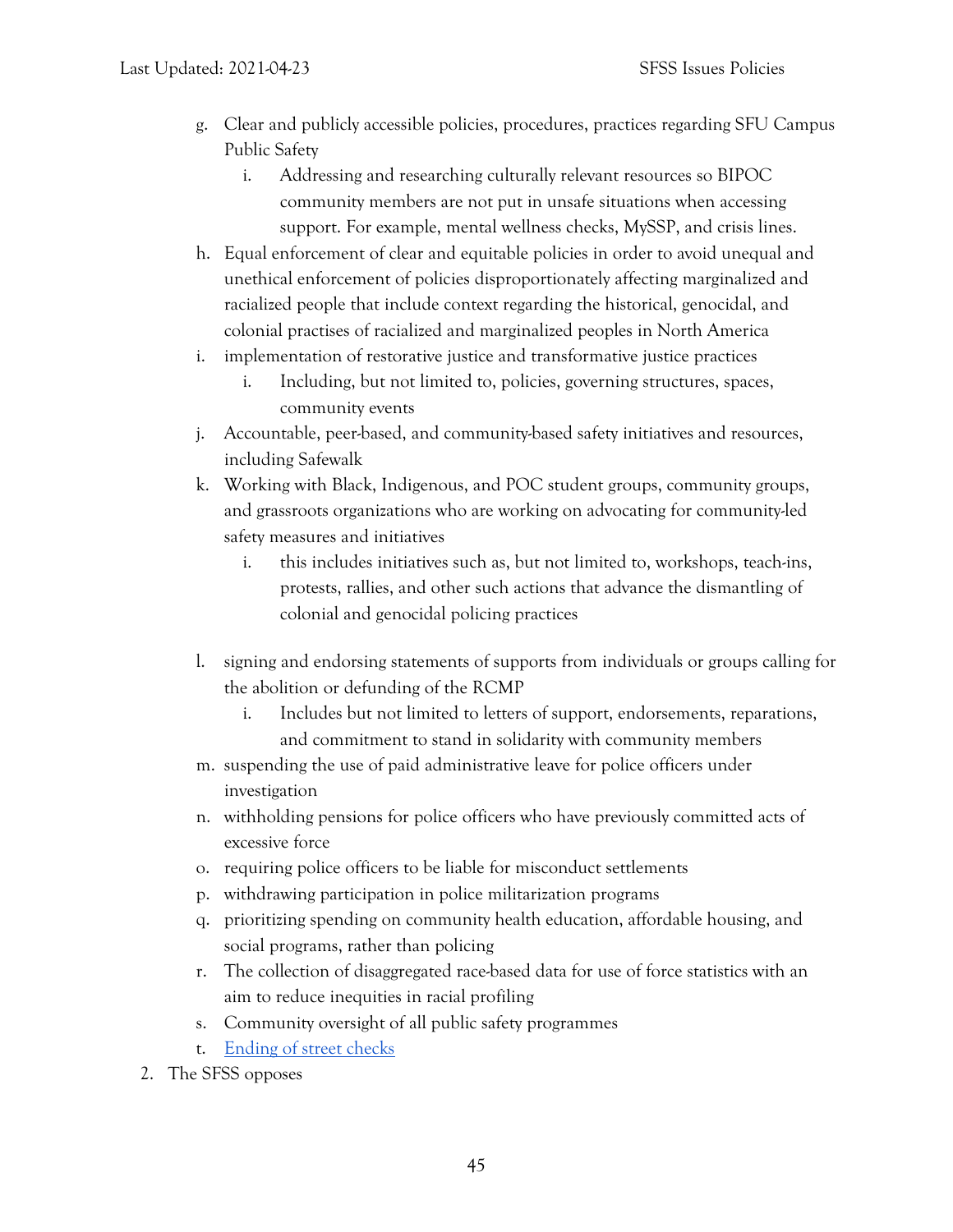g. Clear and publicly accessible policies, procedures, practices regarding SFU Campus Public Safety
    i. Addressing and researching culturally relevant resources so BIPOC community members are not put in unsafe situations when accessing support. For example, mental wellness checks, MySSP, and crisis lines.

h. Equal enforcement of clear and equitable policies in order to avoid unequal and unethical enforcement of policies disproportionately affecting marginalized and racialized people that include context regarding the historical, genocidal, and colonial practises of racialized and marginalized peoples in North America

i. implementation of restorative justice and transformative justice practices
    i. Including, but not limited to, policies, governing structures, spaces, community events

j. Accountable, peer-based, and community-based safety initiatives and resources, including Safewalk

k. Working with Black, Indigenous, and POC student groups, community groups, and grassroots organizations who are working on advocating for community-led safety measures and initiatives
    i. this includes initiatives such as, but not limited to, workshops, teach-ins, protests, rallies, and other such actions that advance the dismantling of colonial and genocidal policing practices

l. signing and endorsing statements of supports from individuals or groups calling for the abolition or defunding of the RCMP
    i. Includes but not limited to letters of support, endorsements, reparations, and commitment to stand in solidarity with community members

m. suspending the use of paid administrative leave for police officers under investigation

n. withholding pensions for police officers who have previously committed acts of excessive force

o. requiring police officers to be liable for misconduct settlements

p. withdrawing participation in police militarization programs

q. prioritizing spending on community health education, affordable housing, and social programs, rather than policing

r. The collection of disaggregated race-based data for use of force statistics with an aim to reduce inequities in racial profiling

s. Community oversight of all public safety programmes

t. Ending of street checks

2. The SFSS opposes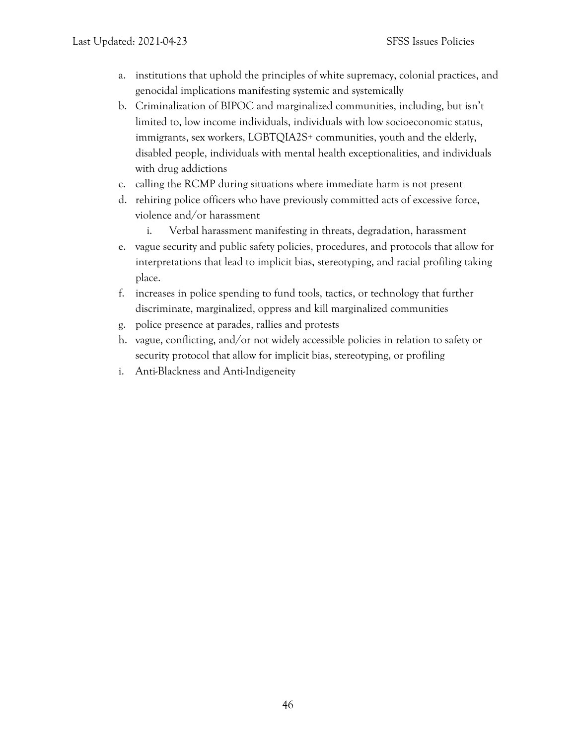a. institutions that uphold the principles of white supremacy, colonial practices, and genocidal implications manifesting systemic and systemically
b. Criminalization of BIPOC and marginalized communities, including, but isn't limited to, low income individuals, individuals with low socioeconomic status, immigrants, sex workers, LGBTQIA2S+ communities, youth and the elderly, disabled people, individuals with mental health exceptionalities, and individuals with drug addictions
c. calling the RCMP during situations where immediate harm is not present
d. rehiring police officers who have previously committed acts of excessive force, violence and/or harassment
    i. Verbal harassment manifesting in threats, degradation, harassment
e. vague security and public safety policies, procedures, and protocols that allow for interpretations that lead to implicit bias, stereotyping, and racial profiling taking place.
f. increases in police spending to fund tools, tactics, or technology that further discriminate, marginalized, oppress and kill marginalized communities
g. police presence at parades, rallies and protests
h. vague, conflicting, and/or not widely accessible policies in relation to safety or security protocol that allow for implicit bias, stereotyping, or profiling
i. Anti-Blackness and Anti-Indigeneity